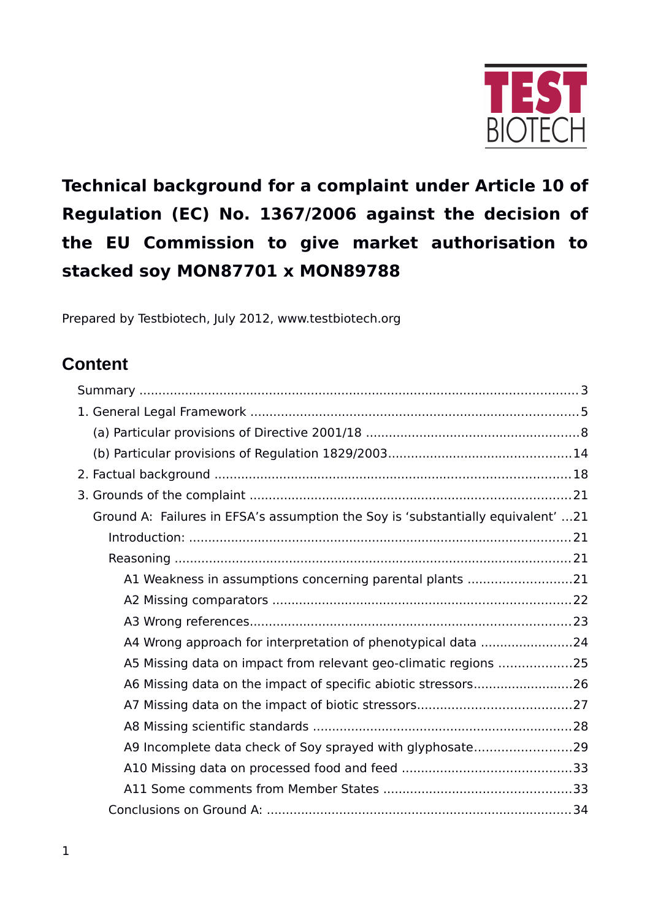TEST BIOTECH

# Technical background for a complaint under Article 10 of Regulation (EC) No. 1367/2006 against the decision of the EU Commission to give market authorisation to stacked soy MON87701 x MON89788

Prepared by Testbiotech, July 2012, www.testbiotech.org

## Content

- Summary ....................................................................................................... 3
- 1. General Legal Framework ......................................................................... 5
  - (a) Particular provisions of Directive 2001/18 ........................................ 8
  - (b) Particular provisions of Regulation 1829/2003 ................................ 14
- 2. Factual background ................................................................................ 18
- 3. Grounds of the complaint ....................................................................... 21
  - Ground A: Failures in EFSA's assumption the Soy is 'substantially equivalent' ...21
    - Introduction: ................................................................................... 21
    - Reasoning ........................................................................................ 21
      - A1 Weakness in assumptions concerning parental plants ........................ 21
      - A2 Missing comparators ............................................................... 22
      - A3 Wrong references ...................................................................... 23
      - A4 Wrong approach for interpretation of phenotypical data ...................... 24
      - A5 Missing data on impact from relevant geo-climatic regions .................. 25
      - A6 Missing data on the impact of specific abiotic stressors ...................... 26
      - A7 Missing data on the impact of biotic stressors ................................... 27
      - A8 Missing scientific standards ........................................................ 28
      - A9 Incomplete data check of Soy sprayed with glyphosate ....................... 29
      - A10 Missing data on processed food and feed ....................................... 33
      - A11 Some comments from Member States ........................................... 33
    - Conclusions on Ground A: ................................................................. 34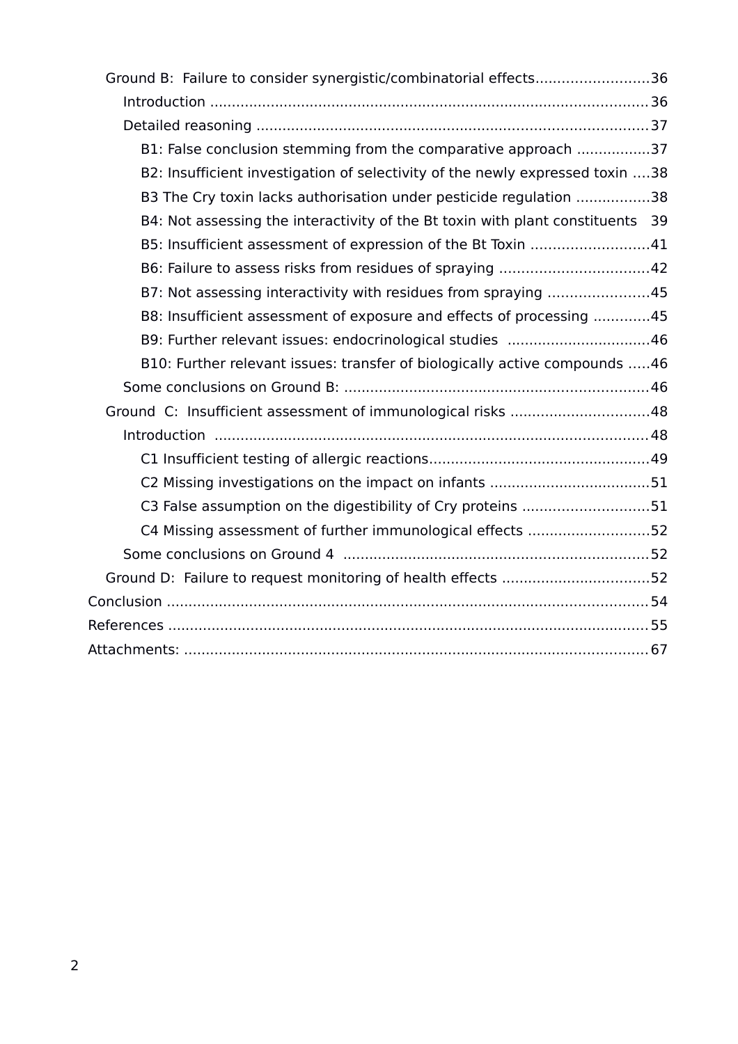- Ground B: Failure to consider synergistic/combinatorial effects..........................36
  - Introduction .....................................................................................................36
  - Detailed reasoning ..........................................................................................37
    - B1: False conclusion stemming from the comparative approach .................37
    - B2: Insufficient investigation of selectivity of the newly expressed toxin ....38
    - B3 The Cry toxin lacks authorisation under pesticide regulation .................38
    - B4: Not assessing the interactivity of the Bt toxin with plant constituents 39
    - B5: Insufficient assessment of expression of the Bt Toxin ...........................41
    - B6: Failure to assess risks from residues of spraying ..................................42
    - B7: Not assessing interactivity with residues from spraying .......................45
    - B8: Insufficient assessment of exposure and effects of processing .............45
    - B9: Further relevant issues: endocrinological studies .................................46
    - B10: Further relevant issues: transfer of biologically active compounds .....46
  - Some conclusions on Ground B: ......................................................................46
- Ground C: Insufficient assessment of immunological risks ................................48
  - Introduction ....................................................................................................48
    - C1 Insufficient testing of allergic reactions...................................................49
    - C2 Missing investigations on the impact on infants .....................................51
    - C3 False assumption on the digestibility of Cry proteins .............................51
    - C4 Missing assessment of further immunological effects ............................52
  - Some conclusions on Ground 4 ......................................................................52
- Ground D: Failure to request monitoring of health effects ..................................52

Conclusion ..............................................................................................................54

References ..............................................................................................................55

Attachments: ..........................................................................................................67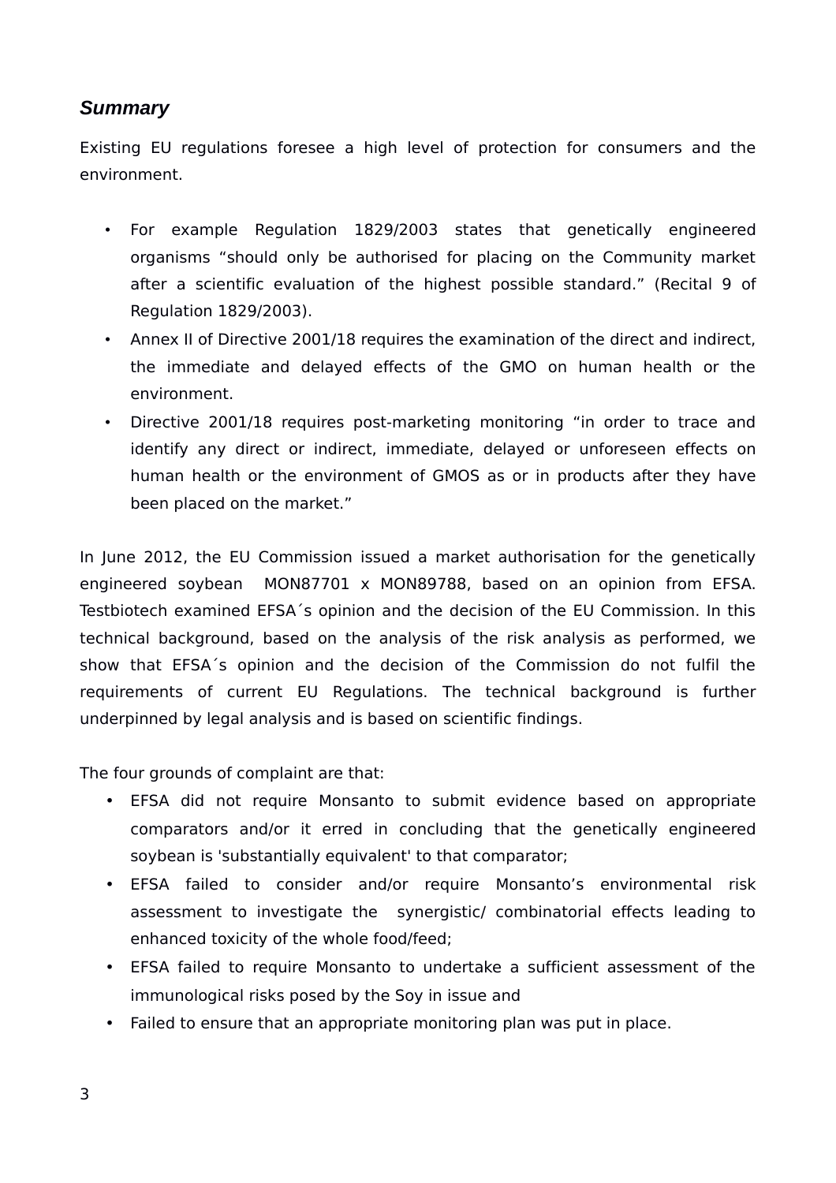## *Summary*

Existing EU regulations foresee a high level of protection for consumers and the environment.

- For example Regulation 1829/2003 states that genetically engineered organisms "should only be authorised for placing on the Community market after a scientific evaluation of the highest possible standard." (Recital 9 of Regulation 1829/2003).
- Annex II of Directive 2001/18 requires the examination of the direct and indirect, the immediate and delayed effects of the GMO on human health or the environment.
- Directive 2001/18 requires post-marketing monitoring "in order to trace and identify any direct or indirect, immediate, delayed or unforeseen effects on human health or the environment of GMOS as or in products after they have been placed on the market."

In June 2012, the EU Commission issued a market authorisation for the genetically engineered soybean MON87701 x MON89788, based on an opinion from EFSA. Testbiotech examined EFSA´s opinion and the decision of the EU Commission. In this technical background, based on the analysis of the risk analysis as performed, we show that EFSA´s opinion and the decision of the Commission do not fulfil the requirements of current EU Regulations. The technical background is further underpinned by legal analysis and is based on scientific findings.

The four grounds of complaint are that:

- EFSA did not require Monsanto to submit evidence based on appropriate comparators and/or it erred in concluding that the genetically engineered soybean is 'substantially equivalent' to that comparator;
- EFSA failed to consider and/or require Monsanto's environmental risk assessment to investigate the synergistic/ combinatorial effects leading to enhanced toxicity of the whole food/feed;
- EFSA failed to require Monsanto to undertake a sufficient assessment of the immunological risks posed by the Soy in issue and
- Failed to ensure that an appropriate monitoring plan was put in place.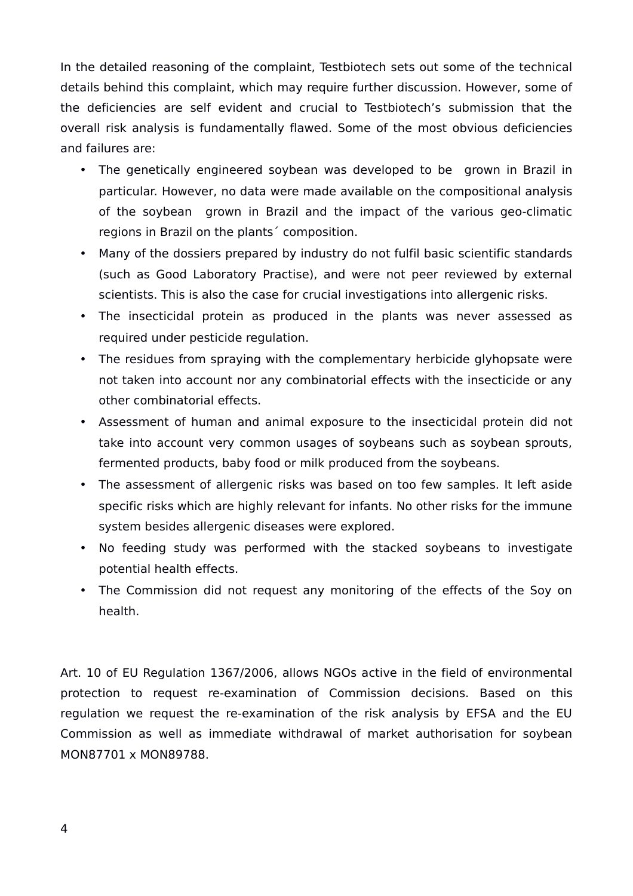In the detailed reasoning of the complaint, Testbiotech sets out some of the technical details behind this complaint, which may require further discussion. However, some of the deficiencies are self evident and crucial to Testbiotech's submission that the overall risk analysis is fundamentally flawed. Some of the most obvious deficiencies and failures are:

- The genetically engineered soybean was developed to be grown in Brazil in particular. However, no data were made available on the compositional analysis of the soybean grown in Brazil and the impact of the various geo-climatic regions in Brazil on the plants´ composition.
- Many of the dossiers prepared by industry do not fulfil basic scientific standards (such as Good Laboratory Practise), and were not peer reviewed by external scientists. This is also the case for crucial investigations into allergenic risks.
- The insecticidal protein as produced in the plants was never assessed as required under pesticide regulation.
- The residues from spraying with the complementary herbicide glyhopsate were not taken into account nor any combinatorial effects with the insecticide or any other combinatorial effects.
- Assessment of human and animal exposure to the insecticidal protein did not take into account very common usages of soybeans such as soybean sprouts, fermented products, baby food or milk produced from the soybeans.
- The assessment of allergenic risks was based on too few samples. It left aside specific risks which are highly relevant for infants. No other risks for the immune system besides allergenic diseases were explored.
- No feeding study was performed with the stacked soybeans to investigate potential health effects.
- The Commission did not request any monitoring of the effects of the Soy on health.

Art. 10 of EU Regulation 1367/2006, allows NGOs active in the field of environmental protection to request re-examination of Commission decisions. Based on this regulation we request the re-examination of the risk analysis by EFSA and the EU Commission as well as immediate withdrawal of market authorisation for soybean MON87701 x MON89788.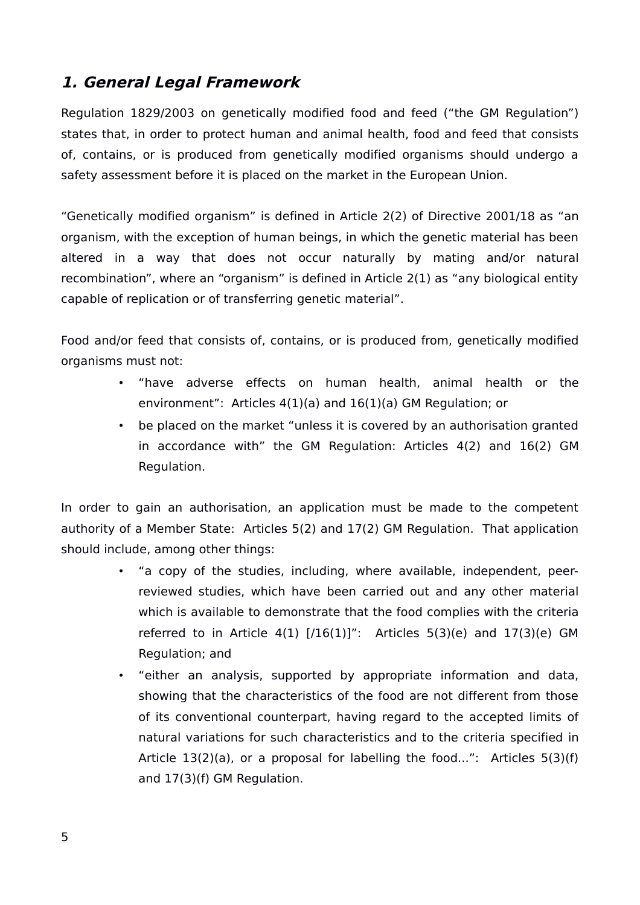## *1. General Legal Framework*

Regulation 1829/2003 on genetically modified food and feed ("the GM Regulation") states that, in order to protect human and animal health, food and feed that consists of, contains, or is produced from genetically modified organisms should undergo a safety assessment before it is placed on the market in the European Union.

"Genetically modified organism" is defined in Article 2(2) of Directive 2001/18 as "an organism, with the exception of human beings, in which the genetic material has been altered in a way that does not occur naturally by mating and/or natural recombination", where an "organism" is defined in Article 2(1) as "any biological entity capable of replication or of transferring genetic material".

Food and/or feed that consists of, contains, or is produced from, genetically modified organisms must not:

- "have adverse effects on human health, animal health or the environment": Articles 4(1)(a) and 16(1)(a) GM Regulation; or
- be placed on the market "unless it is covered by an authorisation granted in accordance with" the GM Regulation: Articles 4(2) and 16(2) GM Regulation.

In order to gain an authorisation, an application must be made to the competent authority of a Member State: Articles 5(2) and 17(2) GM Regulation. That application should include, among other things:

- "a copy of the studies, including, where available, independent, peer-reviewed studies, which have been carried out and any other material which is available to demonstrate that the food complies with the criteria referred to in Article 4(1) [/16(1)]": Articles 5(3)(e) and 17(3)(e) GM Regulation; and
- "either an analysis, supported by appropriate information and data, showing that the characteristics of the food are not different from those of its conventional counterpart, having regard to the accepted limits of natural variations for such characteristics and to the criteria specified in Article 13(2)(a), or a proposal for labelling the food...": Articles 5(3)(f) and 17(3)(f) GM Regulation.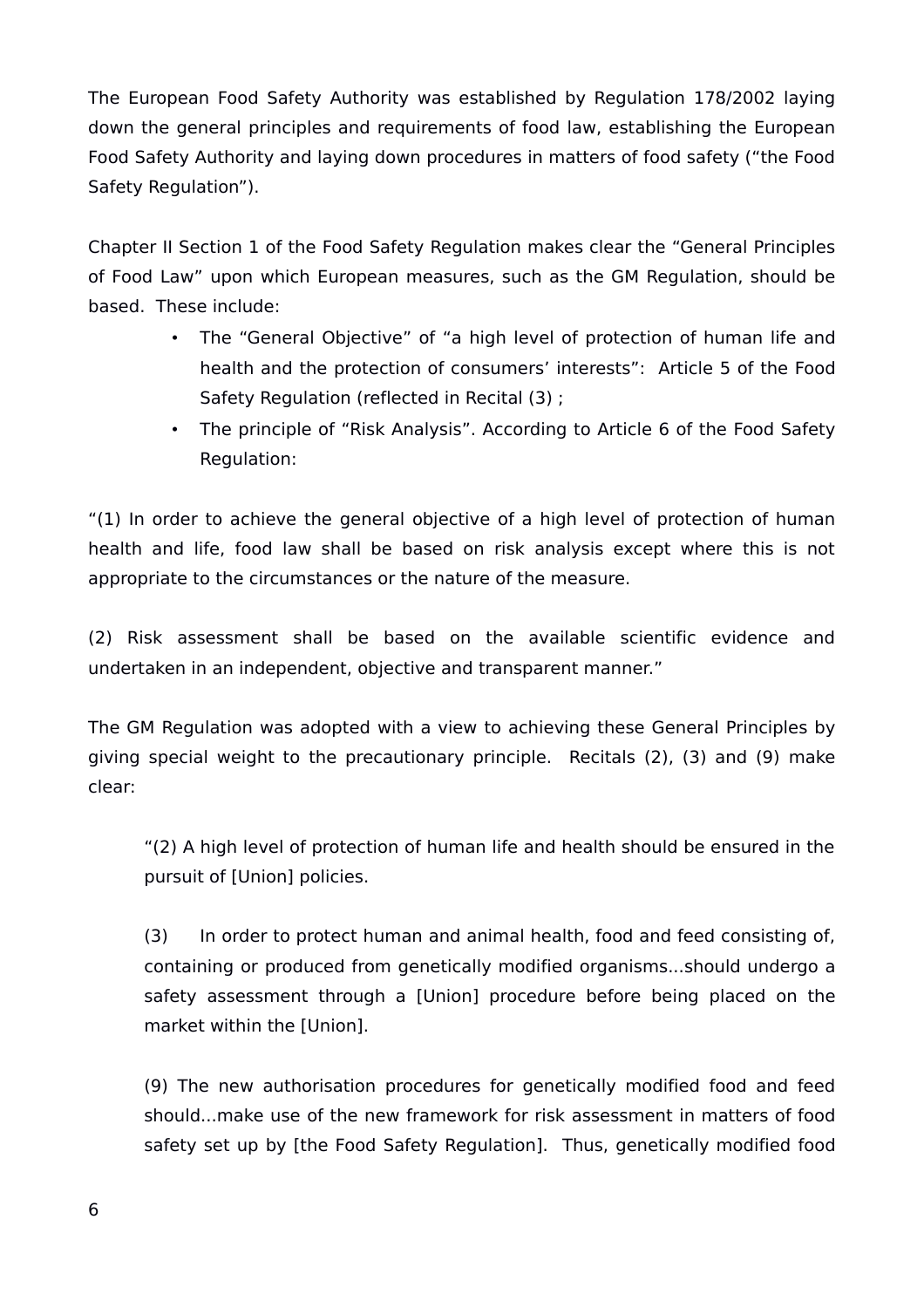The European Food Safety Authority was established by Regulation 178/2002 laying down the general principles and requirements of food law, establishing the European Food Safety Authority and laying down procedures in matters of food safety ("the Food Safety Regulation").

Chapter II Section 1 of the Food Safety Regulation makes clear the "General Principles of Food Law" upon which European measures, such as the GM Regulation, should be based. These include:

- The "General Objective" of "a high level of protection of human life and health and the protection of consumers' interests": Article 5 of the Food Safety Regulation (reflected in Recital (3) ;
- The principle of "Risk Analysis". According to Article 6 of the Food Safety Regulation:

"(1) In order to achieve the general objective of a high level of protection of human health and life, food law shall be based on risk analysis except where this is not appropriate to the circumstances or the nature of the measure.

(2) Risk assessment shall be based on the available scientific evidence and undertaken in an independent, objective and transparent manner."

The GM Regulation was adopted with a view to achieving these General Principles by giving special weight to the precautionary principle. Recitals (2), (3) and (9) make clear:

> "(2) A high level of protection of human life and health should be ensured in the pursuit of [Union] policies.
>
> (3) In order to protect human and animal health, food and feed consisting of, containing or produced from genetically modified organisms...should undergo a safety assessment through a [Union] procedure before being placed on the market within the [Union].
>
> (9) The new authorisation procedures for genetically modified food and feed should...make use of the new framework for risk assessment in matters of food safety set up by [the Food Safety Regulation]. Thus, genetically modified food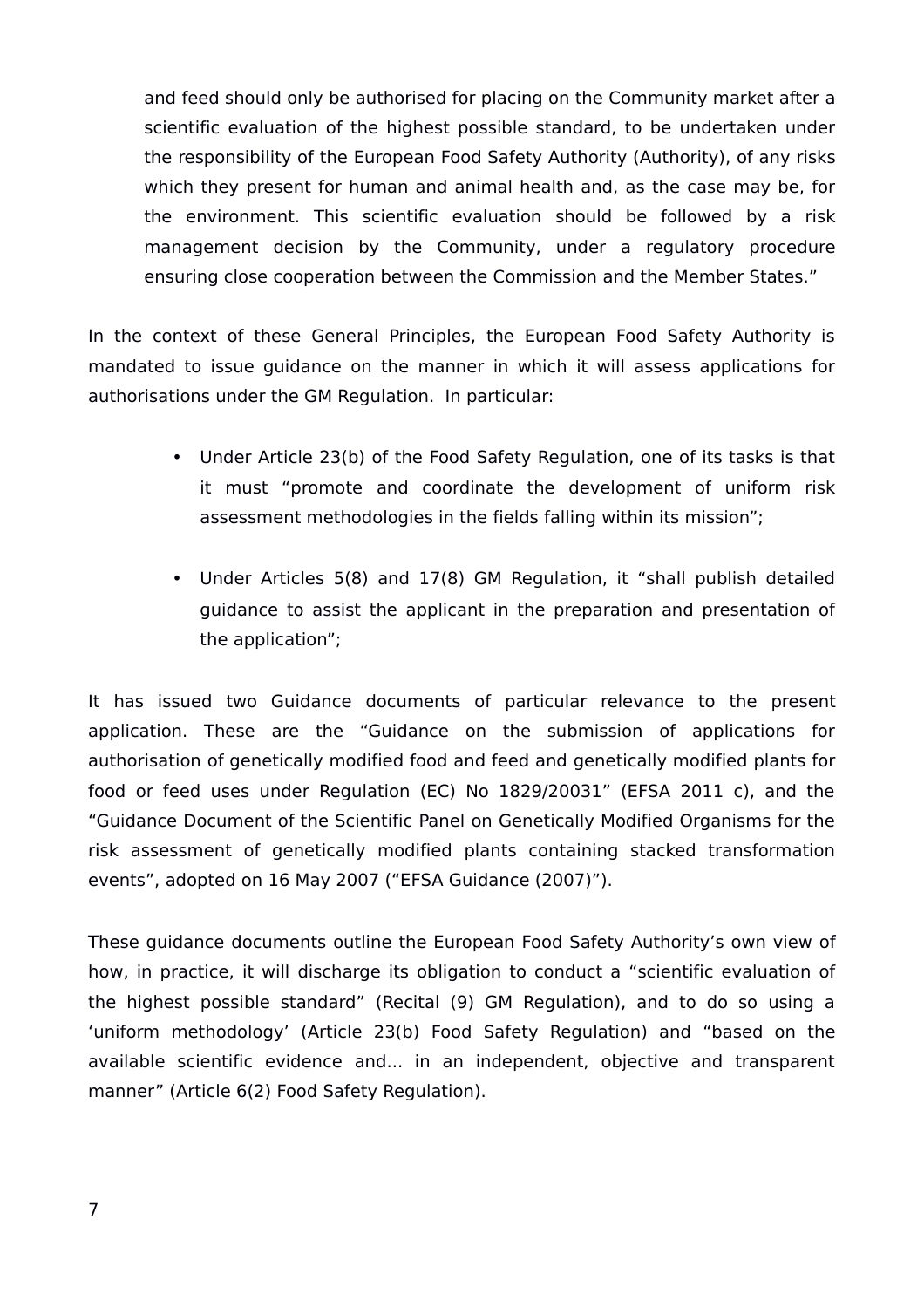> and feed should only be authorised for placing on the Community market after a scientific evaluation of the highest possible standard, to be undertaken under the responsibility of the European Food Safety Authority (Authority), of any risks which they present for human and animal health and, as the case may be, for the environment. This scientific evaluation should be followed by a risk management decision by the Community, under a regulatory procedure ensuring close cooperation between the Commission and the Member States."

In the context of these General Principles, the European Food Safety Authority is mandated to issue guidance on the manner in which it will assess applications for authorisations under the GM Regulation. In particular:

- Under Article 23(b) of the Food Safety Regulation, one of its tasks is that it must "promote and coordinate the development of uniform risk assessment methodologies in the fields falling within its mission";

- Under Articles 5(8) and 17(8) GM Regulation, it "shall publish detailed guidance to assist the applicant in the preparation and presentation of the application";

It has issued two Guidance documents of particular relevance to the present application. These are the "Guidance on the submission of applications for authorisation of genetically modified food and feed and genetically modified plants for food or feed uses under Regulation (EC) No 1829/20031" (EFSA 2011 c), and the "Guidance Document of the Scientific Panel on Genetically Modified Organisms for the risk assessment of genetically modified plants containing stacked transformation events", adopted on 16 May 2007 ("EFSA Guidance (2007)").

These guidance documents outline the European Food Safety Authority's own view of how, in practice, it will discharge its obligation to conduct a "scientific evaluation of the highest possible standard" (Recital (9) GM Regulation), and to do so using a 'uniform methodology' (Article 23(b) Food Safety Regulation) and "based on the available scientific evidence and... in an independent, objective and transparent manner" (Article 6(2) Food Safety Regulation).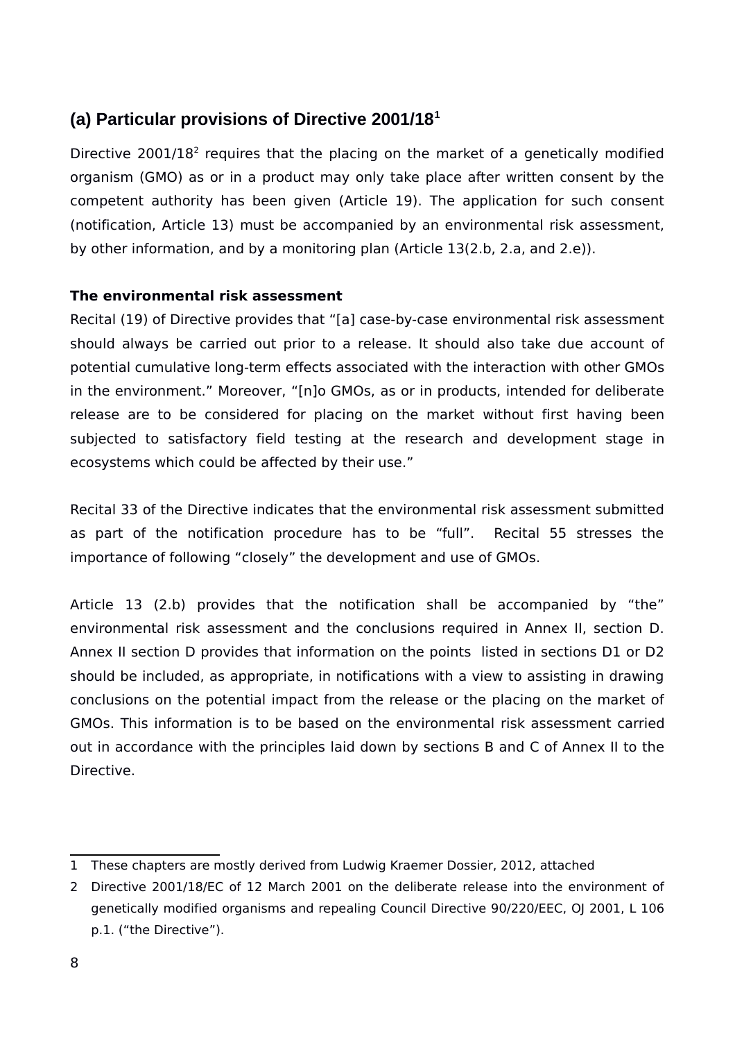## (a) Particular provisions of Directive 2001/18[1]

Directive 2001/18[2] requires that the placing on the market of a genetically modified organism (GMO) as or in a product may only take place after written consent by the competent authority has been given (Article 19). The application for such consent (notification, Article 13) must be accompanied by an environmental risk assessment, by other information, and by a monitoring plan (Article 13(2.b, 2.a, and 2.e)).

**The environmental risk assessment**

Recital (19) of Directive provides that "[a] case-by-case environmental risk assessment should always be carried out prior to a release. It should also take due account of potential cumulative long-term effects associated with the interaction with other GMOs in the environment." Moreover, "[n]o GMOs, as or in products, intended for deliberate release are to be considered for placing on the market without first having been subjected to satisfactory field testing at the research and development stage in ecosystems which could be affected by their use."

Recital 33 of the Directive indicates that the environmental risk assessment submitted as part of the notification procedure has to be "full". Recital 55 stresses the importance of following "closely" the development and use of GMOs.

Article 13 (2.b) provides that the notification shall be accompanied by "the" environmental risk assessment and the conclusions required in Annex II, section D. Annex II section D provides that information on the points listed in sections D1 or D2 should be included, as appropriate, in notifications with a view to assisting in drawing conclusions on the potential impact from the release or the placing on the market of GMOs. This information is to be based on the environmental risk assessment carried out in accordance with the principles laid down by sections B and C of Annex II to the Directive.

---

1 These chapters are mostly derived from Ludwig Kraemer Dossier, 2012, attached

2 Directive 2001/18/EC of 12 March 2001 on the deliberate release into the environment of genetically modified organisms and repealing Council Directive 90/220/EEC, OJ 2001, L 106 p.1. ("the Directive").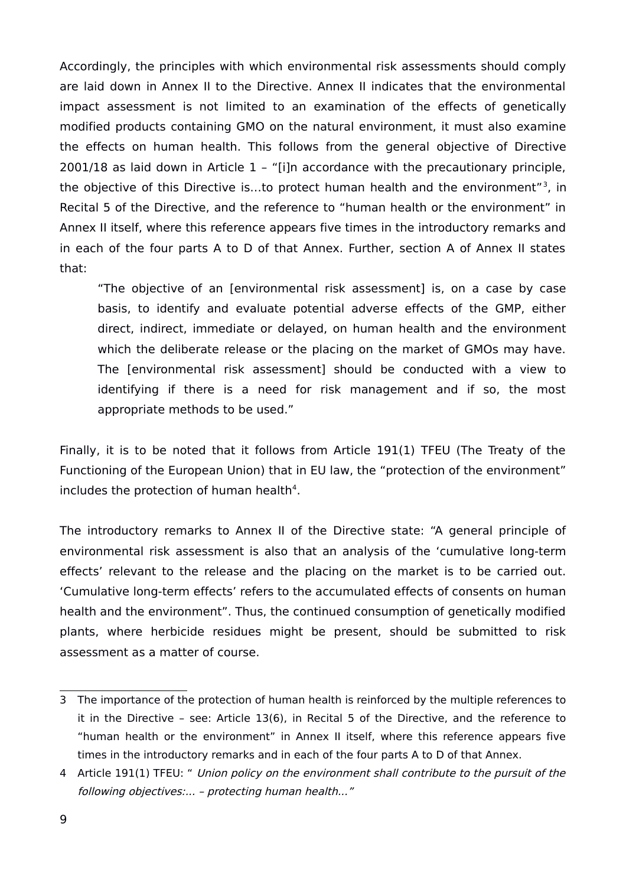Accordingly, the principles with which environmental risk assessments should comply are laid down in Annex II to the Directive. Annex II indicates that the environmental impact assessment is not limited to an examination of the effects of genetically modified products containing GMO on the natural environment, it must also examine the effects on human health. This follows from the general objective of Directive 2001/18 as laid down in Article 1 – "[i]n accordance with the precautionary principle, the objective of this Directive is…to protect human health and the environment"[3], in Recital 5 of the Directive, and the reference to "human health or the environment" in Annex II itself, where this reference appears five times in the introductory remarks and in each of the four parts A to D of that Annex. Further, section A of Annex II states that:

> "The objective of an [environmental risk assessment] is, on a case by case basis, to identify and evaluate potential adverse effects of the GMP, either direct, indirect, immediate or delayed, on human health and the environment which the deliberate release or the placing on the market of GMOs may have. The [environmental risk assessment] should be conducted with a view to identifying if there is a need for risk management and if so, the most appropriate methods to be used."

Finally, it is to be noted that it follows from Article 191(1) TFEU (The Treaty of the Functioning of the European Union) that in EU law, the "protection of the environment" includes the protection of human health[4].

The introductory remarks to Annex II of the Directive state: "A general principle of environmental risk assessment is also that an analysis of the 'cumulative long-term effects' relevant to the release and the placing on the market is to be carried out. 'Cumulative long-term effects' refers to the accumulated effects of consents on human health and the environment". Thus, the continued consumption of genetically modified plants, where herbicide residues might be present, should be submitted to risk assessment as a matter of course.

---

3 The importance of the protection of human health is reinforced by the multiple references to it in the Directive – see: Article 13(6), in Recital 5 of the Directive, and the reference to "human health or the environment" in Annex II itself, where this reference appears five times in the introductory remarks and in each of the four parts A to D of that Annex.

4 Article 191(1) TFEU: " *Union policy on the environment shall contribute to the pursuit of the following objectives:... – protecting human health..."*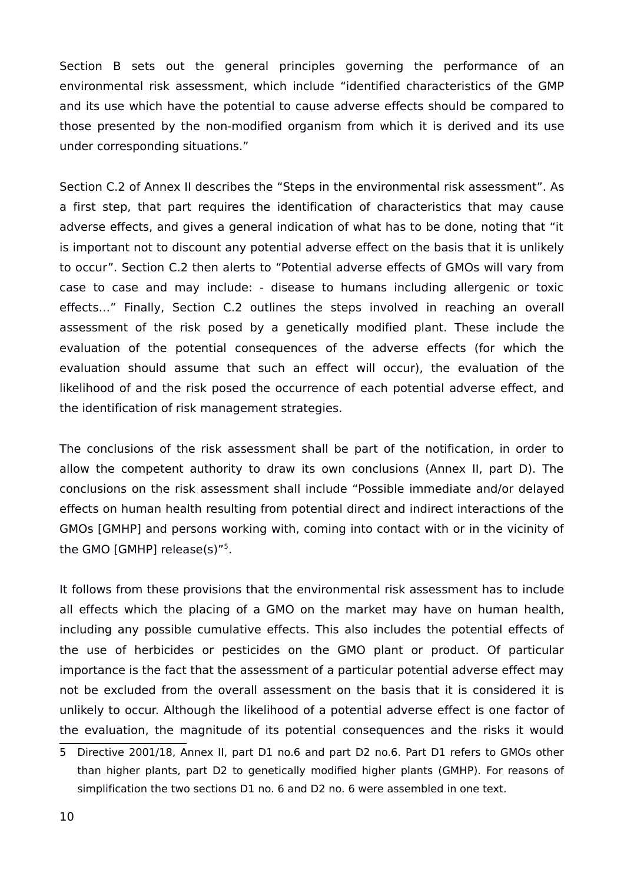Section B sets out the general principles governing the performance of an environmental risk assessment, which include "identified characteristics of the GMP and its use which have the potential to cause adverse effects should be compared to those presented by the non-modified organism from which it is derived and its use under corresponding situations."

Section C.2 of Annex II describes the "Steps in the environmental risk assessment". As a first step, that part requires the identification of characteristics that may cause adverse effects, and gives a general indication of what has to be done, noting that "it is important not to discount any potential adverse effect on the basis that it is unlikely to occur". Section C.2 then alerts to "Potential adverse effects of GMOs will vary from case to case and may include: - disease to humans including allergenic or toxic effects…" Finally, Section C.2 outlines the steps involved in reaching an overall assessment of the risk posed by a genetically modified plant. These include the evaluation of the potential consequences of the adverse effects (for which the evaluation should assume that such an effect will occur), the evaluation of the likelihood of and the risk posed the occurrence of each potential adverse effect, and the identification of risk management strategies.

The conclusions of the risk assessment shall be part of the notification, in order to allow the competent authority to draw its own conclusions (Annex II, part D). The conclusions on the risk assessment shall include "Possible immediate and/or delayed effects on human health resulting from potential direct and indirect interactions of the GMOs [GMHP] and persons working with, coming into contact with or in the vicinity of the GMO [GMHP] release(s)"[5].

It follows from these provisions that the environmental risk assessment has to include all effects which the placing of a GMO on the market may have on human health, including any possible cumulative effects. This also includes the potential effects of the use of herbicides or pesticides on the GMO plant or product. Of particular importance is the fact that the assessment of a particular potential adverse effect may not be excluded from the overall assessment on the basis that it is considered it is unlikely to occur. Although the likelihood of a potential adverse effect is one factor of the evaluation, the magnitude of its potential consequences and the risks it would

5 Directive 2001/18, Annex II, part D1 no.6 and part D2 no.6. Part D1 refers to GMOs other than higher plants, part D2 to genetically modified higher plants (GMHP). For reasons of simplification the two sections D1 no. 6 and D2 no. 6 were assembled in one text.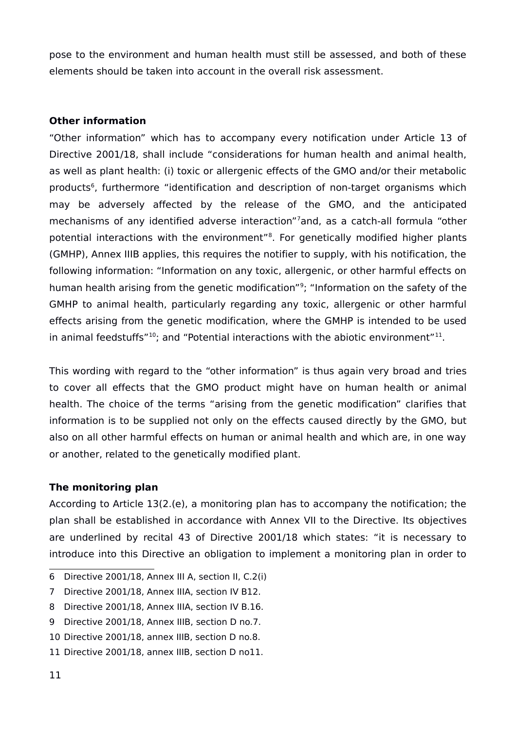pose to the environment and human health must still be assessed, and both of these elements should be taken into account in the overall risk assessment.

**Other information**

"Other information" which has to accompany every notification under Article 13 of Directive 2001/18, shall include "considerations for human health and animal health, as well as plant health: (i) toxic or allergenic effects of the GMO and/or their metabolic products[6], furthermore "identification and description of non-target organisms which may be adversely affected by the release of the GMO, and the anticipated mechanisms of any identified adverse interaction"[7]and, as a catch-all formula "other potential interactions with the environment"[8]. For genetically modified higher plants (GMHP), Annex IIIB applies, this requires the notifier to supply, with his notification, the following information: "Information on any toxic, allergenic, or other harmful effects on human health arising from the genetic modification"[9]; "Information on the safety of the GMHP to animal health, particularly regarding any toxic, allergenic or other harmful effects arising from the genetic modification, where the GMHP is intended to be used in animal feedstuffs"[10]; and "Potential interactions with the abiotic environment"[11].

This wording with regard to the "other information" is thus again very broad and tries to cover all effects that the GMO product might have on human health or animal health. The choice of the terms "arising from the genetic modification" clarifies that information is to be supplied not only on the effects caused directly by the GMO, but also on all other harmful effects on human or animal health and which are, in one way or another, related to the genetically modified plant.

**The monitoring plan**

According to Article 13(2.(e), a monitoring plan has to accompany the notification; the plan shall be established in accordance with Annex VII to the Directive. Its objectives are underlined by recital 43 of Directive 2001/18 which states: "it is necessary to introduce into this Directive an obligation to implement a monitoring plan in order to

---

6 Directive 2001/18, Annex III A, section II, C.2(i)

7 Directive 2001/18, Annex IIIA, section IV B12.

8 Directive 2001/18, Annex IIIA, section IV B.16.

9 Directive 2001/18, Annex IIIB, section D no.7.

10 Directive 2001/18, annex IIIB, section D no.8.

11 Directive 2001/18, annex IIIB, section D no11.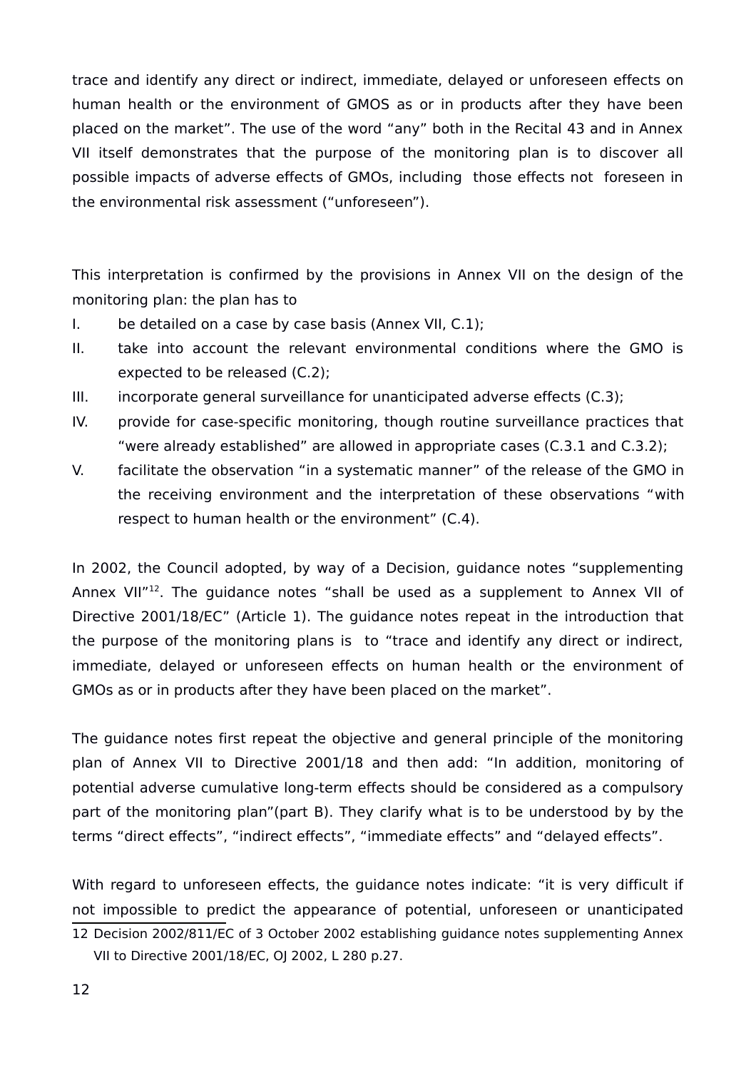trace and identify any direct or indirect, immediate, delayed or unforeseen effects on human health or the environment of GMOS as or in products after they have been placed on the market". The use of the word "any" both in the Recital 43 and in Annex VII itself demonstrates that the purpose of the monitoring plan is to discover all possible impacts of adverse effects of GMOs, including those effects not foreseen in the environmental risk assessment ("unforeseen").

This interpretation is confirmed by the provisions in Annex VII on the design of the monitoring plan: the plan has to

I. be detailed on a case by case basis (Annex VII, C.1);
II. take into account the relevant environmental conditions where the GMO is expected to be released (C.2);
III. incorporate general surveillance for unanticipated adverse effects (C.3);
IV. provide for case-specific monitoring, though routine surveillance practices that "were already established" are allowed in appropriate cases (C.3.1 and C.3.2);
V. facilitate the observation "in a systematic manner" of the release of the GMO in the receiving environment and the interpretation of these observations "with respect to human health or the environment" (C.4).

In 2002, the Council adopted, by way of a Decision, guidance notes "supplementing Annex VII"[12]. The guidance notes "shall be used as a supplement to Annex VII of Directive 2001/18/EC" (Article 1). The guidance notes repeat in the introduction that the purpose of the monitoring plans is to "trace and identify any direct or indirect, immediate, delayed or unforeseen effects on human health or the environment of GMOs as or in products after they have been placed on the market".

The guidance notes first repeat the objective and general principle of the monitoring plan of Annex VII to Directive 2001/18 and then add: "In addition, monitoring of potential adverse cumulative long-term effects should be considered as a compulsory part of the monitoring plan"(part B). They clarify what is to be understood by by the terms "direct effects", "indirect effects", "immediate effects" and "delayed effects".

With regard to unforeseen effects, the guidance notes indicate: "it is very difficult if not impossible to predict the appearance of potential, unforeseen or unanticipated

12 Decision 2002/811/EC of 3 October 2002 establishing guidance notes supplementing Annex VII to Directive 2001/18/EC, OJ 2002, L 280 p.27.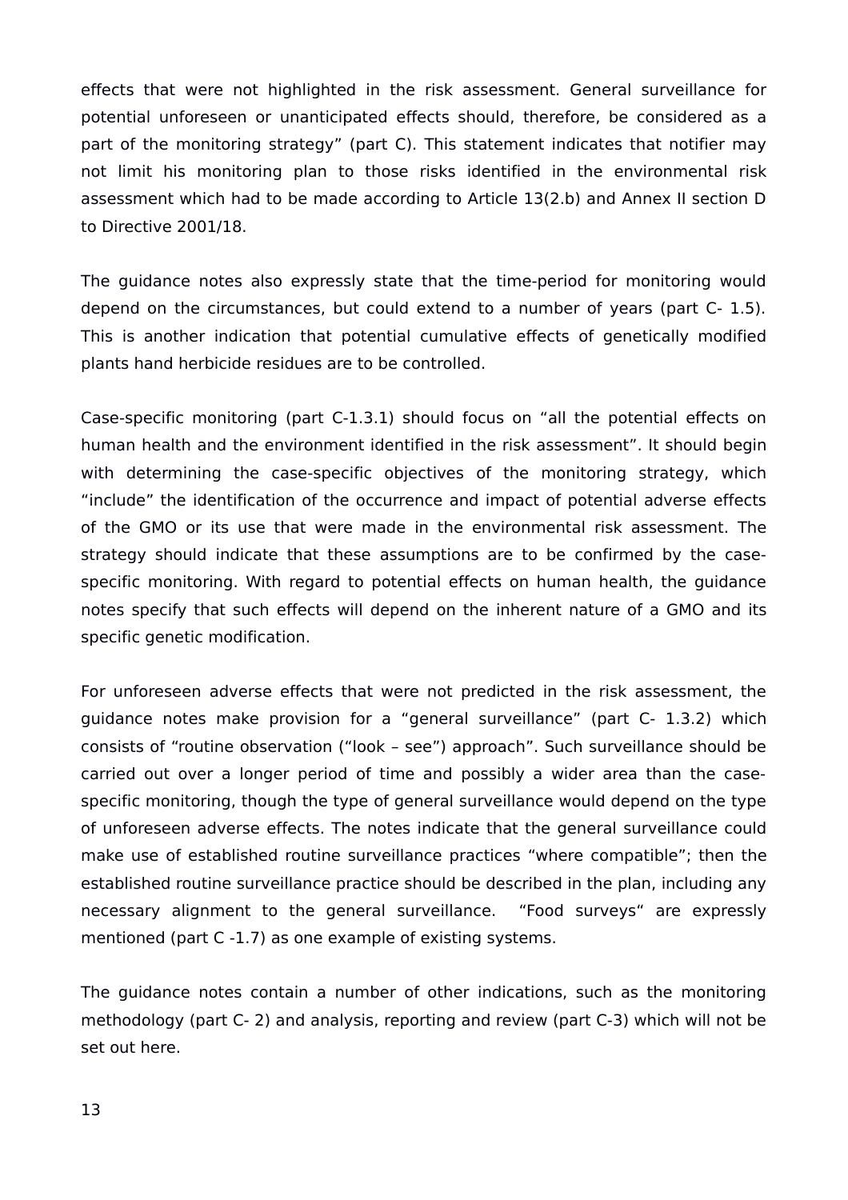effects that were not highlighted in the risk assessment. General surveillance for potential unforeseen or unanticipated effects should, therefore, be considered as a part of the monitoring strategy" (part C). This statement indicates that notifier may not limit his monitoring plan to those risks identified in the environmental risk assessment which had to be made according to Article 13(2.b) and Annex II section D to Directive 2001/18.

The guidance notes also expressly state that the time-period for monitoring would depend on the circumstances, but could extend to a number of years (part C- 1.5). This is another indication that potential cumulative effects of genetically modified plants hand herbicide residues are to be controlled.

Case-specific monitoring (part C-1.3.1) should focus on "all the potential effects on human health and the environment identified in the risk assessment". It should begin with determining the case-specific objectives of the monitoring strategy, which "include" the identification of the occurrence and impact of potential adverse effects of the GMO or its use that were made in the environmental risk assessment. The strategy should indicate that these assumptions are to be confirmed by the case-specific monitoring. With regard to potential effects on human health, the guidance notes specify that such effects will depend on the inherent nature of a GMO and its specific genetic modification.

For unforeseen adverse effects that were not predicted in the risk assessment, the guidance notes make provision for a "general surveillance" (part C- 1.3.2) which consists of "routine observation ("look – see") approach". Such surveillance should be carried out over a longer period of time and possibly a wider area than the case-specific monitoring, though the type of general surveillance would depend on the type of unforeseen adverse effects. The notes indicate that the general surveillance could make use of established routine surveillance practices "where compatible"; then the established routine surveillance practice should be described in the plan, including any necessary alignment to the general surveillance. "Food surveys" are expressly mentioned (part C -1.7) as one example of existing systems.

The guidance notes contain a number of other indications, such as the monitoring methodology (part C- 2) and analysis, reporting and review (part C-3) which will not be set out here.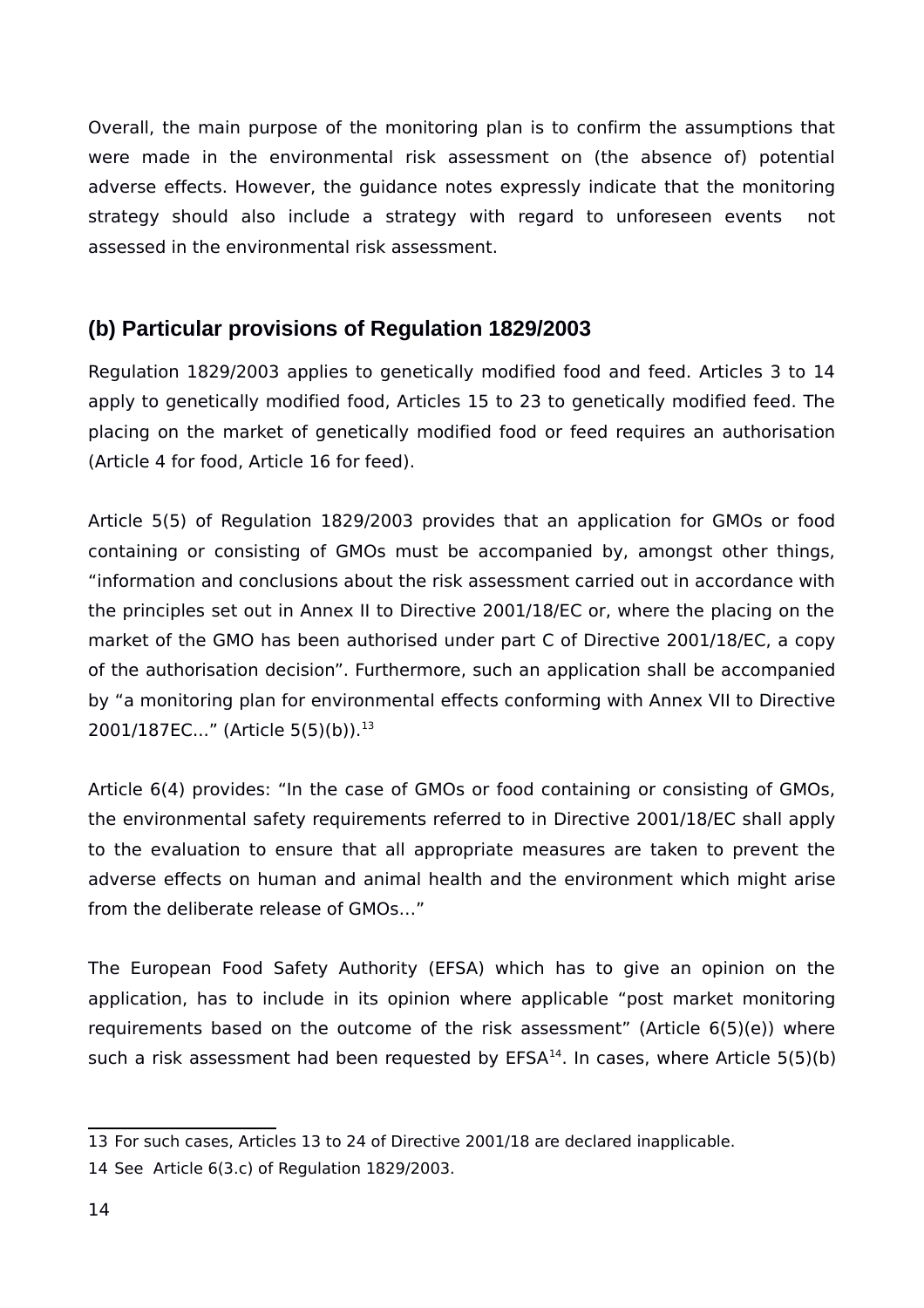Overall, the main purpose of the monitoring plan is to confirm the assumptions that were made in the environmental risk assessment on (the absence of) potential adverse effects. However, the guidance notes expressly indicate that the monitoring strategy should also include a strategy with regard to unforeseen events not assessed in the environmental risk assessment.

## (b) Particular provisions of Regulation 1829/2003

Regulation 1829/2003 applies to genetically modified food and feed. Articles 3 to 14 apply to genetically modified food, Articles 15 to 23 to genetically modified feed. The placing on the market of genetically modified food or feed requires an authorisation (Article 4 for food, Article 16 for feed).

Article 5(5) of Regulation 1829/2003 provides that an application for GMOs or food containing or consisting of GMOs must be accompanied by, amongst other things, "information and conclusions about the risk assessment carried out in accordance with the principles set out in Annex II to Directive 2001/18/EC or, where the placing on the market of the GMO has been authorised under part C of Directive 2001/18/EC, a copy of the authorisation decision". Furthermore, such an application shall be accompanied by "a monitoring plan for environmental effects conforming with Annex VII to Directive 2001/187EC..." (Article 5(5)(b)).[13]

Article 6(4) provides: "In the case of GMOs or food containing or consisting of GMOs, the environmental safety requirements referred to in Directive 2001/18/EC shall apply to the evaluation to ensure that all appropriate measures are taken to prevent the adverse effects on human and animal health and the environment which might arise from the deliberate release of GMOs..."

The European Food Safety Authority (EFSA) which has to give an opinion on the application, has to include in its opinion where applicable "post market monitoring requirements based on the outcome of the risk assessment" (Article 6(5)(e)) where such a risk assessment had been requested by EFSA[14]. In cases, where Article 5(5)(b)

---

13 For such cases, Articles 13 to 24 of Directive 2001/18 are declared inapplicable.

14 See Article 6(3.c) of Regulation 1829/2003.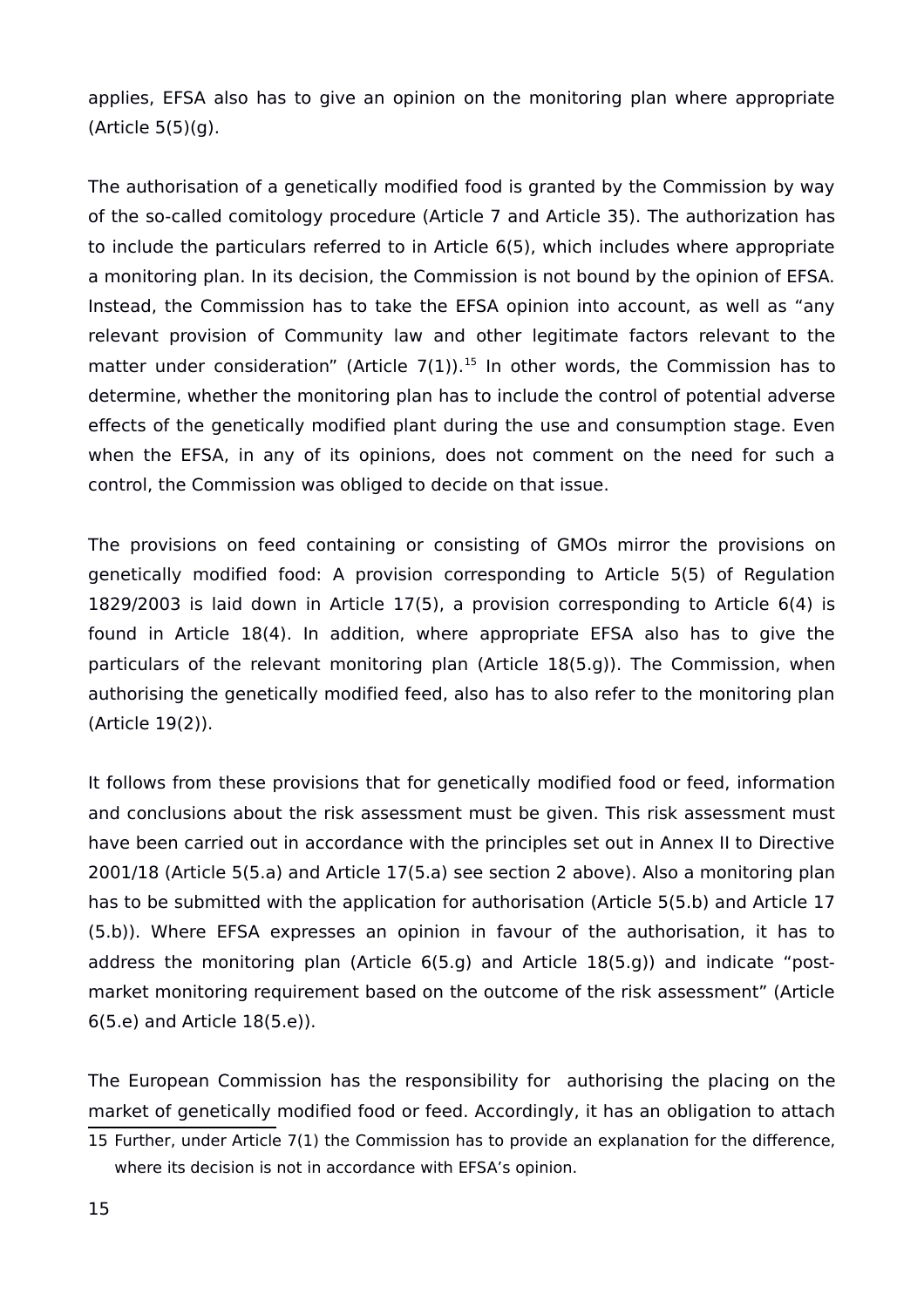applies, EFSA also has to give an opinion on the monitoring plan where appropriate (Article 5(5)(g).

The authorisation of a genetically modified food is granted by the Commission by way of the so-called comitology procedure (Article 7 and Article 35). The authorization has to include the particulars referred to in Article 6(5), which includes where appropriate a monitoring plan. In its decision, the Commission is not bound by the opinion of EFSA. Instead, the Commission has to take the EFSA opinion into account, as well as "any relevant provision of Community law and other legitimate factors relevant to the matter under consideration" (Article 7(1)).[15] In other words, the Commission has to determine, whether the monitoring plan has to include the control of potential adverse effects of the genetically modified plant during the use and consumption stage. Even when the EFSA, in any of its opinions, does not comment on the need for such a control, the Commission was obliged to decide on that issue.

The provisions on feed containing or consisting of GMOs mirror the provisions on genetically modified food: A provision corresponding to Article 5(5) of Regulation 1829/2003 is laid down in Article 17(5), a provision corresponding to Article 6(4) is found in Article 18(4). In addition, where appropriate EFSA also has to give the particulars of the relevant monitoring plan (Article 18(5.g)). The Commission, when authorising the genetically modified feed, also has to also refer to the monitoring plan (Article 19(2)).

It follows from these provisions that for genetically modified food or feed, information and conclusions about the risk assessment must be given. This risk assessment must have been carried out in accordance with the principles set out in Annex II to Directive 2001/18 (Article 5(5.a) and Article 17(5.a) see section 2 above). Also a monitoring plan has to be submitted with the application for authorisation (Article 5(5.b) and Article 17 (5.b)). Where EFSA expresses an opinion in favour of the authorisation, it has to address the monitoring plan (Article 6(5.g) and Article 18(5.g)) and indicate "post-market monitoring requirement based on the outcome of the risk assessment" (Article 6(5.e) and Article 18(5.e)).

The European Commission has the responsibility for authorising the placing on the market of genetically modified food or feed. Accordingly, it has an obligation to attach

15 Further, under Article 7(1) the Commission has to provide an explanation for the difference, where its decision is not in accordance with EFSA's opinion.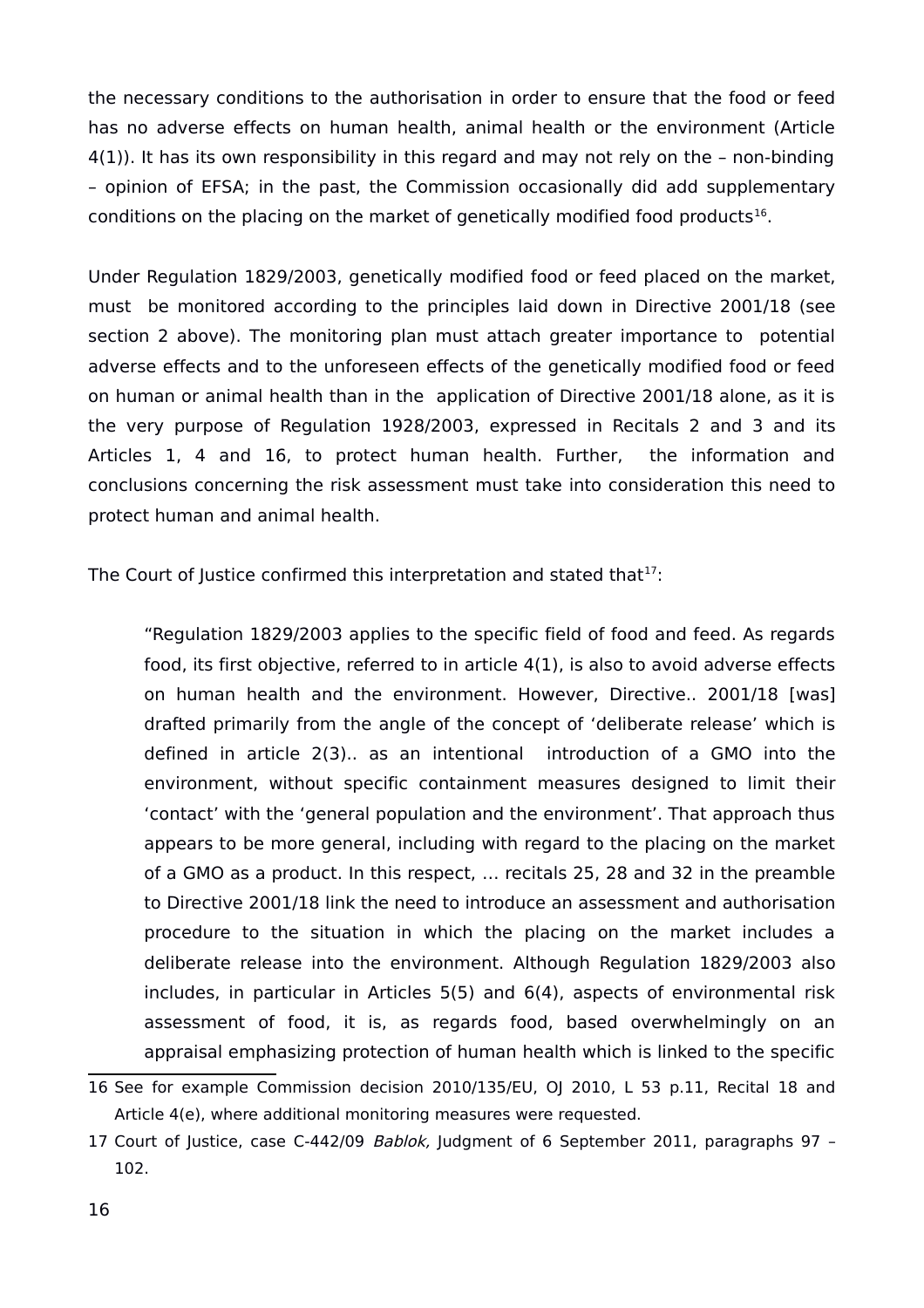the necessary conditions to the authorisation in order to ensure that the food or feed has no adverse effects on human health, animal health or the environment (Article 4(1)). It has its own responsibility in this regard and may not rely on the – non-binding – opinion of EFSA; in the past, the Commission occasionally did add supplementary conditions on the placing on the market of genetically modified food products[16].

Under Regulation 1829/2003, genetically modified food or feed placed on the market, must be monitored according to the principles laid down in Directive 2001/18 (see section 2 above). The monitoring plan must attach greater importance to potential adverse effects and to the unforeseen effects of the genetically modified food or feed on human or animal health than in the application of Directive 2001/18 alone, as it is the very purpose of Regulation 1928/2003, expressed in Recitals 2 and 3 and its Articles 1, 4 and 16, to protect human health. Further, the information and conclusions concerning the risk assessment must take into consideration this need to protect human and animal health.

The Court of Justice confirmed this interpretation and stated that[17]:

> "Regulation 1829/2003 applies to the specific field of food and feed. As regards food, its first objective, referred to in article 4(1), is also to avoid adverse effects on human health and the environment. However, Directive.. 2001/18 [was] drafted primarily from the angle of the concept of 'deliberate release' which is defined in article 2(3).. as an intentional introduction of a GMO into the environment, without specific containment measures designed to limit their 'contact' with the 'general population and the environment'. That approach thus appears to be more general, including with regard to the placing on the market of a GMO as a product. In this respect, … recitals 25, 28 and 32 in the preamble to Directive 2001/18 link the need to introduce an assessment and authorisation procedure to the situation in which the placing on the market includes a deliberate release into the environment. Although Regulation 1829/2003 also includes, in particular in Articles 5(5) and 6(4), aspects of environmental risk assessment of food, it is, as regards food, based overwhelmingly on an appraisal emphasizing protection of human health which is linked to the specific

---

16 See for example Commission decision 2010/135/EU, OJ 2010, L 53 p.11, Recital 18 and Article 4(e), where additional monitoring measures were requested.

17 Court of Justice, case C-442/09 *Bablok,* Judgment of 6 September 2011, paragraphs 97 – 102.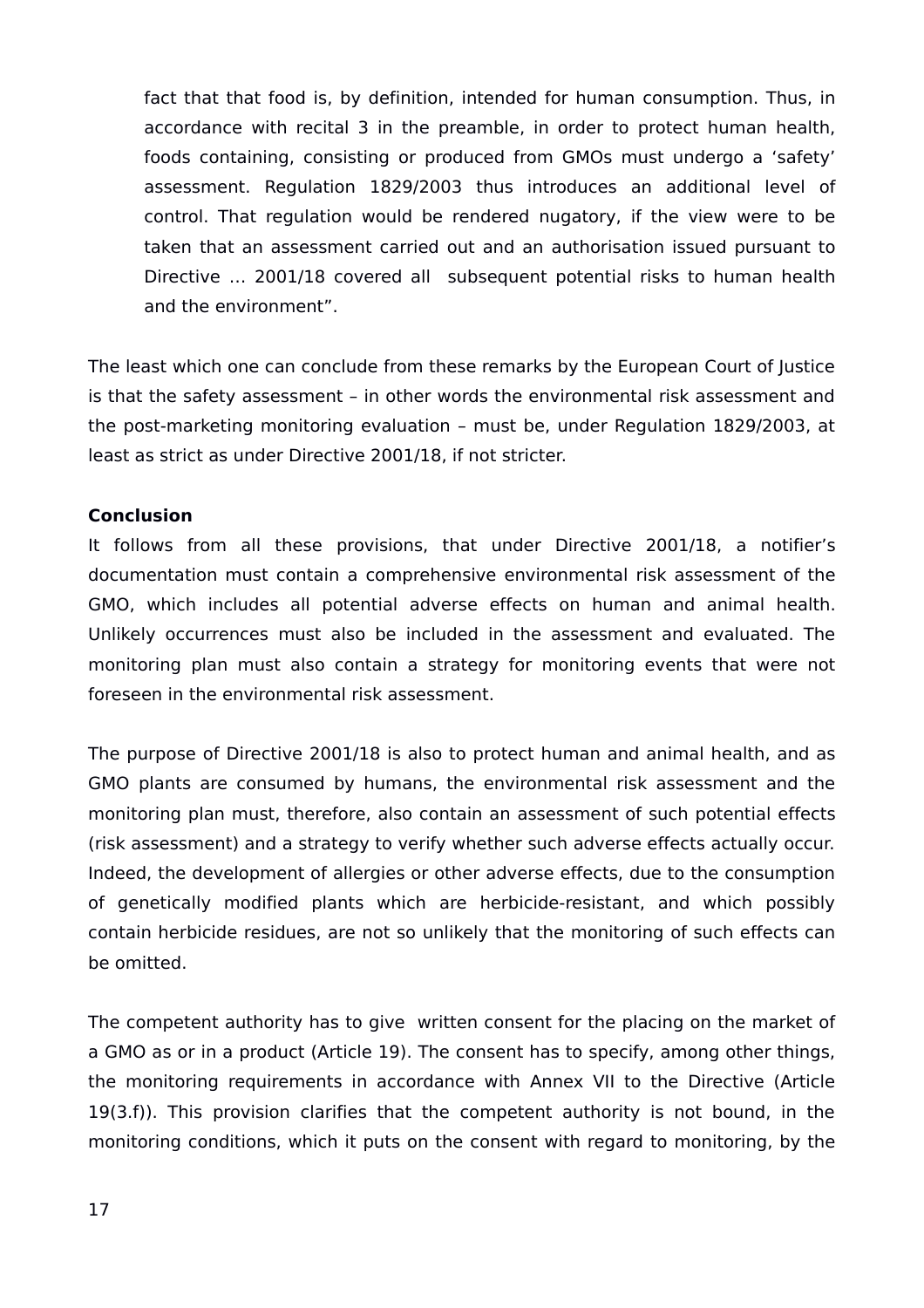> fact that that food is, by definition, intended for human consumption. Thus, in accordance with recital 3 in the preamble, in order to protect human health, foods containing, consisting or produced from GMOs must undergo a 'safety' assessment. Regulation 1829/2003 thus introduces an additional level of control. That regulation would be rendered nugatory, if the view were to be taken that an assessment carried out and an authorisation issued pursuant to Directive ... 2001/18 covered all subsequent potential risks to human health and the environment".

The least which one can conclude from these remarks by the European Court of Justice is that the safety assessment – in other words the environmental risk assessment and the post-marketing monitoring evaluation – must be, under Regulation 1829/2003, at least as strict as under Directive 2001/18, if not stricter.

**Conclusion**

It follows from all these provisions, that under Directive 2001/18, a notifier's documentation must contain a comprehensive environmental risk assessment of the GMO, which includes all potential adverse effects on human and animal health. Unlikely occurrences must also be included in the assessment and evaluated. The monitoring plan must also contain a strategy for monitoring events that were not foreseen in the environmental risk assessment.

The purpose of Directive 2001/18 is also to protect human and animal health, and as GMO plants are consumed by humans, the environmental risk assessment and the monitoring plan must, therefore, also contain an assessment of such potential effects (risk assessment) and a strategy to verify whether such adverse effects actually occur. Indeed, the development of allergies or other adverse effects, due to the consumption of genetically modified plants which are herbicide-resistant, and which possibly contain herbicide residues, are not so unlikely that the monitoring of such effects can be omitted.

The competent authority has to give written consent for the placing on the market of a GMO as or in a product (Article 19). The consent has to specify, among other things, the monitoring requirements in accordance with Annex VII to the Directive (Article 19(3.f)). This provision clarifies that the competent authority is not bound, in the monitoring conditions, which it puts on the consent with regard to monitoring, by the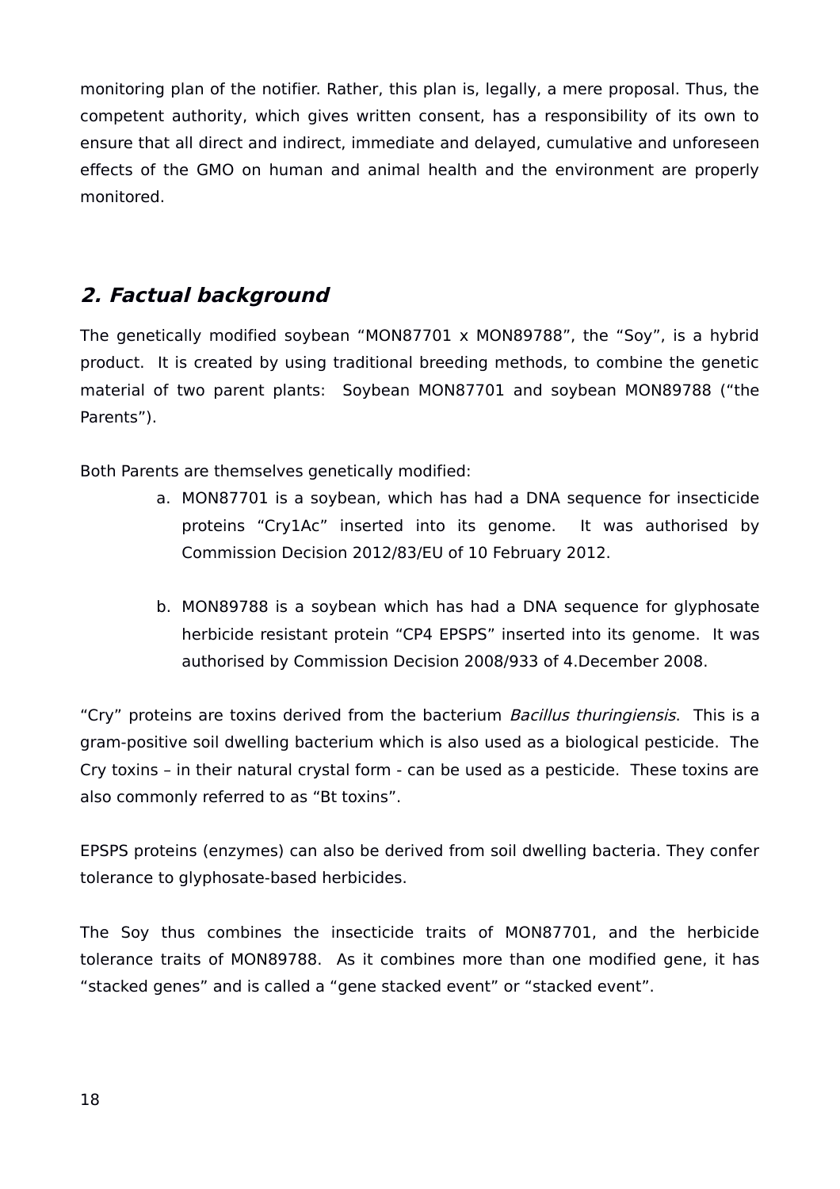monitoring plan of the notifier. Rather, this plan is, legally, a mere proposal. Thus, the competent authority, which gives written consent, has a responsibility of its own to ensure that all direct and indirect, immediate and delayed, cumulative and unforeseen effects of the GMO on human and animal health and the environment are properly monitored.

## *2. Factual background*

The genetically modified soybean “MON87701 x MON89788”, the “Soy”, is a hybrid product. It is created by using traditional breeding methods, to combine the genetic material of two parent plants: Soybean MON87701 and soybean MON89788 (“the Parents”).

Both Parents are themselves genetically modified:

a. MON87701 is a soybean, which has had a DNA sequence for insecticide proteins “Cry1Ac” inserted into its genome. It was authorised by Commission Decision 2012/83/EU of 10 February 2012.

b. MON89788 is a soybean which has had a DNA sequence for glyphosate herbicide resistant protein “CP4 EPSPS” inserted into its genome. It was authorised by Commission Decision 2008/933 of 4.December 2008.

“Cry” proteins are toxins derived from the bacterium *Bacillus thuringiensis*. This is a gram-positive soil dwelling bacterium which is also used as a biological pesticide. The Cry toxins – in their natural crystal form - can be used as a pesticide. These toxins are also commonly referred to as “Bt toxins”.

EPSPS proteins (enzymes) can also be derived from soil dwelling bacteria. They confer tolerance to glyphosate-based herbicides.

The Soy thus combines the insecticide traits of MON87701, and the herbicide tolerance traits of MON89788. As it combines more than one modified gene, it has “stacked genes” and is called a “gene stacked event” or “stacked event”.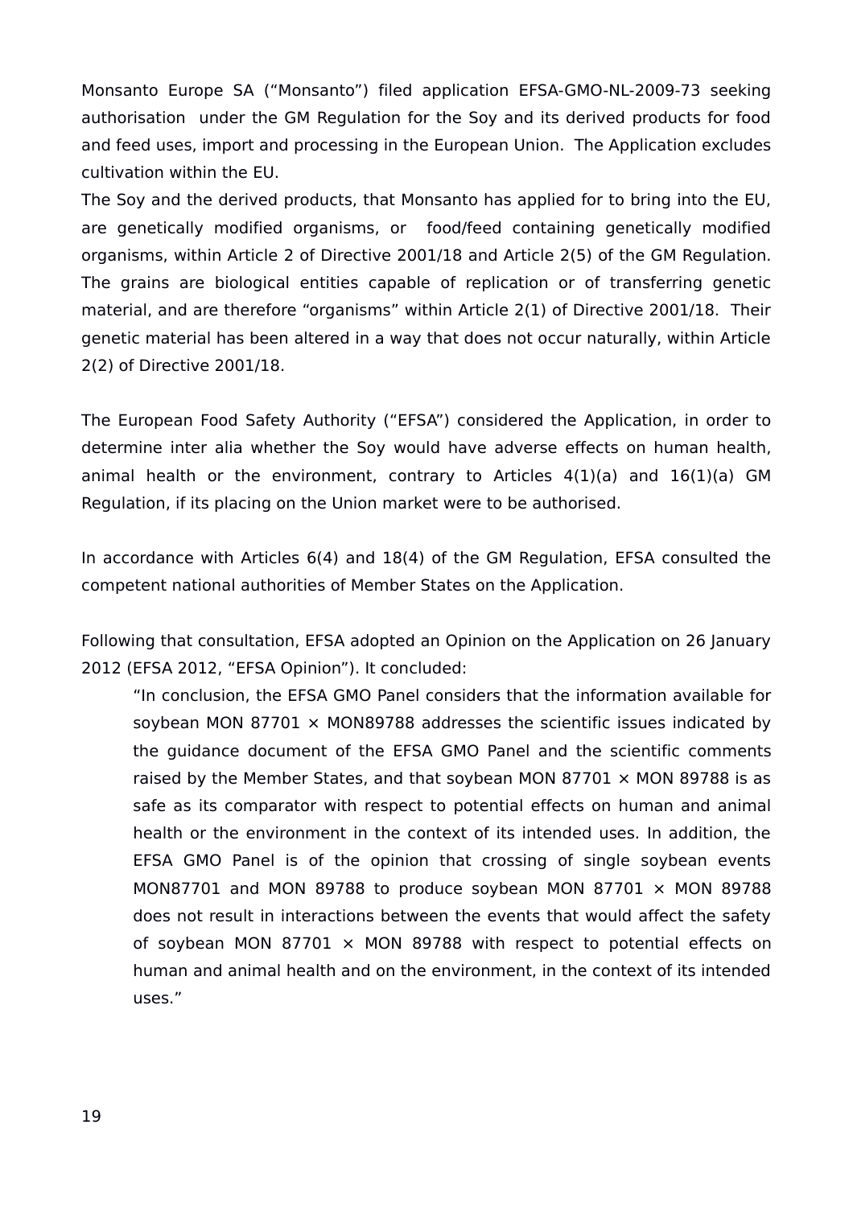Monsanto Europe SA ("Monsanto") filed application EFSA-GMO-NL-2009-73 seeking authorisation under the GM Regulation for the Soy and its derived products for food and feed uses, import and processing in the European Union. The Application excludes cultivation within the EU.

The Soy and the derived products, that Monsanto has applied for to bring into the EU, are genetically modified organisms, or food/feed containing genetically modified organisms, within Article 2 of Directive 2001/18 and Article 2(5) of the GM Regulation. The grains are biological entities capable of replication or of transferring genetic material, and are therefore "organisms" within Article 2(1) of Directive 2001/18. Their genetic material has been altered in a way that does not occur naturally, within Article 2(2) of Directive 2001/18.

The European Food Safety Authority ("EFSA") considered the Application, in order to determine inter alia whether the Soy would have adverse effects on human health, animal health or the environment, contrary to Articles 4(1)(a) and 16(1)(a) GM Regulation, if its placing on the Union market were to be authorised.

In accordance with Articles 6(4) and 18(4) of the GM Regulation, EFSA consulted the competent national authorities of Member States on the Application.

Following that consultation, EFSA adopted an Opinion on the Application on 26 January 2012 (EFSA 2012, "EFSA Opinion"). It concluded:

> "In conclusion, the EFSA GMO Panel considers that the information available for soybean MON 87701 × MON89788 addresses the scientific issues indicated by the guidance document of the EFSA GMO Panel and the scientific comments raised by the Member States, and that soybean MON 87701 × MON 89788 is as safe as its comparator with respect to potential effects on human and animal health or the environment in the context of its intended uses. In addition, the EFSA GMO Panel is of the opinion that crossing of single soybean events MON87701 and MON 89788 to produce soybean MON 87701 × MON 89788 does not result in interactions between the events that would affect the safety of soybean MON 87701 × MON 89788 with respect to potential effects on human and animal health and on the environment, in the context of its intended uses."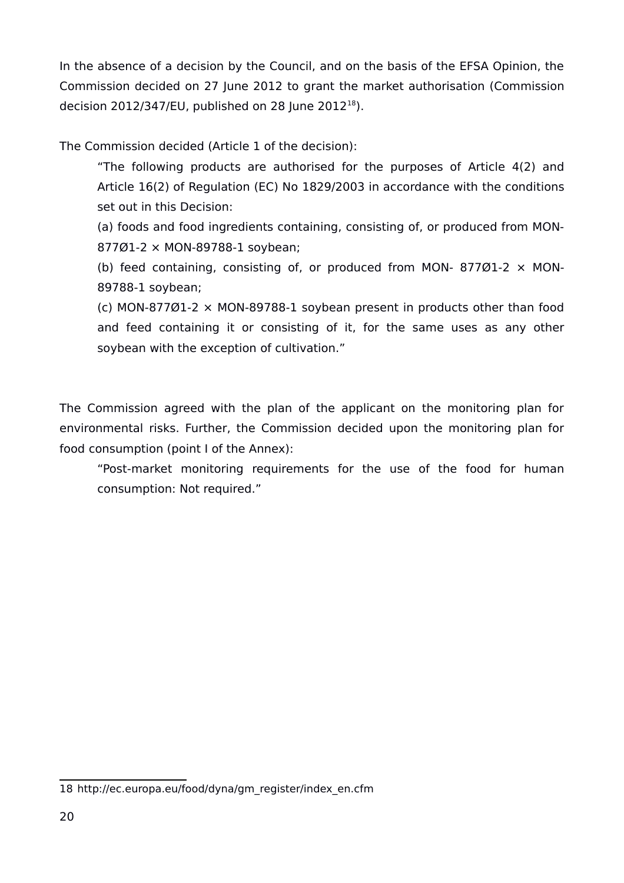In the absence of a decision by the Council, and on the basis of the EFSA Opinion, the Commission decided on 27 June 2012 to grant the market authorisation (Commission decision 2012/347/EU, published on 28 June 2012[18]).

The Commission decided (Article 1 of the decision):

> “The following products are authorised for the purposes of Article 4(2) and Article 16(2) of Regulation (EC) No 1829/2003 in accordance with the conditions set out in this Decision:
>
> (a) foods and food ingredients containing, consisting of, or produced from MON-877Ø1-2 × MON-89788-1 soybean;
>
> (b) feed containing, consisting of, or produced from MON- 877Ø1-2 × MON-89788-1 soybean;
>
> (c) MON-877Ø1-2 × MON-89788-1 soybean present in products other than food and feed containing it or consisting of it, for the same uses as any other soybean with the exception of cultivation.”

The Commission agreed with the plan of the applicant on the monitoring plan for environmental risks. Further, the Commission decided upon the monitoring plan for food consumption (point I of the Annex):

> “Post-market monitoring requirements for the use of the food for human consumption: Not required.”

---

18 http://ec.europa.eu/food/dyna/gm_register/index_en.cfm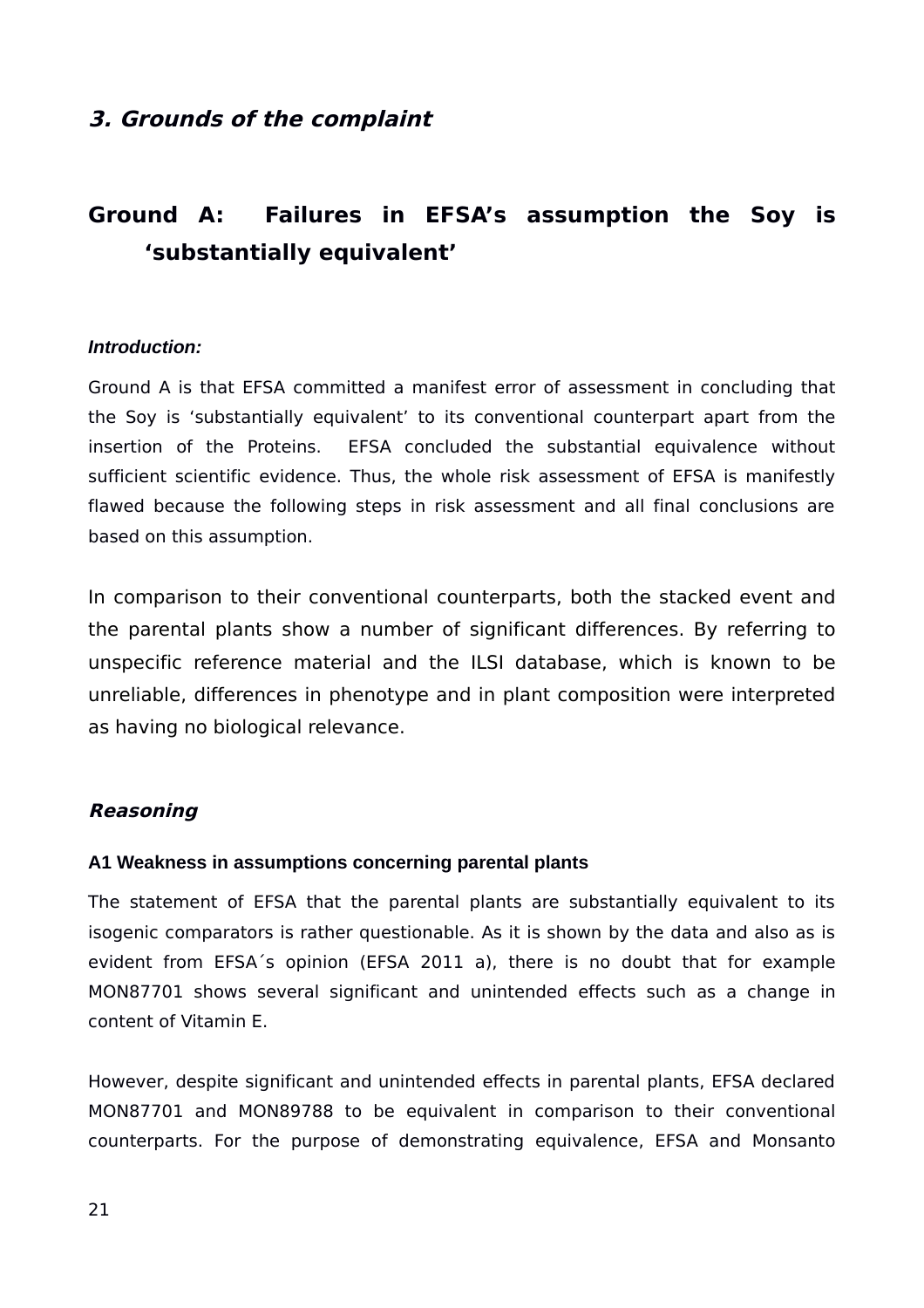## *3. Grounds of the complaint*

## Ground A: Failures in EFSA's assumption the Soy is 'substantially equivalent'

***Introduction:***

Ground A is that EFSA committed a manifest error of assessment in concluding that the Soy is 'substantially equivalent' to its conventional counterpart apart from the insertion of the Proteins. EFSA concluded the substantial equivalence without sufficient scientific evidence. Thus, the whole risk assessment of EFSA is manifestly flawed because the following steps in risk assessment and all final conclusions are based on this assumption.

In comparison to their conventional counterparts, both the stacked event and the parental plants show a number of significant differences. By referring to unspecific reference material and the ILSI database, which is known to be unreliable, differences in phenotype and in plant composition were interpreted as having no biological relevance.

***Reasoning***

**A1 Weakness in assumptions concerning parental plants**

The statement of EFSA that the parental plants are substantially equivalent to its isogenic comparators is rather questionable. As it is shown by the data and also as is evident from EFSA´s opinion (EFSA 2011 a), there is no doubt that for example MON87701 shows several significant and unintended effects such as a change in content of Vitamin E.

However, despite significant and unintended effects in parental plants, EFSA declared MON87701 and MON89788 to be equivalent in comparison to their conventional counterparts. For the purpose of demonstrating equivalence, EFSA and Monsanto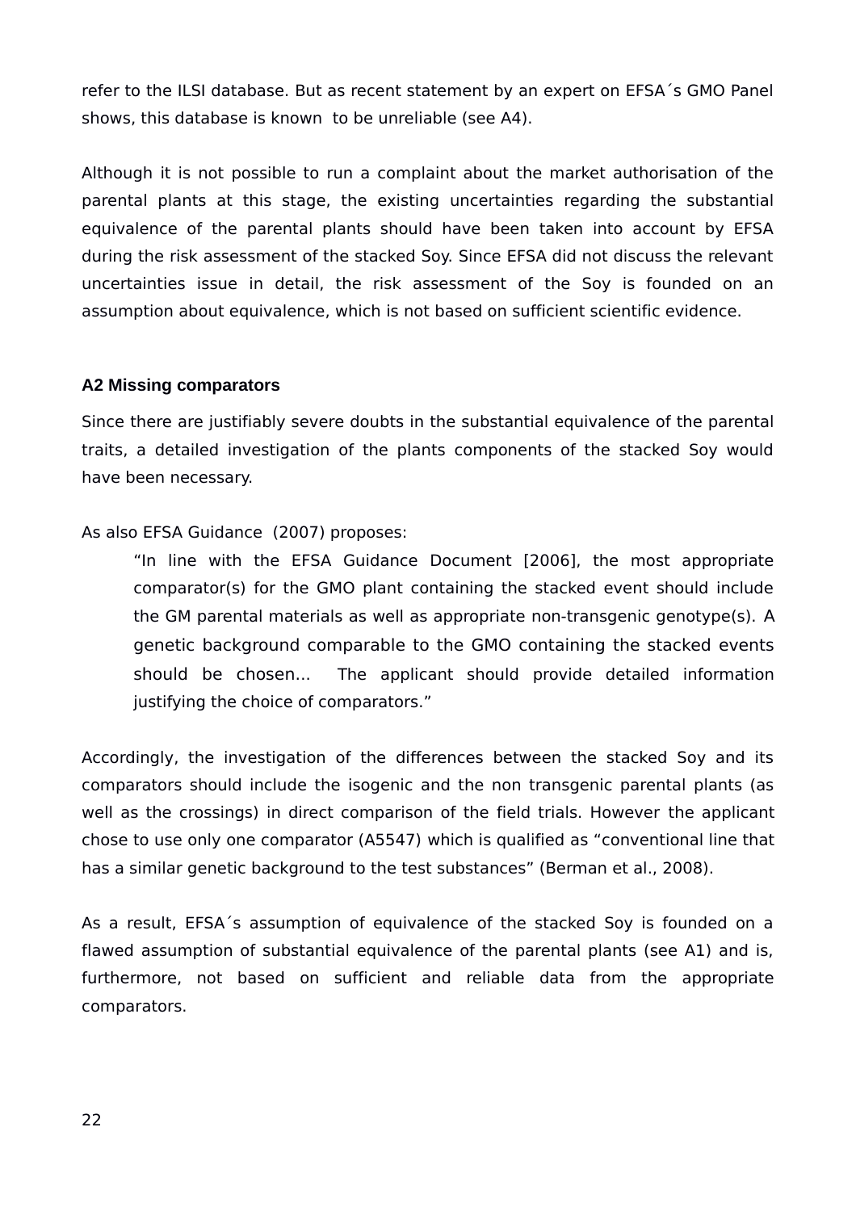refer to the ILSI database. But as recent statement by an expert on EFSA´s GMO Panel shows, this database is known to be unreliable (see A4).

Although it is not possible to run a complaint about the market authorisation of the parental plants at this stage, the existing uncertainties regarding the substantial equivalence of the parental plants should have been taken into account by EFSA during the risk assessment of the stacked Soy. Since EFSA did not discuss the relevant uncertainties issue in detail, the risk assessment of the Soy is founded on an assumption about equivalence, which is not based on sufficient scientific evidence.

### A2 Missing comparators

Since there are justifiably severe doubts in the substantial equivalence of the parental traits, a detailed investigation of the plants components of the stacked Soy would have been necessary.

As also EFSA Guidance (2007) proposes:

> "In line with the EFSA Guidance Document [2006], the most appropriate comparator(s) for the GMO plant containing the stacked event should include the GM parental materials as well as appropriate non-transgenic genotype(s). A genetic background comparable to the GMO containing the stacked events should be chosen... The applicant should provide detailed information justifying the choice of comparators."

Accordingly, the investigation of the differences between the stacked Soy and its comparators should include the isogenic and the non transgenic parental plants (as well as the crossings) in direct comparison of the field trials. However the applicant chose to use only one comparator (A5547) which is qualified as "conventional line that has a similar genetic background to the test substances" (Berman et al., 2008).

As a result, EFSA´s assumption of equivalence of the stacked Soy is founded on a flawed assumption of substantial equivalence of the parental plants (see A1) and is, furthermore, not based on sufficient and reliable data from the appropriate comparators.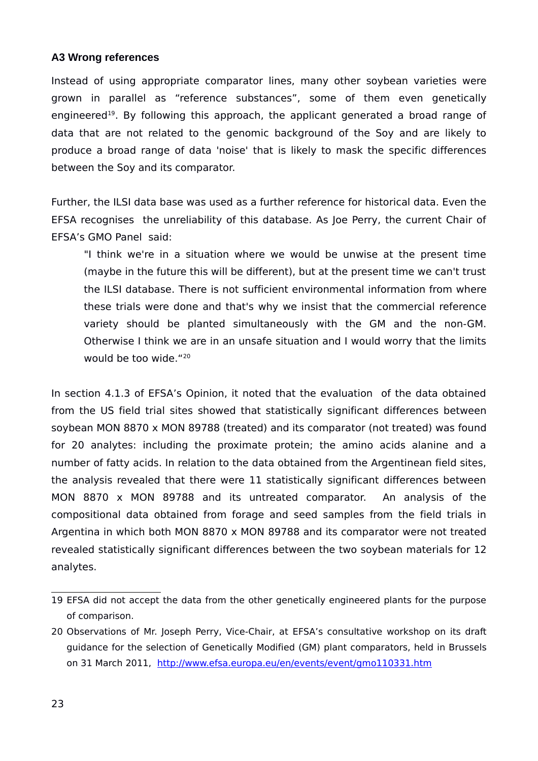### A3 Wrong references

Instead of using appropriate comparator lines, many other soybean varieties were grown in parallel as “reference substances”, some of them even genetically engineered[19]. By following this approach, the applicant generated a broad range of data that are not related to the genomic background of the Soy and are likely to produce a broad range of data 'noise' that is likely to mask the specific differences between the Soy and its comparator.

Further, the ILSI data base was used as a further reference for historical data. Even the EFSA recognises the unreliability of this database. As Joe Perry, the current Chair of EFSA’s GMO Panel said:

> "I think we're in a situation where we would be unwise at the present time (maybe in the future this will be different), but at the present time we can't trust the ILSI database. There is not sufficient environmental information from where these trials were done and that's why we insist that the commercial reference variety should be planted simultaneously with the GM and the non-GM. Otherwise I think we are in an unsafe situation and I would worry that the limits would be too wide.“[20]

In section 4.1.3 of EFSA’s Opinion, it noted that the evaluation of the data obtained from the US field trial sites showed that statistically significant differences between soybean MON 8870 x MON 89788 (treated) and its comparator (not treated) was found for 20 analytes: including the proximate protein; the amino acids alanine and a number of fatty acids. In relation to the data obtained from the Argentinean field sites, the analysis revealed that there were 11 statistically significant differences between MON 8870 x MON 89788 and its untreated comparator. An analysis of the compositional data obtained from forage and seed samples from the field trials in Argentina in which both MON 8870 x MON 89788 and its comparator were not treated revealed statistically significant differences between the two soybean materials for 12 analytes.

---

19 EFSA did not accept the data from the other genetically engineered plants for the purpose of comparison.

20 Observations of Mr. Joseph Perry, Vice-Chair, at EFSA’s consultative workshop on its draft guidance for the selection of Genetically Modified (GM) plant comparators, held in Brussels on 31 March 2011, http://www.efsa.europa.eu/en/events/event/gmo110331.htm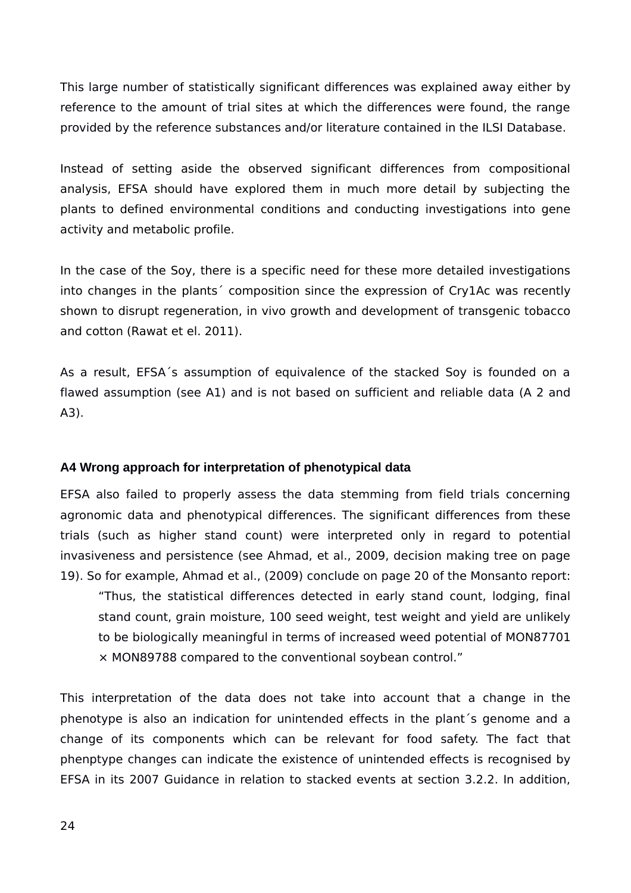This large number of statistically significant differences was explained away either by reference to the amount of trial sites at which the differences were found, the range provided by the reference substances and/or literature contained in the ILSI Database.

Instead of setting aside the observed significant differences from compositional analysis, EFSA should have explored them in much more detail by subjecting the plants to defined environmental conditions and conducting investigations into gene activity and metabolic profile.

In the case of the Soy, there is a specific need for these more detailed investigations into changes in the plants´ composition since the expression of Cry1Ac was recently shown to disrupt regeneration, in vivo growth and development of transgenic tobacco and cotton (Rawat et el. 2011).

As a result, EFSA´s assumption of equivalence of the stacked Soy is founded on a flawed assumption (see A1) and is not based on sufficient and reliable data (A 2 and A3).

### A4 Wrong approach for interpretation of phenotypical data

EFSA also failed to properly assess the data stemming from field trials concerning agronomic data and phenotypical differences. The significant differences from these trials (such as higher stand count) were interpreted only in regard to potential invasiveness and persistence (see Ahmad, et al., 2009, decision making tree on page 19). So for example, Ahmad et al., (2009) conclude on page 20 of the Monsanto report:

> "Thus, the statistical differences detected in early stand count, lodging, final stand count, grain moisture, 100 seed weight, test weight and yield are unlikely to be biologically meaningful in terms of increased weed potential of MON87701 × MON89788 compared to the conventional soybean control."

This interpretation of the data does not take into account that a change in the phenotype is also an indication for unintended effects in the plant´s genome and a change of its components which can be relevant for food safety. The fact that phenptype changes can indicate the existence of unintended effects is recognised by EFSA in its 2007 Guidance in relation to stacked events at section 3.2.2. In addition,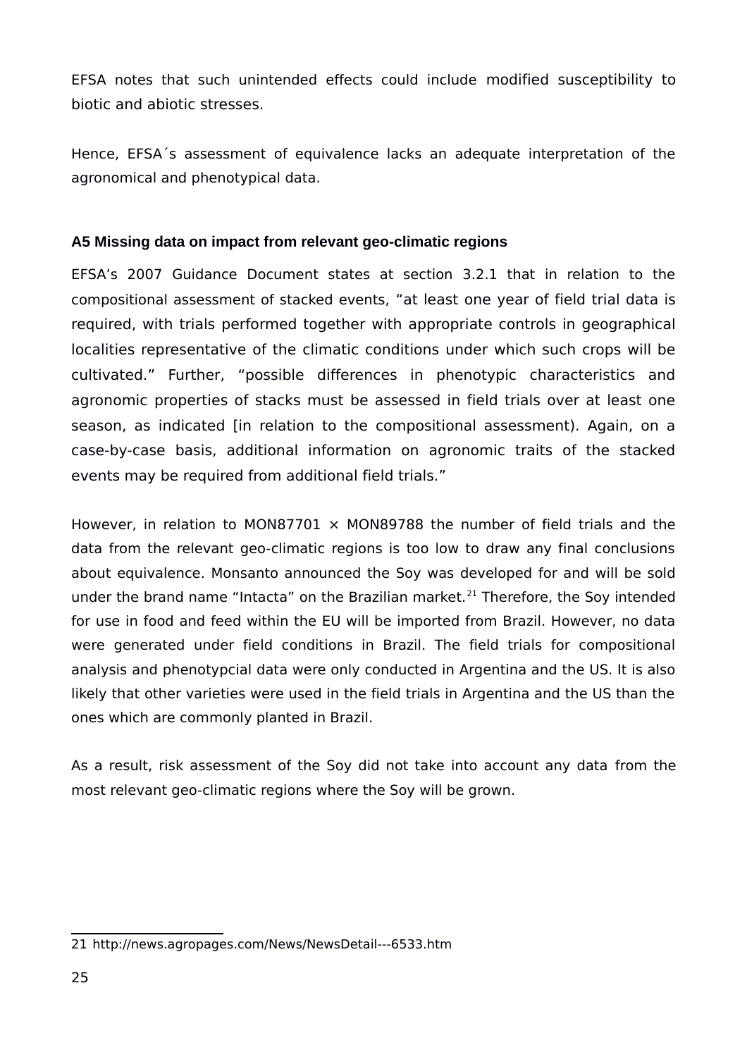EFSA notes that such unintended effects could include modified susceptibility to biotic and abiotic stresses.

Hence, EFSA´s assessment of equivalence lacks an adequate interpretation of the agronomical and phenotypical data.

### A5 Missing data on impact from relevant geo-climatic regions

EFSA's 2007 Guidance Document states at section 3.2.1 that in relation to the compositional assessment of stacked events, "at least one year of field trial data is required, with trials performed together with appropriate controls in geographical localities representative of the climatic conditions under which such crops will be cultivated." Further, "possible differences in phenotypic characteristics and agronomic properties of stacks must be assessed in field trials over at least one season, as indicated [in relation to the compositional assessment). Again, on a case-by-case basis, additional information on agronomic traits of the stacked events may be required from additional field trials."

However, in relation to MON87701 × MON89788 the number of field trials and the data from the relevant geo-climatic regions is too low to draw any final conclusions about equivalence. Monsanto announced the Soy was developed for and will be sold under the brand name "Intacta" on the Brazilian market.[21] Therefore, the Soy intended for use in food and feed within the EU will be imported from Brazil. However, no data were generated under field conditions in Brazil. The field trials for compositional analysis and phenotypcial data were only conducted in Argentina and the US. It is also likely that other varieties were used in the field trials in Argentina and the US than the ones which are commonly planted in Brazil.

As a result, risk assessment of the Soy did not take into account any data from the most relevant geo-climatic regions where the Soy will be grown.

---

21 http://news.agropages.com/News/NewsDetail---6533.htm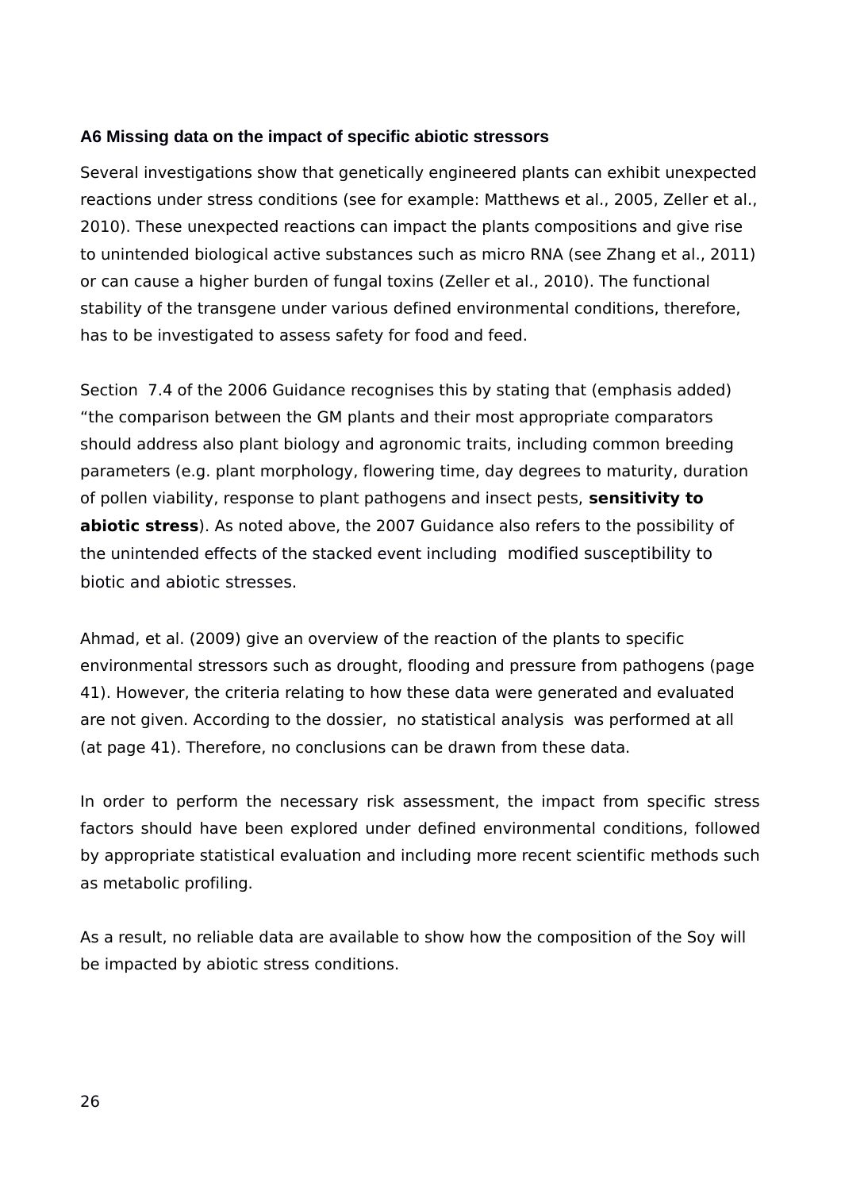### A6 Missing data on the impact of specific abiotic stressors

Several investigations show that genetically engineered plants can exhibit unexpected reactions under stress conditions (see for example: Matthews et al., 2005, Zeller et al., 2010). These unexpected reactions can impact the plants compositions and give rise to unintended biological active substances such as micro RNA (see Zhang et al., 2011) or can cause a higher burden of fungal toxins (Zeller et al., 2010). The functional stability of the transgene under various defined environmental conditions, therefore, has to be investigated to assess safety for food and feed.

Section 7.4 of the 2006 Guidance recognises this by stating that (emphasis added) "the comparison between the GM plants and their most appropriate comparators should address also plant biology and agronomic traits, including common breeding parameters (e.g. plant morphology, flowering time, day degrees to maturity, duration of pollen viability, response to plant pathogens and insect pests, **sensitivity to abiotic stress**). As noted above, the 2007 Guidance also refers to the possibility of the unintended effects of the stacked event including modified susceptibility to biotic and abiotic stresses.

Ahmad, et al. (2009) give an overview of the reaction of the plants to specific environmental stressors such as drought, flooding and pressure from pathogens (page 41). However, the criteria relating to how these data were generated and evaluated are not given. According to the dossier, no statistical analysis was performed at all (at page 41). Therefore, no conclusions can be drawn from these data.

In order to perform the necessary risk assessment, the impact from specific stress factors should have been explored under defined environmental conditions, followed by appropriate statistical evaluation and including more recent scientific methods such as metabolic profiling.

As a result, no reliable data are available to show how the composition of the Soy will be impacted by abiotic stress conditions.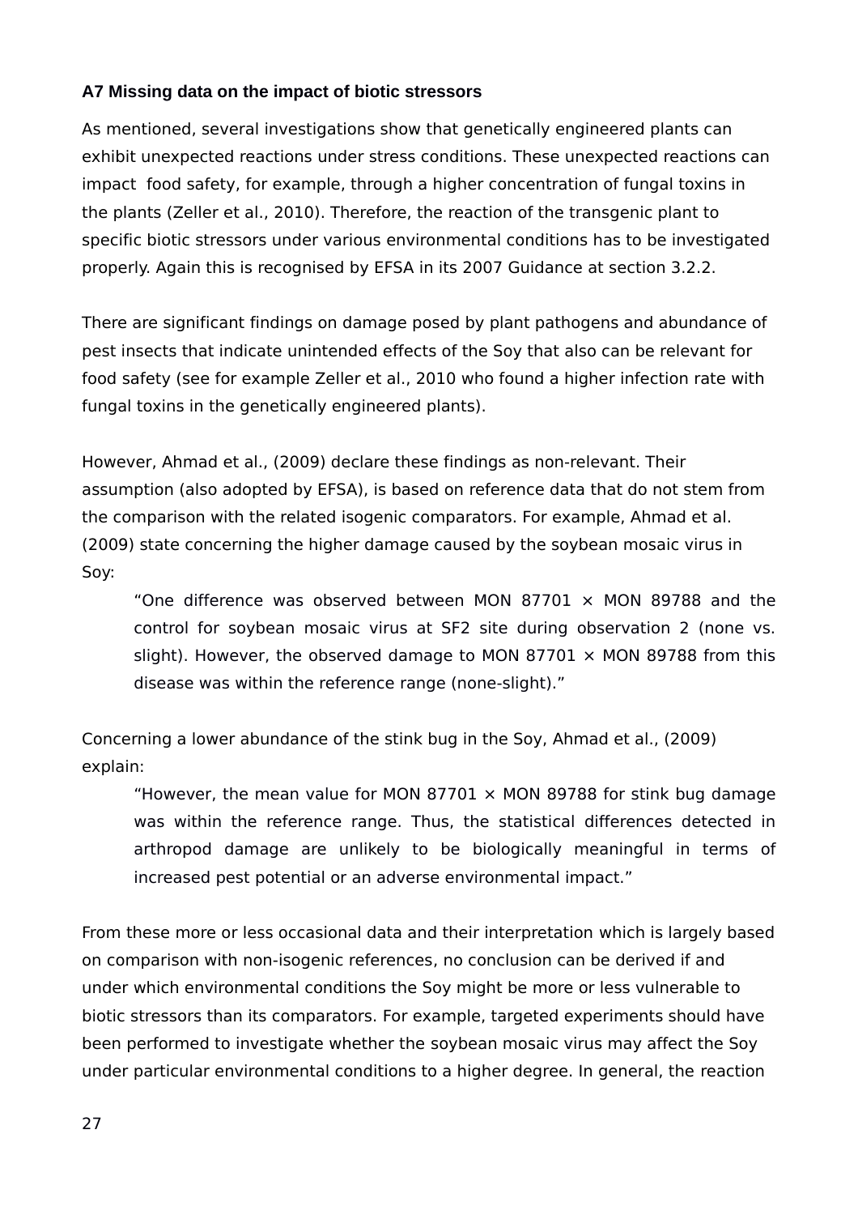### A7 Missing data on the impact of biotic stressors

As mentioned, several investigations show that genetically engineered plants can exhibit unexpected reactions under stress conditions. These unexpected reactions can impact food safety, for example, through a higher concentration of fungal toxins in the plants (Zeller et al., 2010). Therefore, the reaction of the transgenic plant to specific biotic stressors under various environmental conditions has to be investigated properly. Again this is recognised by EFSA in its 2007 Guidance at section 3.2.2.

There are significant findings on damage posed by plant pathogens and abundance of pest insects that indicate unintended effects of the Soy that also can be relevant for food safety (see for example Zeller et al., 2010 who found a higher infection rate with fungal toxins in the genetically engineered plants).

However, Ahmad et al., (2009) declare these findings as non-relevant. Their assumption (also adopted by EFSA), is based on reference data that do not stem from the comparison with the related isogenic comparators. For example, Ahmad et al. (2009) state concerning the higher damage caused by the soybean mosaic virus in Soy:

> "One difference was observed between MON 87701 × MON 89788 and the control for soybean mosaic virus at SF2 site during observation 2 (none vs. slight). However, the observed damage to MON 87701 × MON 89788 from this disease was within the reference range (none-slight)."

Concerning a lower abundance of the stink bug in the Soy, Ahmad et al., (2009) explain:

> "However, the mean value for MON 87701 × MON 89788 for stink bug damage was within the reference range. Thus, the statistical differences detected in arthropod damage are unlikely to be biologically meaningful in terms of increased pest potential or an adverse environmental impact."

From these more or less occasional data and their interpretation which is largely based on comparison with non-isogenic references, no conclusion can be derived if and under which environmental conditions the Soy might be more or less vulnerable to biotic stressors than its comparators. For example, targeted experiments should have been performed to investigate whether the soybean mosaic virus may affect the Soy under particular environmental conditions to a higher degree. In general, the reaction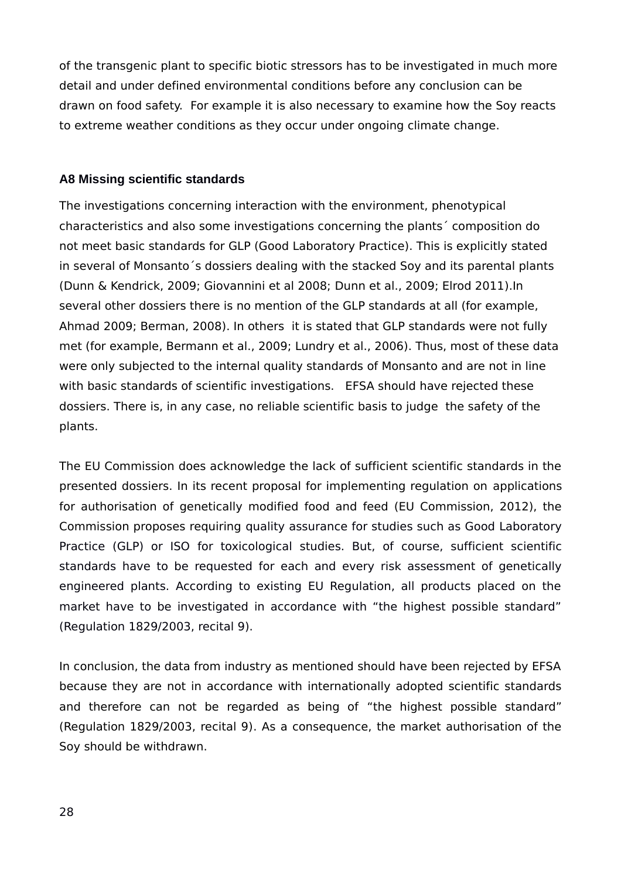of the transgenic plant to specific biotic stressors has to be investigated in much more detail and under defined environmental conditions before any conclusion can be drawn on food safety. For example it is also necessary to examine how the Soy reacts to extreme weather conditions as they occur under ongoing climate change.

### A8 Missing scientific standards

The investigations concerning interaction with the environment, phenotypical characteristics and also some investigations concerning the plants´ composition do not meet basic standards for GLP (Good Laboratory Practice). This is explicitly stated in several of Monsanto´s dossiers dealing with the stacked Soy and its parental plants (Dunn & Kendrick, 2009; Giovannini et al 2008; Dunn et al., 2009; Elrod 2011).In several other dossiers there is no mention of the GLP standards at all (for example, Ahmad 2009; Berman, 2008). In others it is stated that GLP standards were not fully met (for example, Bermann et al., 2009; Lundry et al., 2006). Thus, most of these data were only subjected to the internal quality standards of Monsanto and are not in line with basic standards of scientific investigations. EFSA should have rejected these dossiers. There is, in any case, no reliable scientific basis to judge the safety of the plants.

The EU Commission does acknowledge the lack of sufficient scientific standards in the presented dossiers. In its recent proposal for implementing regulation on applications for authorisation of genetically modified food and feed (EU Commission, 2012), the Commission proposes requiring quality assurance for studies such as Good Laboratory Practice (GLP) or ISO for toxicological studies. But, of course, sufficient scientific standards have to be requested for each and every risk assessment of genetically engineered plants. According to existing EU Regulation, all products placed on the market have to be investigated in accordance with "the highest possible standard" (Regulation 1829/2003, recital 9).

In conclusion, the data from industry as mentioned should have been rejected by EFSA because they are not in accordance with internationally adopted scientific standards and therefore can not be regarded as being of "the highest possible standard" (Regulation 1829/2003, recital 9). As a consequence, the market authorisation of the Soy should be withdrawn.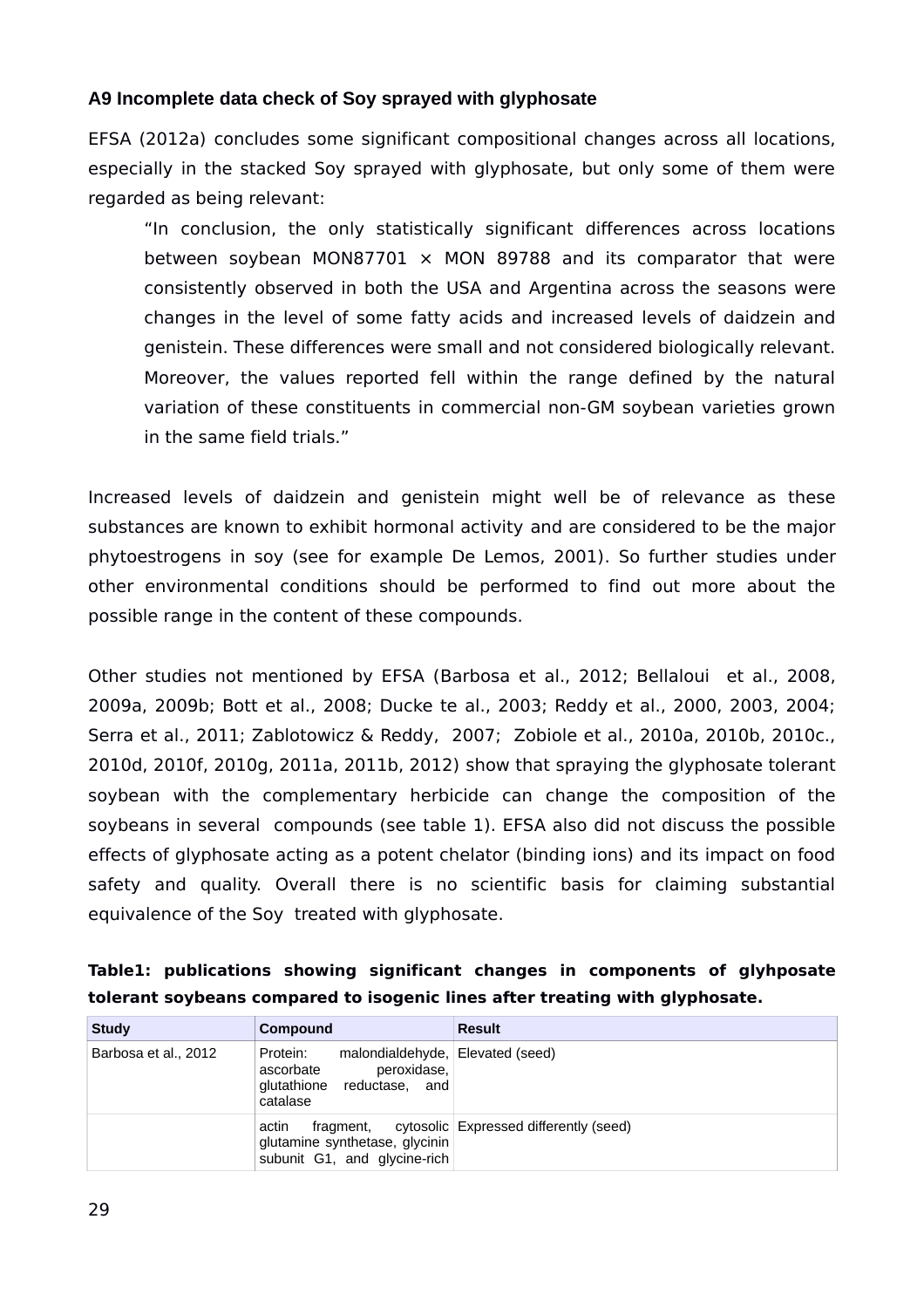### A9 Incomplete data check of Soy sprayed with glyphosate

EFSA (2012a) concludes some significant compositional changes across all locations, especially in the stacked Soy sprayed with glyphosate, but only some of them were regarded as being relevant:

> "In conclusion, the only statistically significant differences across locations between soybean MON87701 × MON 89788 and its comparator that were consistently observed in both the USA and Argentina across the seasons were changes in the level of some fatty acids and increased levels of daidzein and genistein. These differences were small and not considered biologically relevant. Moreover, the values reported fell within the range defined by the natural variation of these constituents in commercial non-GM soybean varieties grown in the same field trials."

Increased levels of daidzein and genistein might well be of relevance as these substances are known to exhibit hormonal activity and are considered to be the major phytoestrogens in soy (see for example De Lemos, 2001). So further studies under other environmental conditions should be performed to find out more about the possible range in the content of these compounds.

Other studies not mentioned by EFSA (Barbosa et al., 2012; Bellaloui et al., 2008, 2009a, 2009b; Bott et al., 2008; Ducke te al., 2003; Reddy et al., 2000, 2003, 2004; Serra et al., 2011; Zablotowicz & Reddy, 2007; Zobiole et al., 2010a, 2010b, 2010c., 2010d, 2010f, 2010g, 2011a, 2011b, 2012) show that spraying the glyphosate tolerant soybean with the complementary herbicide can change the composition of the soybeans in several compounds (see table 1). EFSA also did not discuss the possible effects of glyphosate acting as a potent chelator (binding ions) and its impact on food safety and quality. Overall there is no scientific basis for claiming substantial equivalence of the Soy treated with glyphosate.

**Table1: publications showing significant changes in components of glyhposate tolerant soybeans compared to isogenic lines after treating with glyphosate.**

| Study | Compound | Result |
|---|---|---|
| Barbosa et al., 2012 | Protein: malondialdehyde, ascorbate peroxidase, glutathione reductase, and catalase | Elevated (seed) |
| | actin fragment, cytosolic glutamine synthetase, glycinin subunit G1, and glycine-rich | Expressed differently (seed) |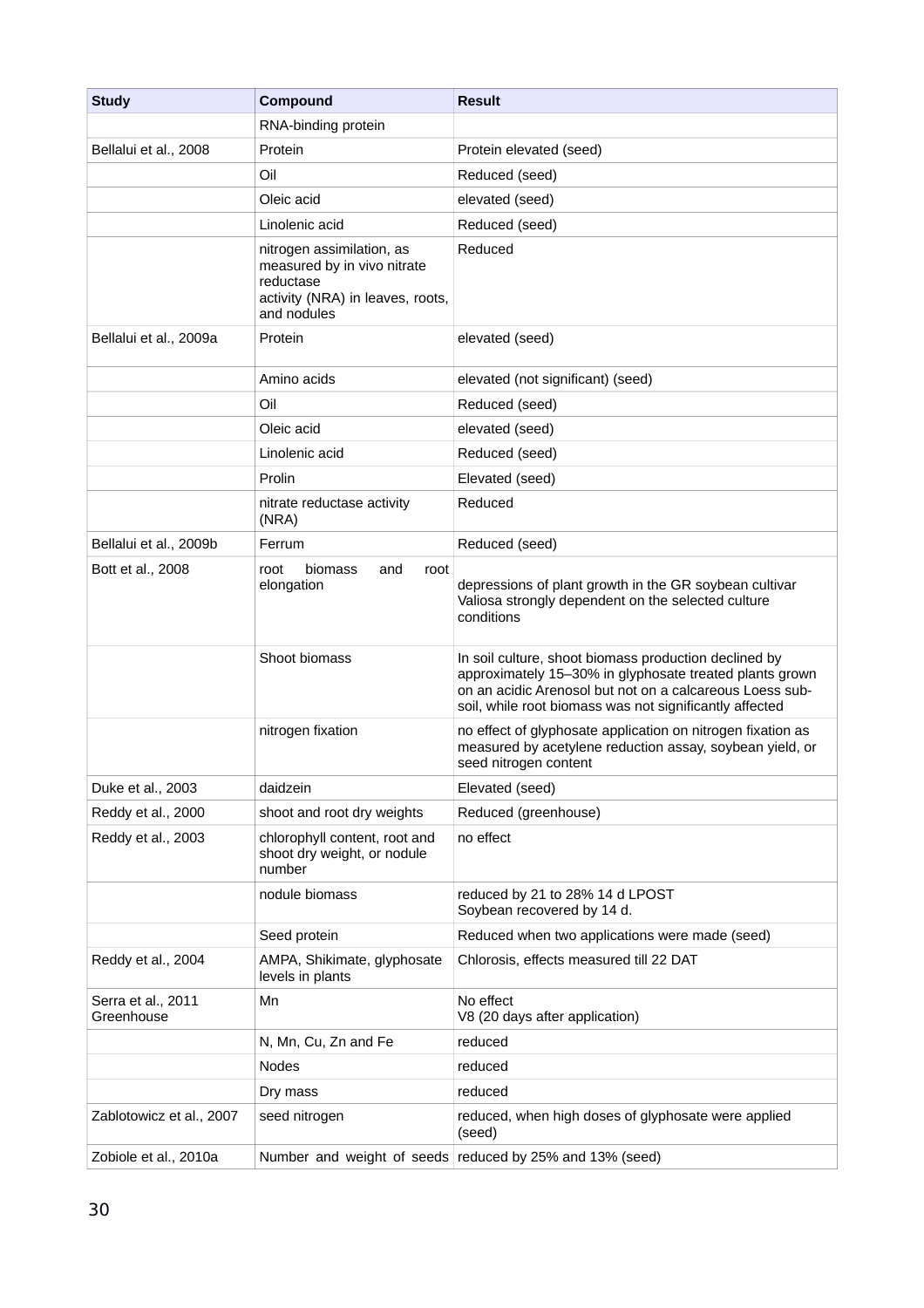| Study | Compound | Result |
|---|---|---|
| | RNA-binding protein | |
| Bellalui et al., 2008 | Protein | Protein elevated (seed) |
| | Oil | Reduced (seed) |
| | Oleic acid | elevated (seed) |
| | Linolenic acid | Reduced (seed) |
| | nitrogen assimilation, as measured by in vivo nitrate reductase activity (NRA) in leaves, roots, and nodules | Reduced |
| Bellalui et al., 2009a | Protein | elevated (seed) |
| | Amino acids | elevated (not significant) (seed) |
| | Oil | Reduced (seed) |
| | Oleic acid | elevated (seed) |
| | Linolenic acid | Reduced (seed) |
| | Prolin | Elevated (seed) |
| | nitrate reductase activity (NRA) | Reduced |
| Bellalui et al., 2009b | Ferrum | Reduced (seed) |
| Bott et al., 2008 | root biomass and root elongation | depressions of plant growth in the GR soybean cultivar Valiosa strongly dependent on the selected culture conditions |
| | Shoot biomass | In soil culture, shoot biomass production declined by approximately 15–30% in glyphosate treated plants grown on an acidic Arenosol but not on a calcareous Loess sub-soil, while root biomass was not significantly affected |
| | nitrogen fixation | no effect of glyphosate application on nitrogen fixation as measured by acetylene reduction assay, soybean yield, or seed nitrogen content |
| Duke et al., 2003 | daidzein | Elevated (seed) |
| Reddy et al., 2000 | shoot and root dry weights | Reduced (greenhouse) |
| Reddy et al., 2003 | chlorophyll content, root and shoot dry weight, or nodule number | no effect |
| | nodule biomass | reduced by 21 to 28% 14 d LPOST Soybean recovered by 14 d. |
| | Seed protein | Reduced when two applications were made (seed) |
| Reddy et al., 2004 | AMPA, Shikimate, glyphosate levels in plants | Chlorosis, effects measured till 22 DAT |
| Serra et al., 2011 Greenhouse | Mn | No effect V8 (20 days after application) |
| | N, Mn, Cu, Zn and Fe | reduced |
| | Nodes | reduced |
| | Dry mass | reduced |
| Zablotowicz et al., 2007 | seed nitrogen | reduced, when high doses of glyphosate were applied (seed) |
| Zobiole et al., 2010a | Number and weight of seeds | reduced by 25% and 13% (seed) |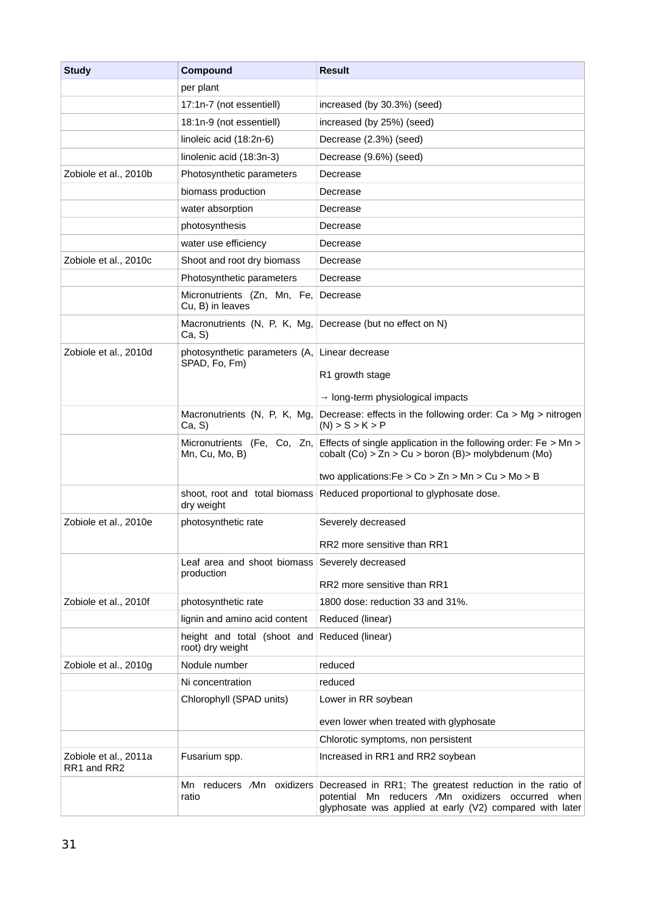| Study | Compound | Result |
|---|---|---|
| | per plant | |
| | 17:1n-7 (not essentiell) | increased (by 30.3%) (seed) |
| | 18:1n-9 (not essentiell) | increased (by 25%) (seed) |
| | linoleic acid (18:2n-6) | Decrease (2.3%) (seed) |
| | linolenic acid (18:3n-3) | Decrease (9.6%) (seed) |
| Zobiole et al., 2010b | Photosynthetic parameters | Decrease |
| | biomass production | Decrease |
| | water absorption | Decrease |
| | photosynthesis | Decrease |
| | water use efficiency | Decrease |
| Zobiole et al., 2010c | Shoot and root dry biomass | Decrease |
| | Photosynthetic parameters | Decrease |
| | Micronutrients (Zn, Mn, Fe, Cu, B) in leaves | Decrease |
| | Macronutrients (N, P, K, Mg, Ca, S) | Decrease (but no effect on N) |
| Zobiole et al., 2010d | photosynthetic parameters (A, SPAD, Fo, Fm) | Linear decrease<br><br>R1 growth stage<br><br>→ long-term physiological impacts |
| | Macronutrients (N, P, K, Mg, Ca, S) | Decrease: effects in the following order: Ca > Mg > nitrogen (N) > S > K > P |
| | Micronutrients (Fe, Co, Zn, Mn, Cu, Mo, B) | Effects of single application in the following order: Fe > Mn > cobalt (Co) > Zn > Cu > boron (B)> molybdenum (Mo)<br><br>two applications:Fe > Co > Zn > Mn > Cu > Mo > B |
| | shoot, root and total biomass dry weight | Reduced proportional to glyphosate dose. |
| Zobiole et al., 2010e | photosynthetic rate | Severely decreased<br><br>RR2 more sensitive than RR1 |
| | Leaf area and shoot biomass production | Severely decreased<br><br>RR2 more sensitive than RR1 |
| Zobiole et al., 2010f | photosynthetic rate | 1800 dose: reduction 33 and 31%. |
| | lignin and amino acid content | Reduced (linear) |
| | height and total (shoot and root) dry weight | Reduced (linear) |
| Zobiole et al., 2010g | Nodule number | reduced |
| | Ni concentration | reduced |
| | Chlorophyll (SPAD units) | Lower in RR soybean<br><br>even lower when treated with glyphosate |
| | | Chlorotic symptoms, non persistent |
| Zobiole et al., 2011a RR1 and RR2 | Fusarium spp. | Increased in RR1 and RR2 soybean |
| | Mn reducers ⁄Mn oxidizers ratio | Decreased in RR1; The greatest reduction in the ratio of potential Mn reducers ⁄Mn oxidizers occurred when glyphosate was applied at early (V2) compared with later |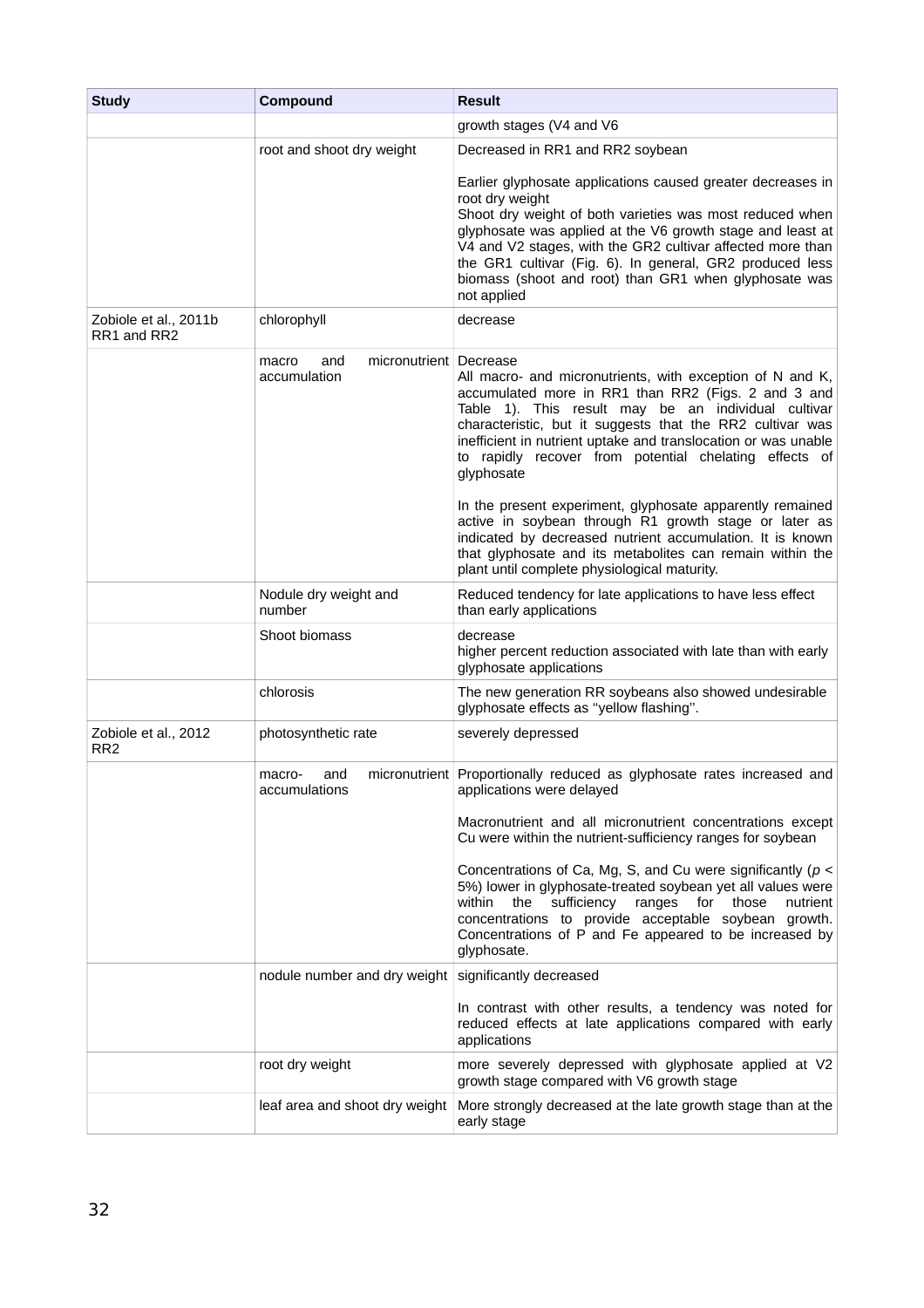| Study | Compound | Result |
|---|---|---|
| | | growth stages (V4 and V6 |
| | root and shoot dry weight | Decreased in RR1 and RR2 soybean<br><br>Earlier glyphosate applications caused greater decreases in root dry weight<br>Shoot dry weight of both varieties was most reduced when glyphosate was applied at the V6 growth stage and least at V4 and V2 stages, with the GR2 cultivar affected more than the GR1 cultivar (Fig. 6). In general, GR2 produced less biomass (shoot and root) than GR1 when glyphosate was not applied |
| Zobiole et al., 2011b RR1 and RR2 | chlorophyll | decrease |
| | macro and micronutrient accumulation | Decrease<br>All macro- and micronutrients, with exception of N and K, accumulated more in RR1 than RR2 (Figs. 2 and 3 and Table 1). This result may be an individual cultivar characteristic, but it suggests that the RR2 cultivar was inefficient in nutrient uptake and translocation or was unable to rapidly recover from potential chelating effects of glyphosate<br><br>In the present experiment, glyphosate apparently remained active in soybean through R1 growth stage or later as indicated by decreased nutrient accumulation. It is known that glyphosate and its metabolites can remain within the plant until complete physiological maturity. |
| | Nodule dry weight and number | Reduced tendency for late applications to have less effect than early applications |
| | Shoot biomass | decrease<br>higher percent reduction associated with late than with early glyphosate applications |
| | chlorosis | The new generation RR soybeans also showed undesirable glyphosate effects as ''yellow flashing''. |
| Zobiole et al., 2012 RR2 | photosynthetic rate | severely depressed |
| | macro- and micronutrient accumulations | Proportionally reduced as glyphosate rates increased and applications were delayed<br><br>Macronutrient and all micronutrient concentrations except Cu were within the nutrient-sufficiency ranges for soybean<br><br>Concentrations of Ca, Mg, S, and Cu were significantly ($p <$ 5%) lower in glyphosate-treated soybean yet all values were within the sufficiency ranges for those nutrient concentrations to provide acceptable soybean growth. Concentrations of P and Fe appeared to be increased by glyphosate. |
| | nodule number and dry weight | significantly decreased<br><br>In contrast with other results, a tendency was noted for reduced effects at late applications compared with early applications |
| | root dry weight | more severely depressed with glyphosate applied at V2 growth stage compared with V6 growth stage |
| | leaf area and shoot dry weight | More strongly decreased at the late growth stage than at the early stage |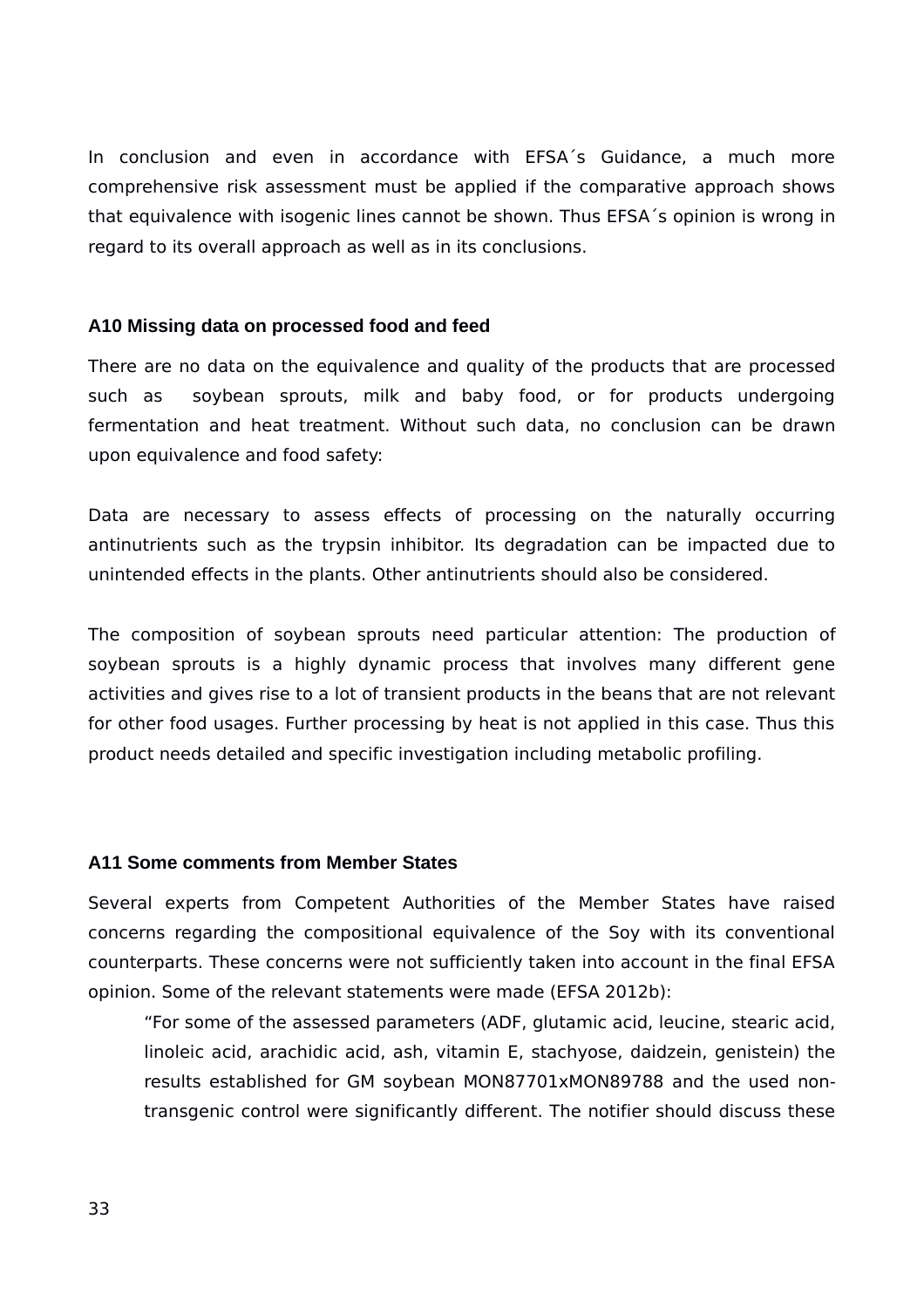In conclusion and even in accordance with EFSA´s Guidance, a much more comprehensive risk assessment must be applied if the comparative approach shows that equivalence with isogenic lines cannot be shown. Thus EFSA´s opinion is wrong in regard to its overall approach as well as in its conclusions.

### A10 Missing data on processed food and feed

There are no data on the equivalence and quality of the products that are processed such as soybean sprouts, milk and baby food, or for products undergoing fermentation and heat treatment. Without such data, no conclusion can be drawn upon equivalence and food safety:

Data are necessary to assess effects of processing on the naturally occurring antinutrients such as the trypsin inhibitor. Its degradation can be impacted due to unintended effects in the plants. Other antinutrients should also be considered.

The composition of soybean sprouts need particular attention: The production of soybean sprouts is a highly dynamic process that involves many different gene activities and gives rise to a lot of transient products in the beans that are not relevant for other food usages. Further processing by heat is not applied in this case. Thus this product needs detailed and specific investigation including metabolic profiling.

### A11 Some comments from Member States

Several experts from Competent Authorities of the Member States have raised concerns regarding the compositional equivalence of the Soy with its conventional counterparts. These concerns were not sufficiently taken into account in the final EFSA opinion. Some of the relevant statements were made (EFSA 2012b):

> "For some of the assessed parameters (ADF, glutamic acid, leucine, stearic acid, linoleic acid, arachidic acid, ash, vitamin E, stachyose, daidzein, genistein) the results established for GM soybean MON87701xMON89788 and the used non-transgenic control were significantly different. The notifier should discuss these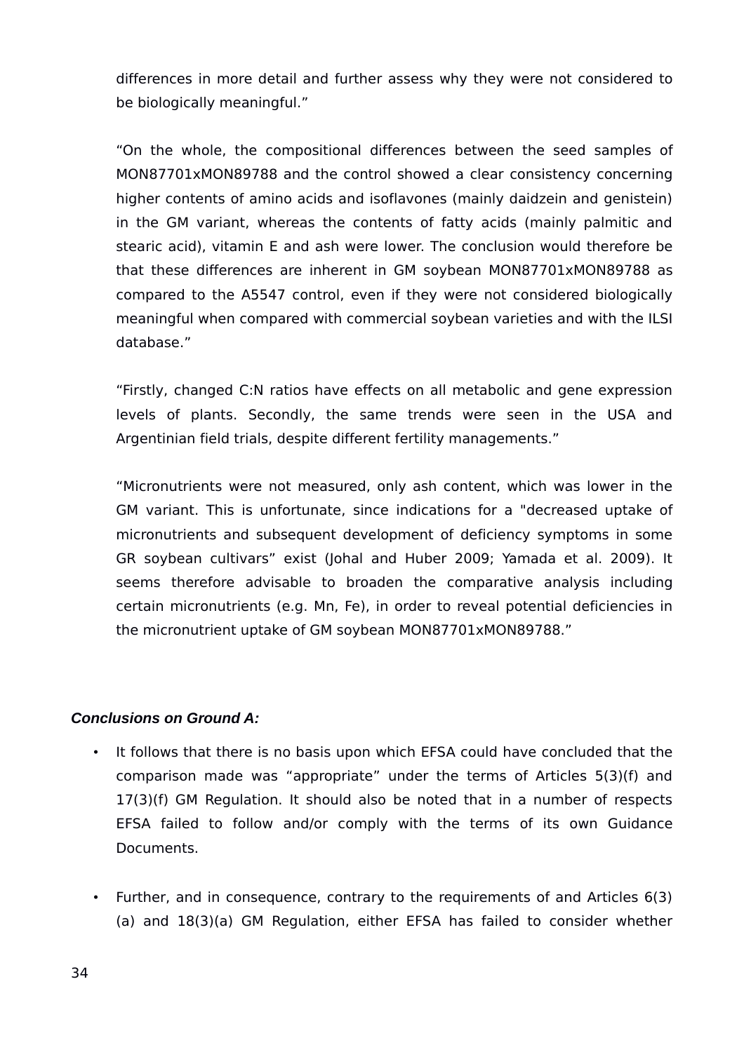differences in more detail and further assess why they were not considered to be biologically meaningful."

"On the whole, the compositional differences between the seed samples of MON87701xMON89788 and the control showed a clear consistency concerning higher contents of amino acids and isoflavones (mainly daidzein and genistein) in the GM variant, whereas the contents of fatty acids (mainly palmitic and stearic acid), vitamin E and ash were lower. The conclusion would therefore be that these differences are inherent in GM soybean MON87701xMON89788 as compared to the A5547 control, even if they were not considered biologically meaningful when compared with commercial soybean varieties and with the ILSI database."

"Firstly, changed C:N ratios have effects on all metabolic and gene expression levels of plants. Secondly, the same trends were seen in the USA and Argentinian field trials, despite different fertility managements."

"Micronutrients were not measured, only ash content, which was lower in the GM variant. This is unfortunate, since indications for a "decreased uptake of micronutrients and subsequent development of deficiency symptoms in some GR soybean cultivars" exist (Johal and Huber 2009; Yamada et al. 2009). It seems therefore advisable to broaden the comparative analysis including certain micronutrients (e.g. Mn, Fe), in order to reveal potential deficiencies in the micronutrient uptake of GM soybean MON87701xMON89788."

***Conclusions on Ground A:***

- It follows that there is no basis upon which EFSA could have concluded that the comparison made was "appropriate" under the terms of Articles 5(3)(f) and 17(3)(f) GM Regulation. It should also be noted that in a number of respects EFSA failed to follow and/or comply with the terms of its own Guidance Documents.

- Further, and in consequence, contrary to the requirements of and Articles 6(3)(a) and 18(3)(a) GM Regulation, either EFSA has failed to consider whether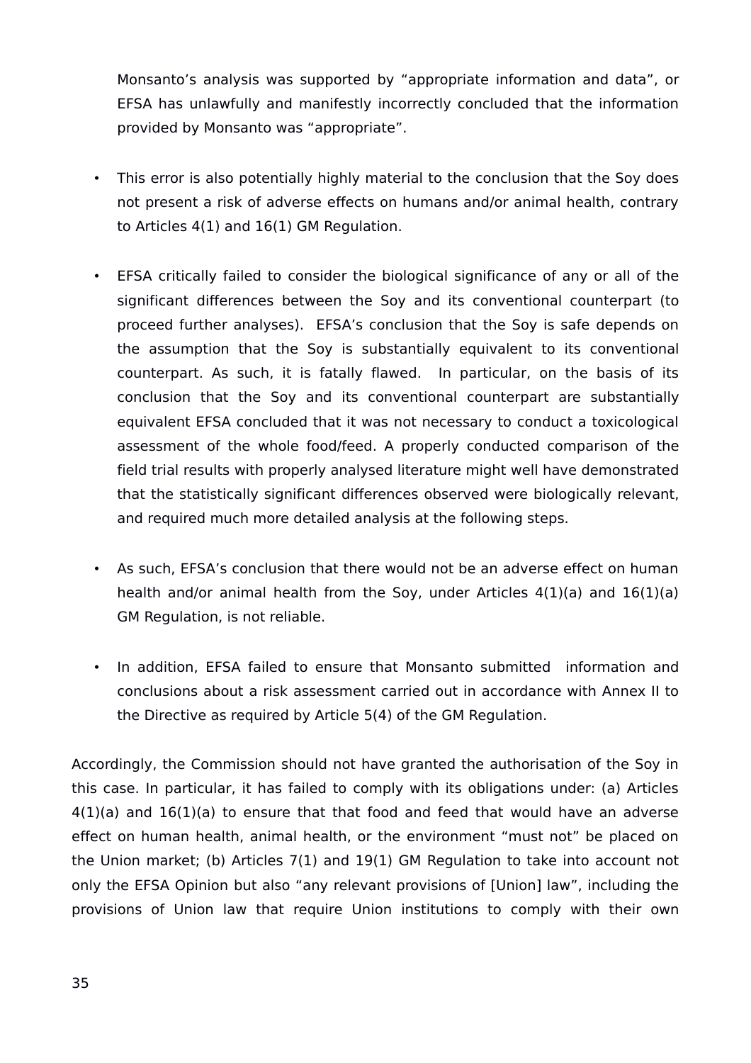Monsanto's analysis was supported by "appropriate information and data", or EFSA has unlawfully and manifestly incorrectly concluded that the information provided by Monsanto was "appropriate".

- This error is also potentially highly material to the conclusion that the Soy does not present a risk of adverse effects on humans and/or animal health, contrary to Articles 4(1) and 16(1) GM Regulation.

- EFSA critically failed to consider the biological significance of any or all of the significant differences between the Soy and its conventional counterpart (to proceed further analyses). EFSA's conclusion that the Soy is safe depends on the assumption that the Soy is substantially equivalent to its conventional counterpart. As such, it is fatally flawed. In particular, on the basis of its conclusion that the Soy and its conventional counterpart are substantially equivalent EFSA concluded that it was not necessary to conduct a toxicological assessment of the whole food/feed. A properly conducted comparison of the field trial results with properly analysed literature might well have demonstrated that the statistically significant differences observed were biologically relevant, and required much more detailed analysis at the following steps.

- As such, EFSA's conclusion that there would not be an adverse effect on human health and/or animal health from the Soy, under Articles 4(1)(a) and 16(1)(a) GM Regulation, is not reliable.

- In addition, EFSA failed to ensure that Monsanto submitted information and conclusions about a risk assessment carried out in accordance with Annex II to the Directive as required by Article 5(4) of the GM Regulation.

Accordingly, the Commission should not have granted the authorisation of the Soy in this case. In particular, it has failed to comply with its obligations under: (a) Articles 4(1)(a) and 16(1)(a) to ensure that that food and feed that would have an adverse effect on human health, animal health, or the environment "must not" be placed on the Union market; (b) Articles 7(1) and 19(1) GM Regulation to take into account not only the EFSA Opinion but also "any relevant provisions of [Union] law", including the provisions of Union law that require Union institutions to comply with their own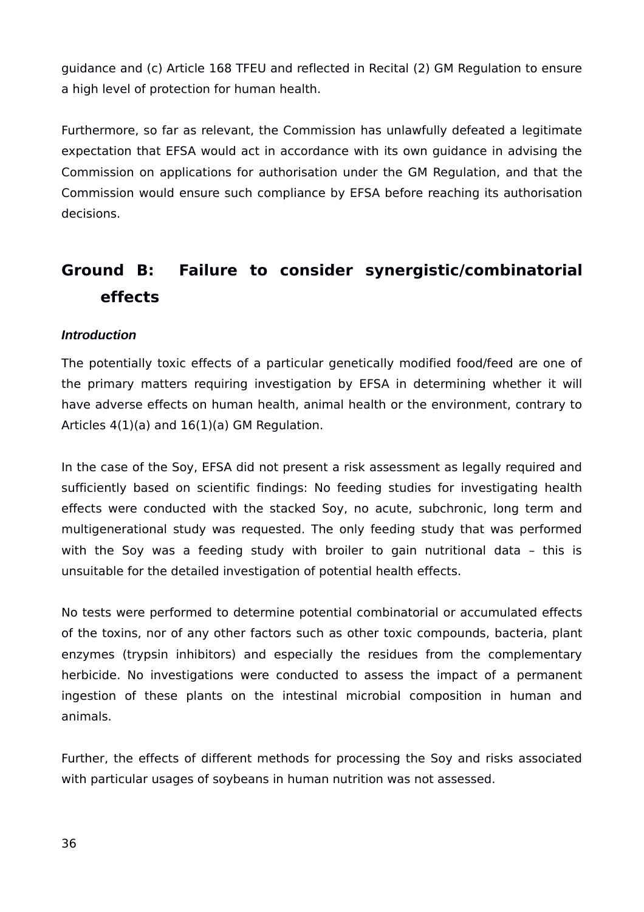guidance and (c) Article 168 TFEU and reflected in Recital (2) GM Regulation to ensure a high level of protection for human health.

Furthermore, so far as relevant, the Commission has unlawfully defeated a legitimate expectation that EFSA would act in accordance with its own guidance in advising the Commission on applications for authorisation under the GM Regulation, and that the Commission would ensure such compliance by EFSA before reaching its authorisation decisions.

## Ground B: Failure to consider synergistic/combinatorial effects

### *Introduction*

The potentially toxic effects of a particular genetically modified food/feed are one of the primary matters requiring investigation by EFSA in determining whether it will have adverse effects on human health, animal health or the environment, contrary to Articles 4(1)(a) and 16(1)(a) GM Regulation.

In the case of the Soy, EFSA did not present a risk assessment as legally required and sufficiently based on scientific findings: No feeding studies for investigating health effects were conducted with the stacked Soy, no acute, subchronic, long term and multigenerational study was requested. The only feeding study that was performed with the Soy was a feeding study with broiler to gain nutritional data – this is unsuitable for the detailed investigation of potential health effects.

No tests were performed to determine potential combinatorial or accumulated effects of the toxins, nor of any other factors such as other toxic compounds, bacteria, plant enzymes (trypsin inhibitors) and especially the residues from the complementary herbicide. No investigations were conducted to assess the impact of a permanent ingestion of these plants on the intestinal microbial composition in human and animals.

Further, the effects of different methods for processing the Soy and risks associated with particular usages of soybeans in human nutrition was not assessed.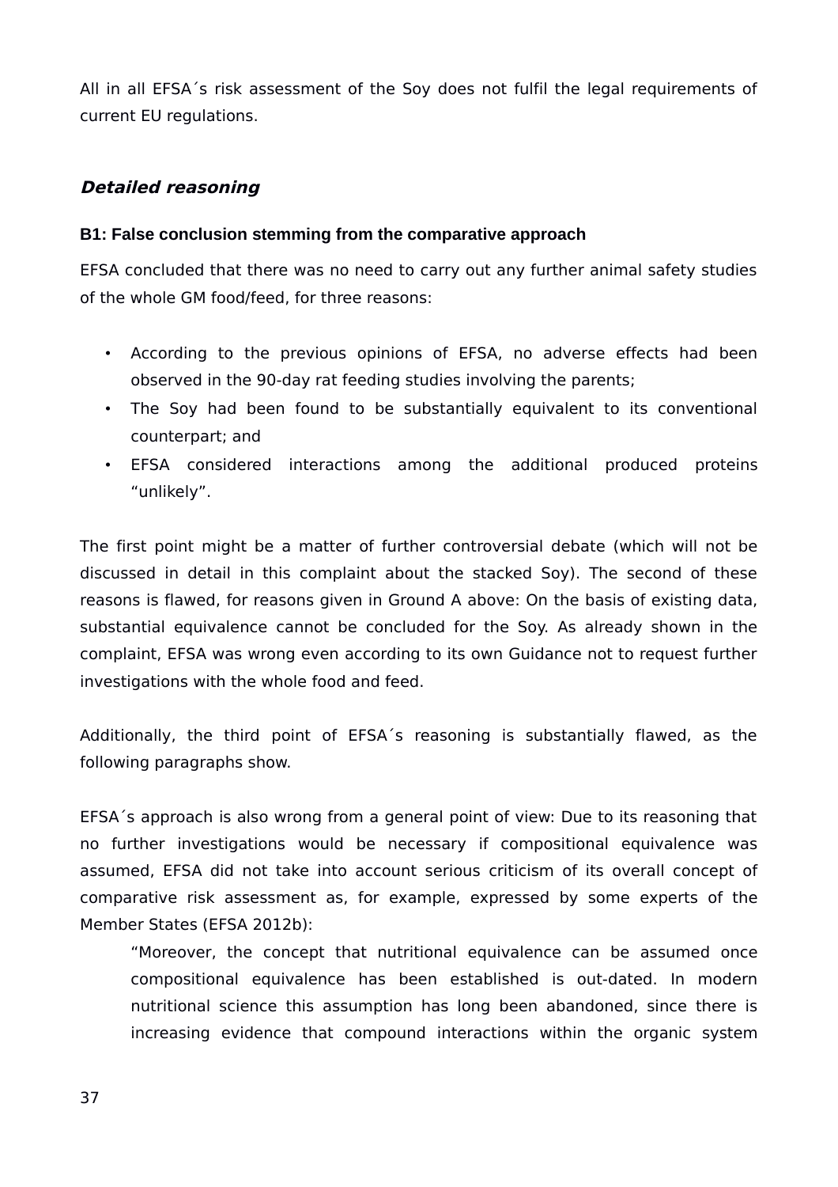All in all EFSA´s risk assessment of the Soy does not fulfil the legal requirements of current EU regulations.

### *Detailed reasoning*

#### B1: False conclusion stemming from the comparative approach

EFSA concluded that there was no need to carry out any further animal safety studies of the whole GM food/feed, for three reasons:

- According to the previous opinions of EFSA, no adverse effects had been observed in the 90-day rat feeding studies involving the parents;
- The Soy had been found to be substantially equivalent to its conventional counterpart; and
- EFSA considered interactions among the additional produced proteins "unlikely".

The first point might be a matter of further controversial debate (which will not be discussed in detail in this complaint about the stacked Soy). The second of these reasons is flawed, for reasons given in Ground A above: On the basis of existing data, substantial equivalence cannot be concluded for the Soy. As already shown in the complaint, EFSA was wrong even according to its own Guidance not to request further investigations with the whole food and feed.

Additionally, the third point of EFSA´s reasoning is substantially flawed, as the following paragraphs show.

EFSA´s approach is also wrong from a general point of view: Due to its reasoning that no further investigations would be necessary if compositional equivalence was assumed, EFSA did not take into account serious criticism of its overall concept of comparative risk assessment as, for example, expressed by some experts of the Member States (EFSA 2012b):

> "Moreover, the concept that nutritional equivalence can be assumed once compositional equivalence has been established is out-dated. In modern nutritional science this assumption has long been abandoned, since there is increasing evidence that compound interactions within the organic system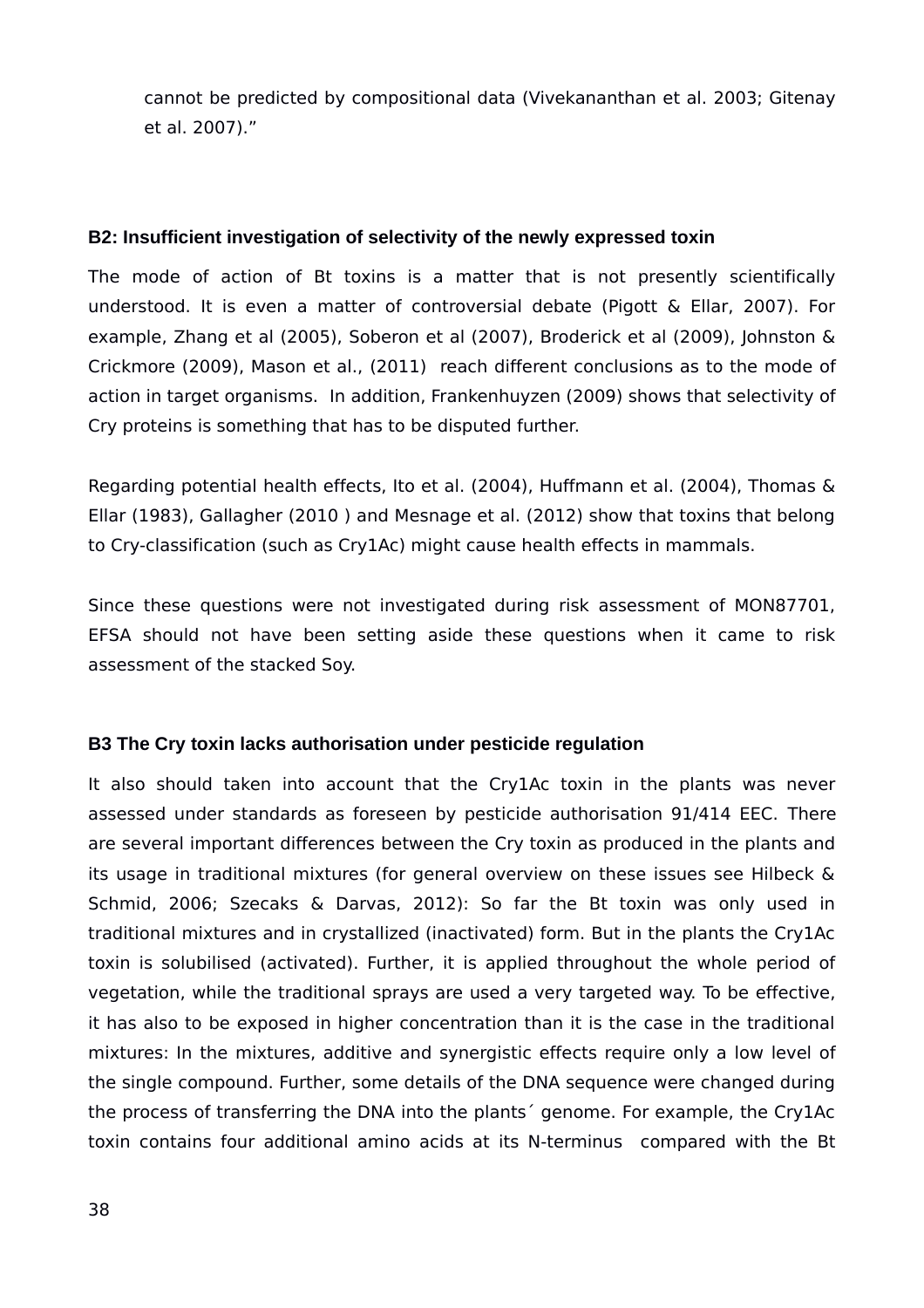cannot be predicted by compositional data (Vivekananthan et al. 2003; Gitenay et al. 2007)."

**B2: Insufficient investigation of selectivity of the newly expressed toxin**

The mode of action of Bt toxins is a matter that is not presently scientifically understood. It is even a matter of controversial debate (Pigott & Ellar, 2007). For example, Zhang et al (2005), Soberon et al (2007), Broderick et al (2009), Johnston & Crickmore (2009), Mason et al., (2011) reach different conclusions as to the mode of action in target organisms. In addition, Frankenhuyzen (2009) shows that selectivity of Cry proteins is something that has to be disputed further.

Regarding potential health effects, Ito et al. (2004), Huffmann et al. (2004), Thomas & Ellar (1983), Gallagher (2010 ) and Mesnage et al. (2012) show that toxins that belong to Cry-classification (such as Cry1Ac) might cause health effects in mammals.

Since these questions were not investigated during risk assessment of MON87701, EFSA should not have been setting aside these questions when it came to risk assessment of the stacked Soy.

**B3 The Cry toxin lacks authorisation under pesticide regulation**

It also should taken into account that the Cry1Ac toxin in the plants was never assessed under standards as foreseen by pesticide authorisation 91/414 EEC. There are several important differences between the Cry toxin as produced in the plants and its usage in traditional mixtures (for general overview on these issues see Hilbeck & Schmid, 2006; Szecaks & Darvas, 2012): So far the Bt toxin was only used in traditional mixtures and in crystallized (inactivated) form. But in the plants the Cry1Ac toxin is solubilised (activated). Further, it is applied throughout the whole period of vegetation, while the traditional sprays are used a very targeted way. To be effective, it has also to be exposed in higher concentration than it is the case in the traditional mixtures: In the mixtures, additive and synergistic effects require only a low level of the single compound. Further, some details of the DNA sequence were changed during the process of transferring the DNA into the plants´ genome. For example, the Cry1Ac toxin contains four additional amino acids at its N-terminus compared with the Bt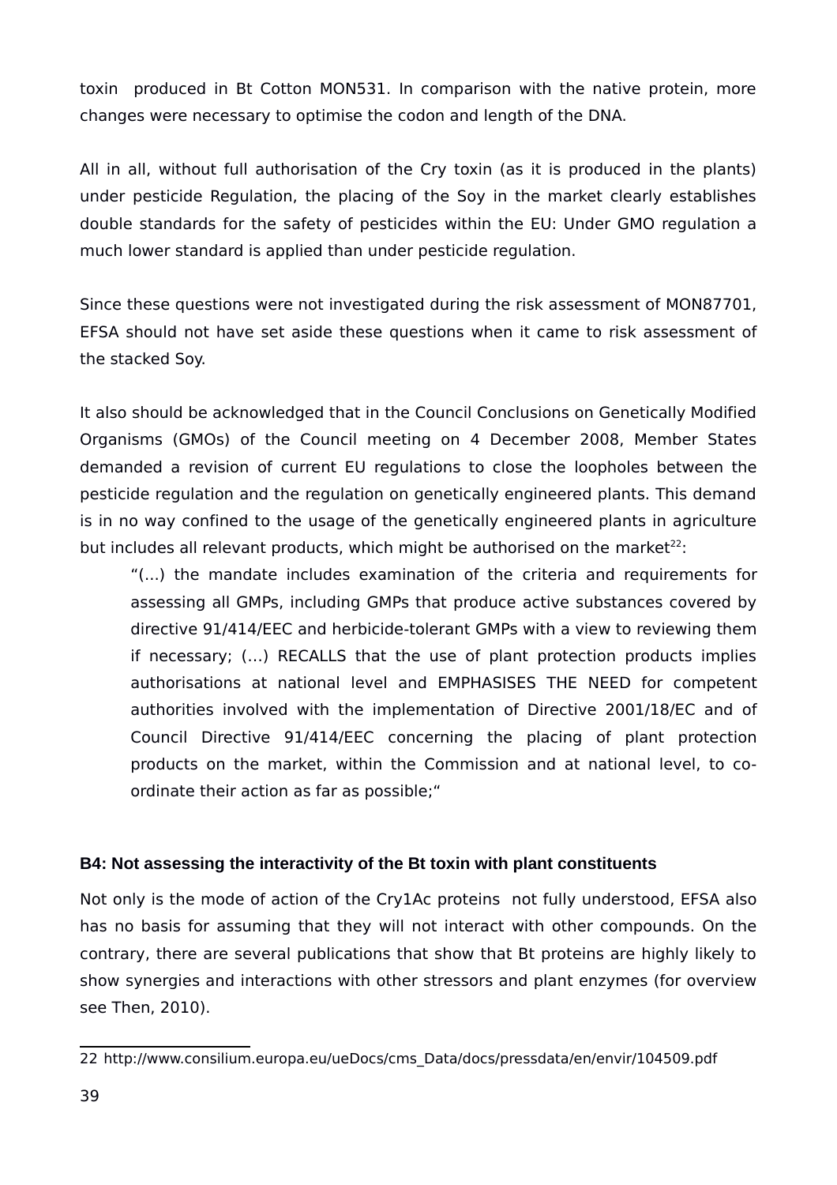toxin produced in Bt Cotton MON531. In comparison with the native protein, more changes were necessary to optimise the codon and length of the DNA.

All in all, without full authorisation of the Cry toxin (as it is produced in the plants) under pesticide Regulation, the placing of the Soy in the market clearly establishes double standards for the safety of pesticides within the EU: Under GMO regulation a much lower standard is applied than under pesticide regulation.

Since these questions were not investigated during the risk assessment of MON87701, EFSA should not have set aside these questions when it came to risk assessment of the stacked Soy.

It also should be acknowledged that in the Council Conclusions on Genetically Modified Organisms (GMOs) of the Council meeting on 4 December 2008, Member States demanded a revision of current EU regulations to close the loopholes between the pesticide regulation and the regulation on genetically engineered plants. This demand is in no way confined to the usage of the genetically engineered plants in agriculture but includes all relevant products, which might be authorised on the market[22]:

> "(...) the mandate includes examination of the criteria and requirements for assessing all GMPs, including GMPs that produce active substances covered by directive 91/414/EEC and herbicide-tolerant GMPs with a view to reviewing them if necessary; (...) RECALLS that the use of plant protection products implies authorisations at national level and EMPHASISES THE NEED for competent authorities involved with the implementation of Directive 2001/18/EC and of Council Directive 91/414/EEC concerning the placing of plant protection products on the market, within the Commission and at national level, to co-ordinate their action as far as possible;"

### B4: Not assessing the interactivity of the Bt toxin with plant constituents

Not only is the mode of action of the Cry1Ac proteins not fully understood, EFSA also has no basis for assuming that they will not interact with other compounds. On the contrary, there are several publications that show that Bt proteins are highly likely to show synergies and interactions with other stressors and plant enzymes (for overview see Then, 2010).

---

22 http://www.consilium.europa.eu/ueDocs/cms_Data/docs/pressdata/en/envir/104509.pdf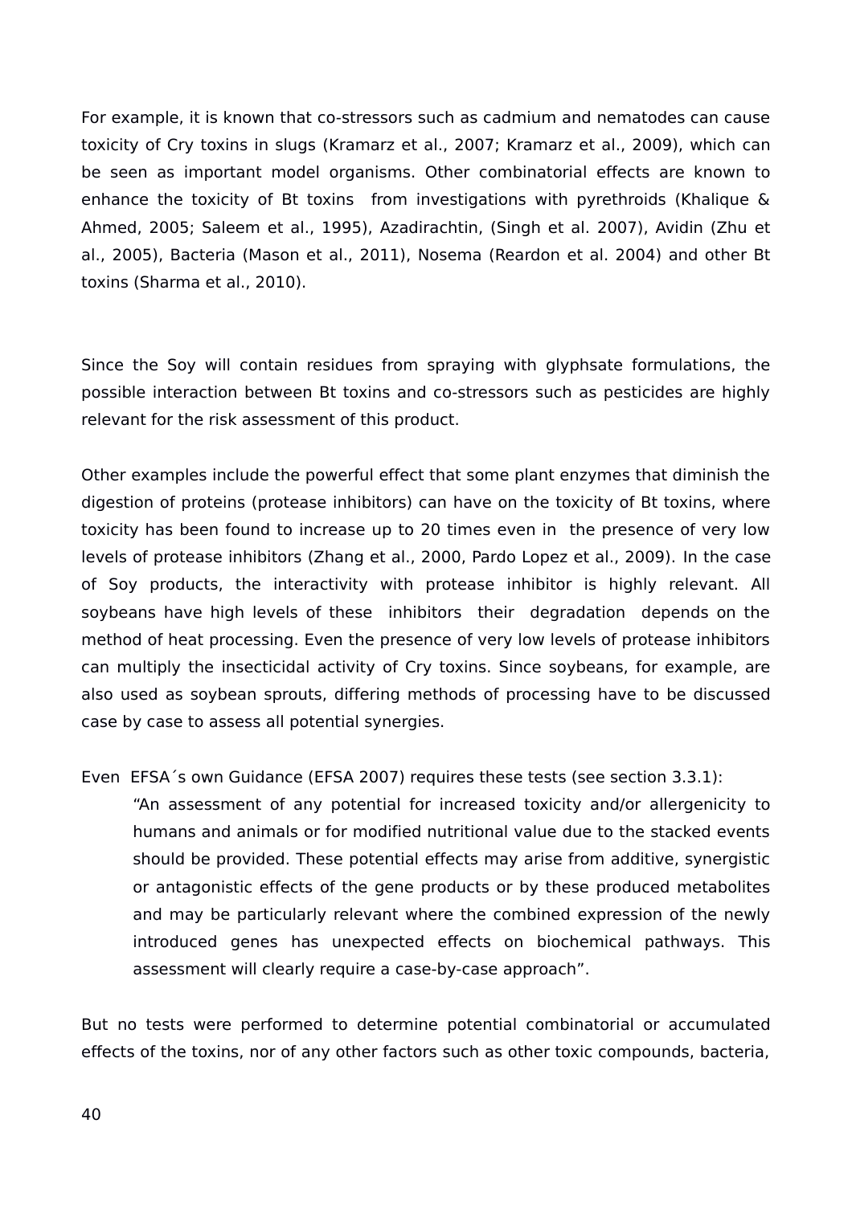For example, it is known that co-stressors such as cadmium and nematodes can cause toxicity of Cry toxins in slugs (Kramarz et al., 2007; Kramarz et al., 2009), which can be seen as important model organisms. Other combinatorial effects are known to enhance the toxicity of Bt toxins from investigations with pyrethroids (Khalique & Ahmed, 2005; Saleem et al., 1995), Azadirachtin, (Singh et al. 2007), Avidin (Zhu et al., 2005), Bacteria (Mason et al., 2011), Nosema (Reardon et al. 2004) and other Bt toxins (Sharma et al., 2010).

Since the Soy will contain residues from spraying with glyphsate formulations, the possible interaction between Bt toxins and co-stressors such as pesticides are highly relevant for the risk assessment of this product.

Other examples include the powerful effect that some plant enzymes that diminish the digestion of proteins (protease inhibitors) can have on the toxicity of Bt toxins, where toxicity has been found to increase up to 20 times even in the presence of very low levels of protease inhibitors (Zhang et al., 2000, Pardo Lopez et al., 2009). In the case of Soy products, the interactivity with protease inhibitor is highly relevant. All soybeans have high levels of these inhibitors their degradation depends on the method of heat processing. Even the presence of very low levels of protease inhibitors can multiply the insecticidal activity of Cry toxins. Since soybeans, for example, are also used as soybean sprouts, differing methods of processing have to be discussed case by case to assess all potential synergies.

Even EFSA´s own Guidance (EFSA 2007) requires these tests (see section 3.3.1):

> "An assessment of any potential for increased toxicity and/or allergenicity to humans and animals or for modified nutritional value due to the stacked events should be provided. These potential effects may arise from additive, synergistic or antagonistic effects of the gene products or by these produced metabolites and may be particularly relevant where the combined expression of the newly introduced genes has unexpected effects on biochemical pathways. This assessment will clearly require a case-by-case approach".

But no tests were performed to determine potential combinatorial or accumulated effects of the toxins, nor of any other factors such as other toxic compounds, bacteria,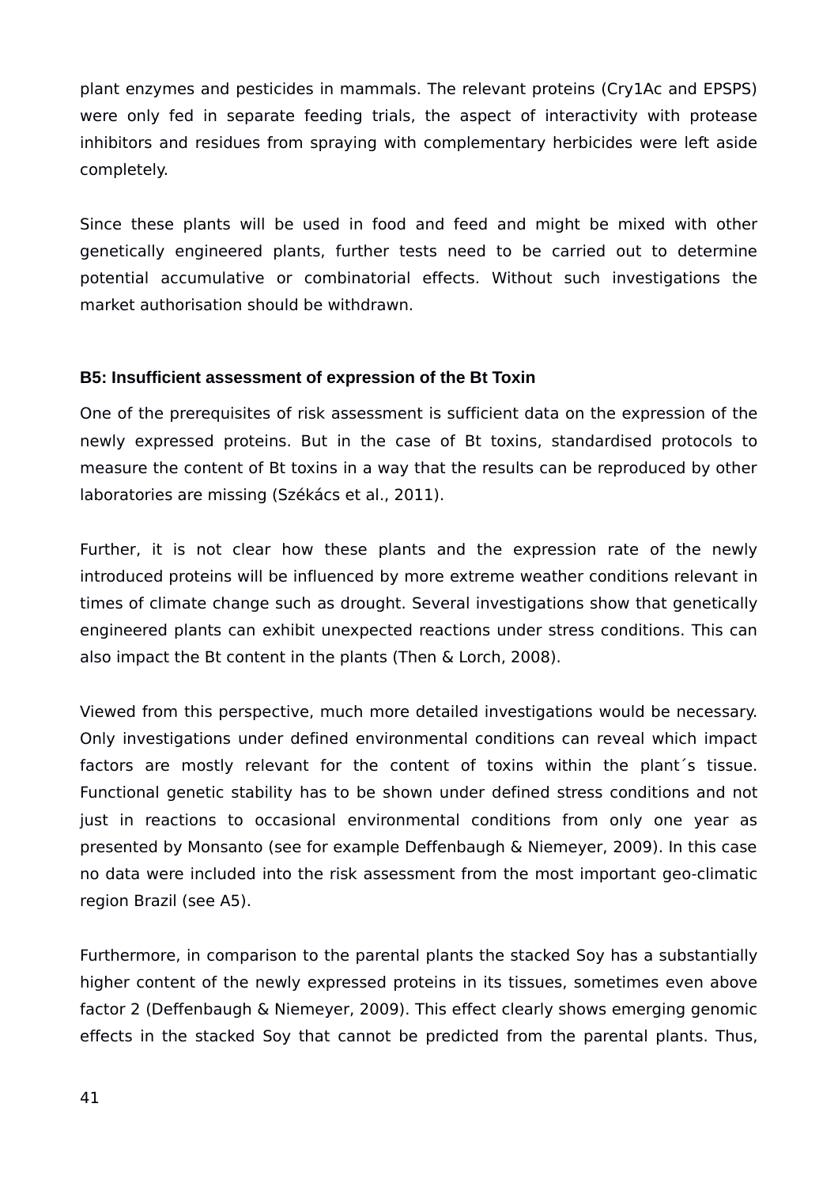plant enzymes and pesticides in mammals. The relevant proteins (Cry1Ac and EPSPS) were only fed in separate feeding trials, the aspect of interactivity with protease inhibitors and residues from spraying with complementary herbicides were left aside completely.

Since these plants will be used in food and feed and might be mixed with other genetically engineered plants, further tests need to be carried out to determine potential accumulative or combinatorial effects. Without such investigations the market authorisation should be withdrawn.

### B5: Insufficient assessment of expression of the Bt Toxin

One of the prerequisites of risk assessment is sufficient data on the expression of the newly expressed proteins. But in the case of Bt toxins, standardised protocols to measure the content of Bt toxins in a way that the results can be reproduced by other laboratories are missing (Székács et al., 2011).

Further, it is not clear how these plants and the expression rate of the newly introduced proteins will be influenced by more extreme weather conditions relevant in times of climate change such as drought. Several investigations show that genetically engineered plants can exhibit unexpected reactions under stress conditions. This can also impact the Bt content in the plants (Then & Lorch, 2008).

Viewed from this perspective, much more detailed investigations would be necessary. Only investigations under defined environmental conditions can reveal which impact factors are mostly relevant for the content of toxins within the plant´s tissue. Functional genetic stability has to be shown under defined stress conditions and not just in reactions to occasional environmental conditions from only one year as presented by Monsanto (see for example Deffenbaugh & Niemeyer, 2009). In this case no data were included into the risk assessment from the most important geo-climatic region Brazil (see A5).

Furthermore, in comparison to the parental plants the stacked Soy has a substantially higher content of the newly expressed proteins in its tissues, sometimes even above factor 2 (Deffenbaugh & Niemeyer, 2009). This effect clearly shows emerging genomic effects in the stacked Soy that cannot be predicted from the parental plants. Thus,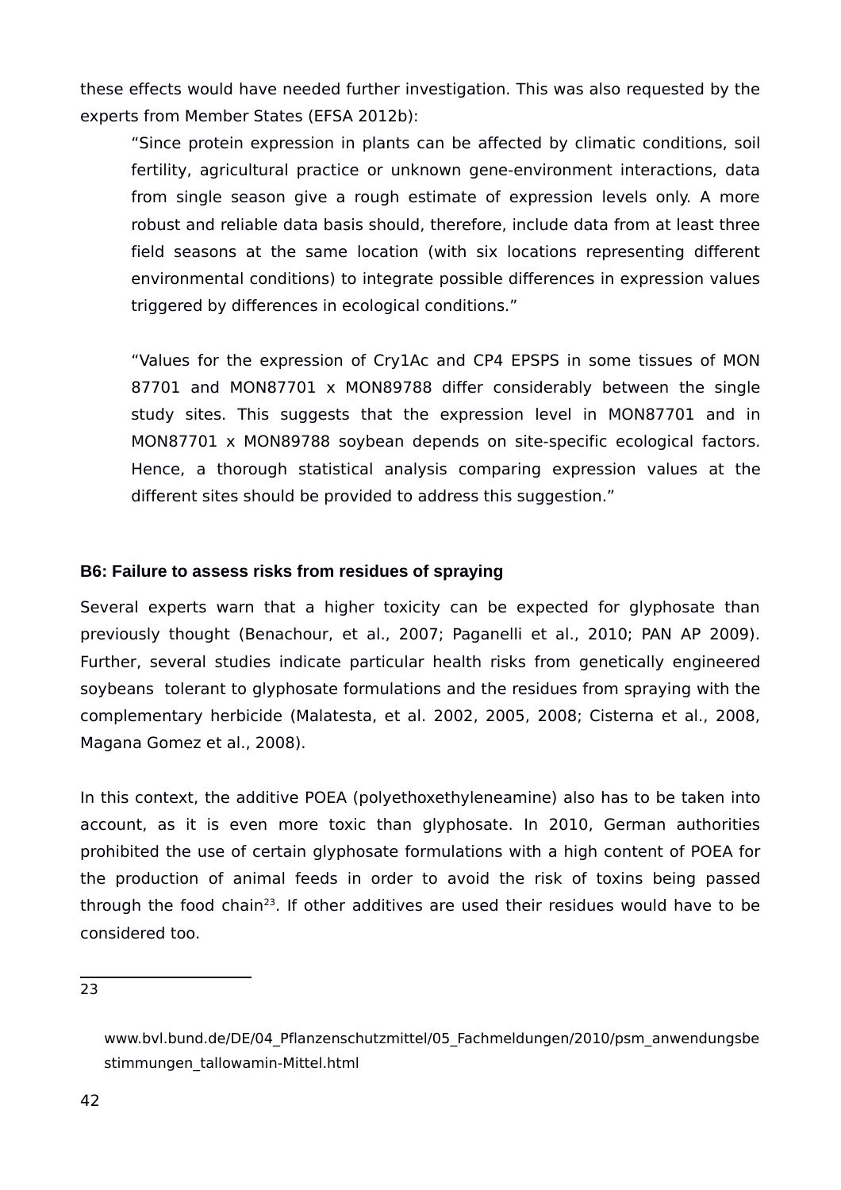these effects would have needed further investigation. This was also requested by the experts from Member States (EFSA 2012b):

> "Since protein expression in plants can be affected by climatic conditions, soil fertility, agricultural practice or unknown gene-environment interactions, data from single season give a rough estimate of expression levels only. A more robust and reliable data basis should, therefore, include data from at least three field seasons at the same location (with six locations representing different environmental conditions) to integrate possible differences in expression values triggered by differences in ecological conditions."
>
> "Values for the expression of Cry1Ac and CP4 EPSPS in some tissues of MON 87701 and MON87701 x MON89788 differ considerably between the single study sites. This suggests that the expression level in MON87701 and in MON87701 x MON89788 soybean depends on site-specific ecological factors. Hence, a thorough statistical analysis comparing expression values at the different sites should be provided to address this suggestion."

### B6: Failure to assess risks from residues of spraying

Several experts warn that a higher toxicity can be expected for glyphosate than previously thought (Benachour, et al., 2007; Paganelli et al., 2010; PAN AP 2009). Further, several studies indicate particular health risks from genetically engineered soybeans tolerant to glyphosate formulations and the residues from spraying with the complementary herbicide (Malatesta, et al. 2002, 2005, 2008; Cisterna et al., 2008, Magana Gomez et al., 2008).

In this context, the additive POEA (polyethoxethyleneamine) also has to be taken into account, as it is even more toxic than glyphosate. In 2010, German authorities prohibited the use of certain glyphosate formulations with a high content of POEA for the production of animal feeds in order to avoid the risk of toxins being passed through the food chain[23]. If other additives are used their residues would have to be considered too.

---

23 www.bvl.bund.de/DE/04_Pflanzenschutzmittel/05_Fachmeldungen/2010/psm_anwendungsbestimmungen_tallowamin-Mittel.html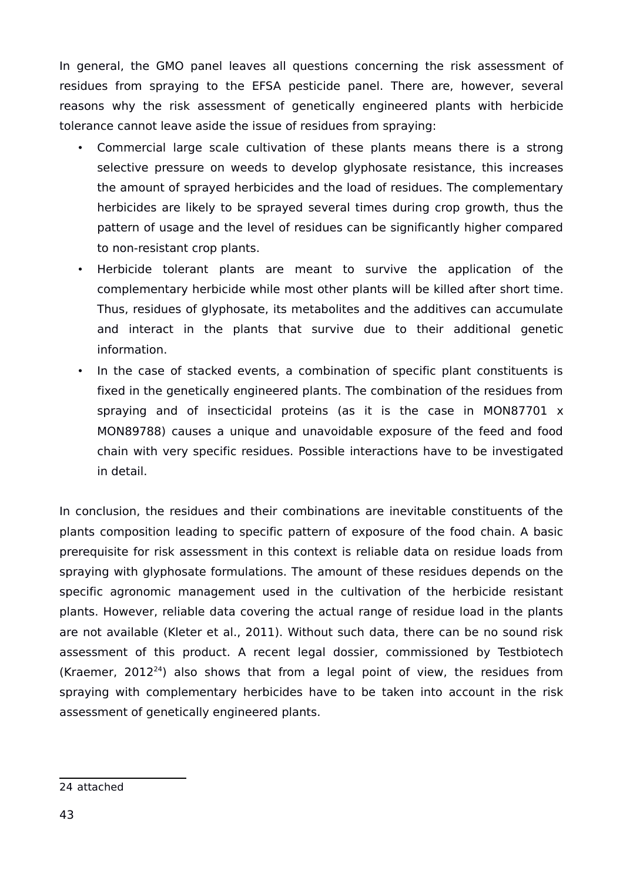In general, the GMO panel leaves all questions concerning the risk assessment of residues from spraying to the EFSA pesticide panel. There are, however, several reasons why the risk assessment of genetically engineered plants with herbicide tolerance cannot leave aside the issue of residues from spraying:

- Commercial large scale cultivation of these plants means there is a strong selective pressure on weeds to develop glyphosate resistance, this increases the amount of sprayed herbicides and the load of residues. The complementary herbicides are likely to be sprayed several times during crop growth, thus the pattern of usage and the level of residues can be significantly higher compared to non-resistant crop plants.
- Herbicide tolerant plants are meant to survive the application of the complementary herbicide while most other plants will be killed after short time. Thus, residues of glyphosate, its metabolites and the additives can accumulate and interact in the plants that survive due to their additional genetic information.
- In the case of stacked events, a combination of specific plant constituents is fixed in the genetically engineered plants. The combination of the residues from spraying and of insecticidal proteins (as it is the case in MON87701 x MON89788) causes a unique and unavoidable exposure of the feed and food chain with very specific residues. Possible interactions have to be investigated in detail.

In conclusion, the residues and their combinations are inevitable constituents of the plants composition leading to specific pattern of exposure of the food chain. A basic prerequisite for risk assessment in this context is reliable data on residue loads from spraying with glyphosate formulations. The amount of these residues depends on the specific agronomic management used in the cultivation of the herbicide resistant plants. However, reliable data covering the actual range of residue load in the plants are not available (Kleter et al., 2011). Without such data, there can be no sound risk assessment of this product. A recent legal dossier, commissioned by Testbiotech (Kraemer, 2012[24]) also shows that from a legal point of view, the residues from spraying with complementary herbicides have to be taken into account in the risk assessment of genetically engineered plants.

---

24 attached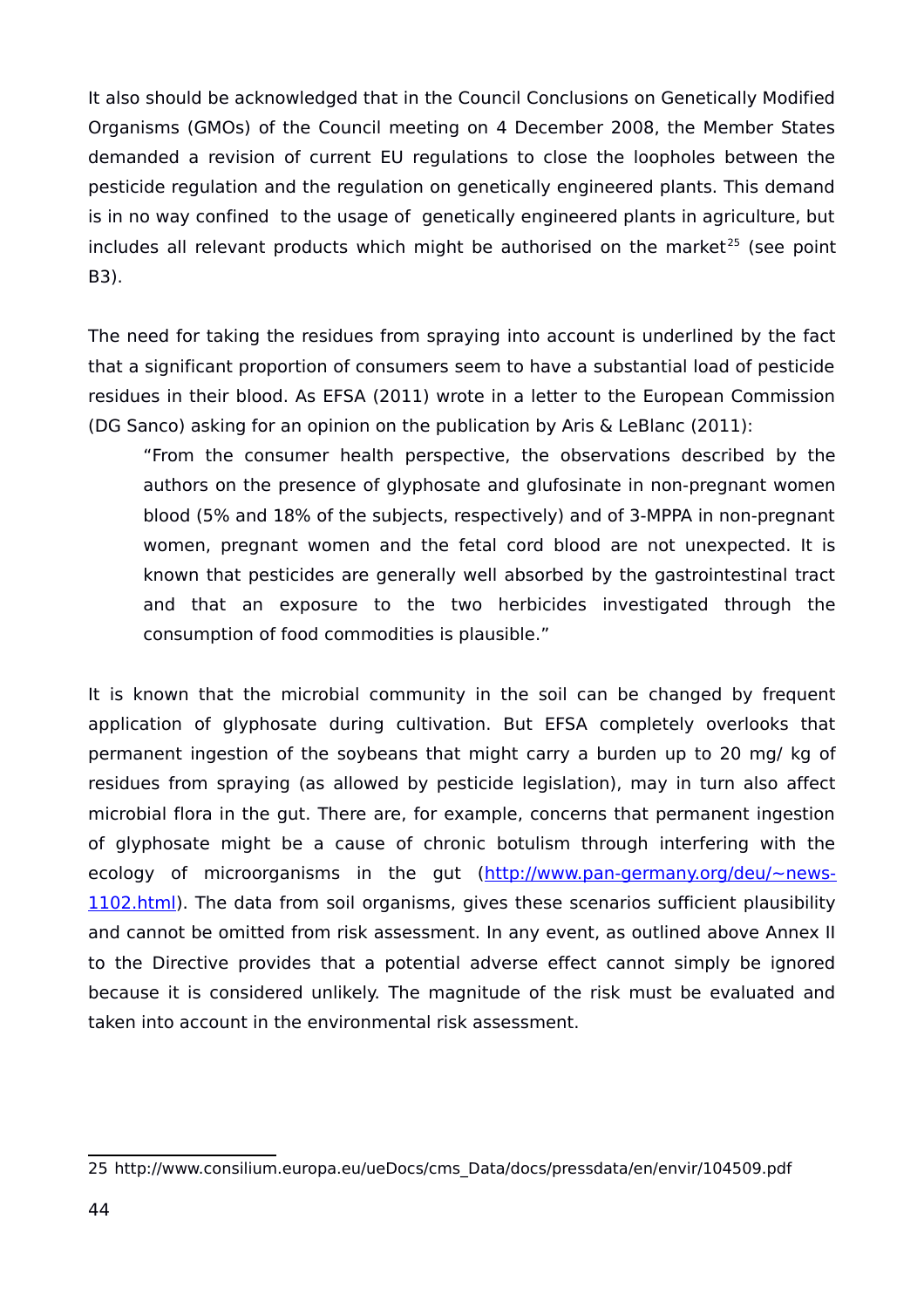It also should be acknowledged that in the Council Conclusions on Genetically Modified Organisms (GMOs) of the Council meeting on 4 December 2008, the Member States demanded a revision of current EU regulations to close the loopholes between the pesticide regulation and the regulation on genetically engineered plants. This demand is in no way confined to the usage of genetically engineered plants in agriculture, but includes all relevant products which might be authorised on the market[25] (see point B3).

The need for taking the residues from spraying into account is underlined by the fact that a significant proportion of consumers seem to have a substantial load of pesticide residues in their blood. As EFSA (2011) wrote in a letter to the European Commission (DG Sanco) asking for an opinion on the publication by Aris & LeBlanc (2011):

> "From the consumer health perspective, the observations described by the authors on the presence of glyphosate and glufosinate in non-pregnant women blood (5% and 18% of the subjects, respectively) and of 3-MPPA in non-pregnant women, pregnant women and the fetal cord blood are not unexpected. It is known that pesticides are generally well absorbed by the gastrointestinal tract and that an exposure to the two herbicides investigated through the consumption of food commodities is plausible."

It is known that the microbial community in the soil can be changed by frequent application of glyphosate during cultivation. But EFSA completely overlooks that permanent ingestion of the soybeans that might carry a burden up to 20 mg/ kg of residues from spraying (as allowed by pesticide legislation), may in turn also affect microbial flora in the gut. There are, for example, concerns that permanent ingestion of glyphosate might be a cause of chronic botulism through interfering with the ecology of microorganisms in the gut ([http://www.pan-germany.org/deu/~news-1102.html](http://www.pan-germany.org/deu/~news-1102.html)). The data from soil organisms, gives these scenarios sufficient plausibility and cannot be omitted from risk assessment. In any event, as outlined above Annex II to the Directive provides that a potential adverse effect cannot simply be ignored because it is considered unlikely. The magnitude of the risk must be evaluated and taken into account in the environmental risk assessment.

---

25 http://www.consilium.europa.eu/ueDocs/cms_Data/docs/pressdata/en/envir/104509.pdf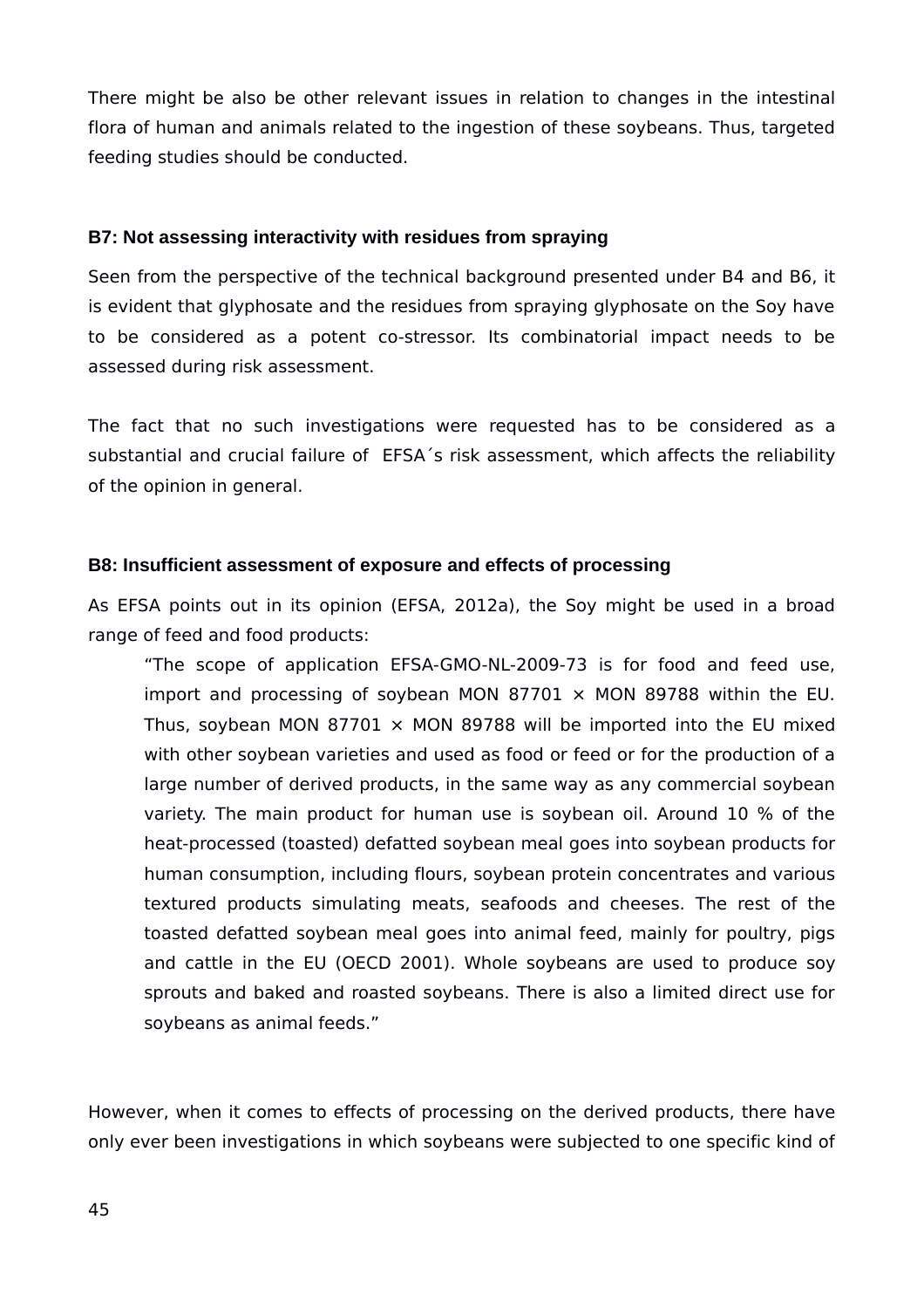There might be also be other relevant issues in relation to changes in the intestinal flora of human and animals related to the ingestion of these soybeans. Thus, targeted feeding studies should be conducted.

### B7: Not assessing interactivity with residues from spraying

Seen from the perspective of the technical background presented under B4 and B6, it is evident that glyphosate and the residues from spraying glyphosate on the Soy have to be considered as a potent co-stressor. Its combinatorial impact needs to be assessed during risk assessment.

The fact that no such investigations were requested has to be considered as a substantial and crucial failure of EFSA´s risk assessment, which affects the reliability of the opinion in general.

### B8: Insufficient assessment of exposure and effects of processing

As EFSA points out in its opinion (EFSA, 2012a), the Soy might be used in a broad range of feed and food products:

> "The scope of application EFSA-GMO-NL-2009-73 is for food and feed use, import and processing of soybean MON 87701 × MON 89788 within the EU. Thus, soybean MON 87701 × MON 89788 will be imported into the EU mixed with other soybean varieties and used as food or feed or for the production of a large number of derived products, in the same way as any commercial soybean variety. The main product for human use is soybean oil. Around 10 % of the heat-processed (toasted) defatted soybean meal goes into soybean products for human consumption, including flours, soybean protein concentrates and various textured products simulating meats, seafoods and cheeses. The rest of the toasted defatted soybean meal goes into animal feed, mainly for poultry, pigs and cattle in the EU (OECD 2001). Whole soybeans are used to produce soy sprouts and baked and roasted soybeans. There is also a limited direct use for soybeans as animal feeds."

However, when it comes to effects of processing on the derived products, there have only ever been investigations in which soybeans were subjected to one specific kind of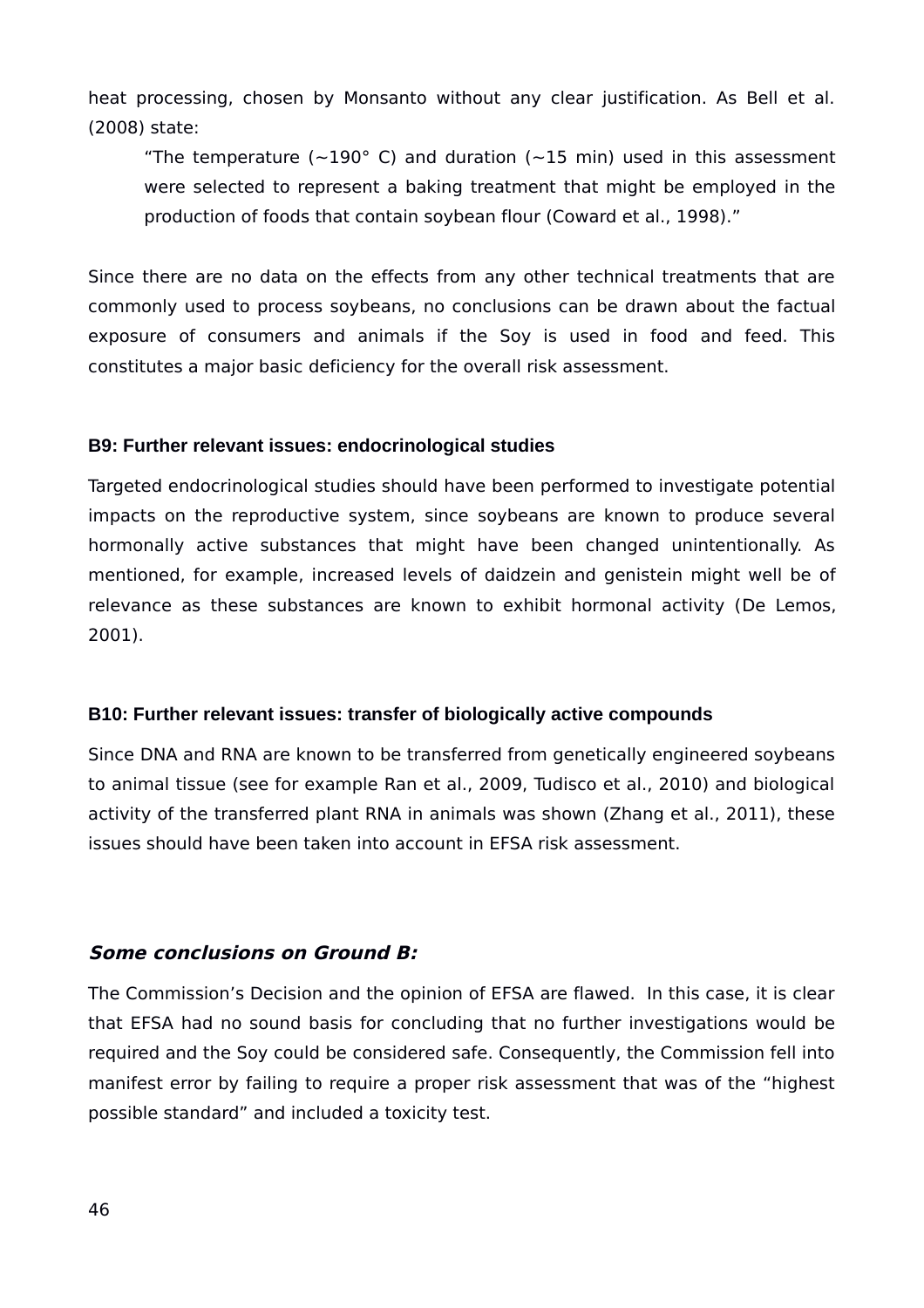heat processing, chosen by Monsanto without any clear justification. As Bell et al. (2008) state:

> "The temperature (~190° C) and duration (~15 min) used in this assessment were selected to represent a baking treatment that might be employed in the production of foods that contain soybean flour (Coward et al., 1998)."

Since there are no data on the effects from any other technical treatments that are commonly used to process soybeans, no conclusions can be drawn about the factual exposure of consumers and animals if the Soy is used in food and feed. This constitutes a major basic deficiency for the overall risk assessment.

**B9: Further relevant issues: endocrinological studies**

Targeted endocrinological studies should have been performed to investigate potential impacts on the reproductive system, since soybeans are known to produce several hormonally active substances that might have been changed unintentionally. As mentioned, for example, increased levels of daidzein and genistein might well be of relevance as these substances are known to exhibit hormonal activity (De Lemos, 2001).

**B10: Further relevant issues: transfer of biologically active compounds**

Since DNA and RNA are known to be transferred from genetically engineered soybeans to animal tissue (see for example Ran et al., 2009, Tudisco et al., 2010) and biological activity of the transferred plant RNA in animals was shown (Zhang et al., 2011), these issues should have been taken into account in EFSA risk assessment.

***Some conclusions on Ground B:***

The Commission's Decision and the opinion of EFSA are flawed. In this case, it is clear that EFSA had no sound basis for concluding that no further investigations would be required and the Soy could be considered safe. Consequently, the Commission fell into manifest error by failing to require a proper risk assessment that was of the "highest possible standard" and included a toxicity test.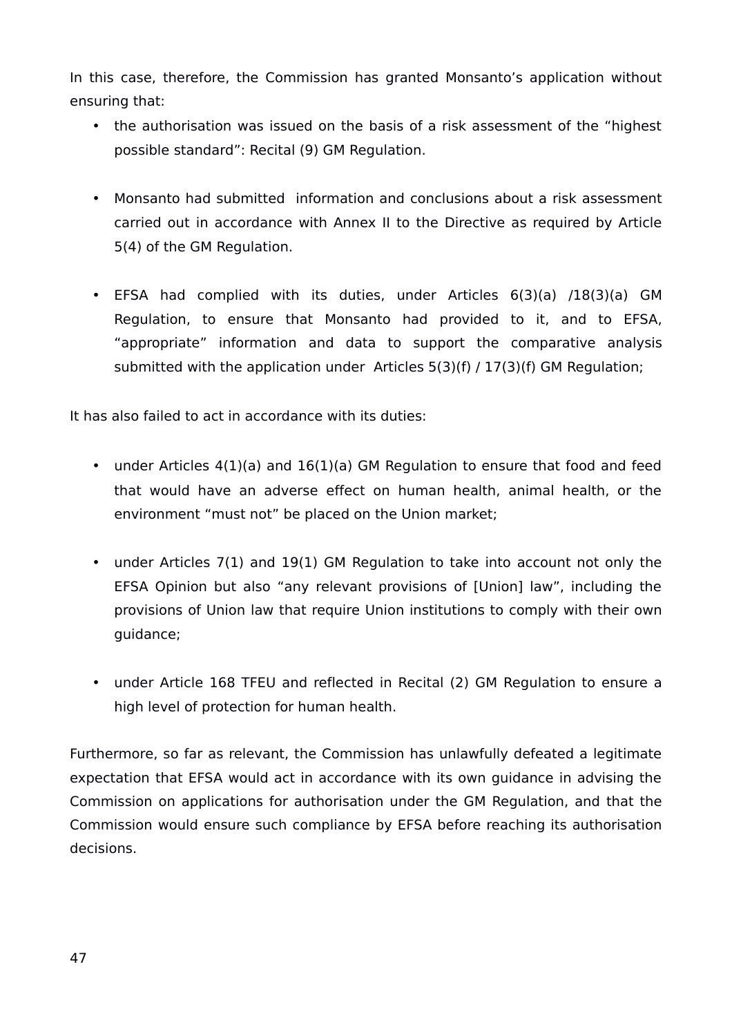In this case, therefore, the Commission has granted Monsanto's application without ensuring that:

- the authorisation was issued on the basis of a risk assessment of the "highest possible standard": Recital (9) GM Regulation.

- Monsanto had submitted information and conclusions about a risk assessment carried out in accordance with Annex II to the Directive as required by Article 5(4) of the GM Regulation.

- EFSA had complied with its duties, under Articles 6(3)(a) /18(3)(a) GM Regulation, to ensure that Monsanto had provided to it, and to EFSA, "appropriate" information and data to support the comparative analysis submitted with the application under Articles 5(3)(f) / 17(3)(f) GM Regulation;

It has also failed to act in accordance with its duties:

- under Articles 4(1)(a) and 16(1)(a) GM Regulation to ensure that food and feed that would have an adverse effect on human health, animal health, or the environment "must not" be placed on the Union market;

- under Articles 7(1) and 19(1) GM Regulation to take into account not only the EFSA Opinion but also "any relevant provisions of [Union] law", including the provisions of Union law that require Union institutions to comply with their own guidance;

- under Article 168 TFEU and reflected in Recital (2) GM Regulation to ensure a high level of protection for human health.

Furthermore, so far as relevant, the Commission has unlawfully defeated a legitimate expectation that EFSA would act in accordance with its own guidance in advising the Commission on applications for authorisation under the GM Regulation, and that the Commission would ensure such compliance by EFSA before reaching its authorisation decisions.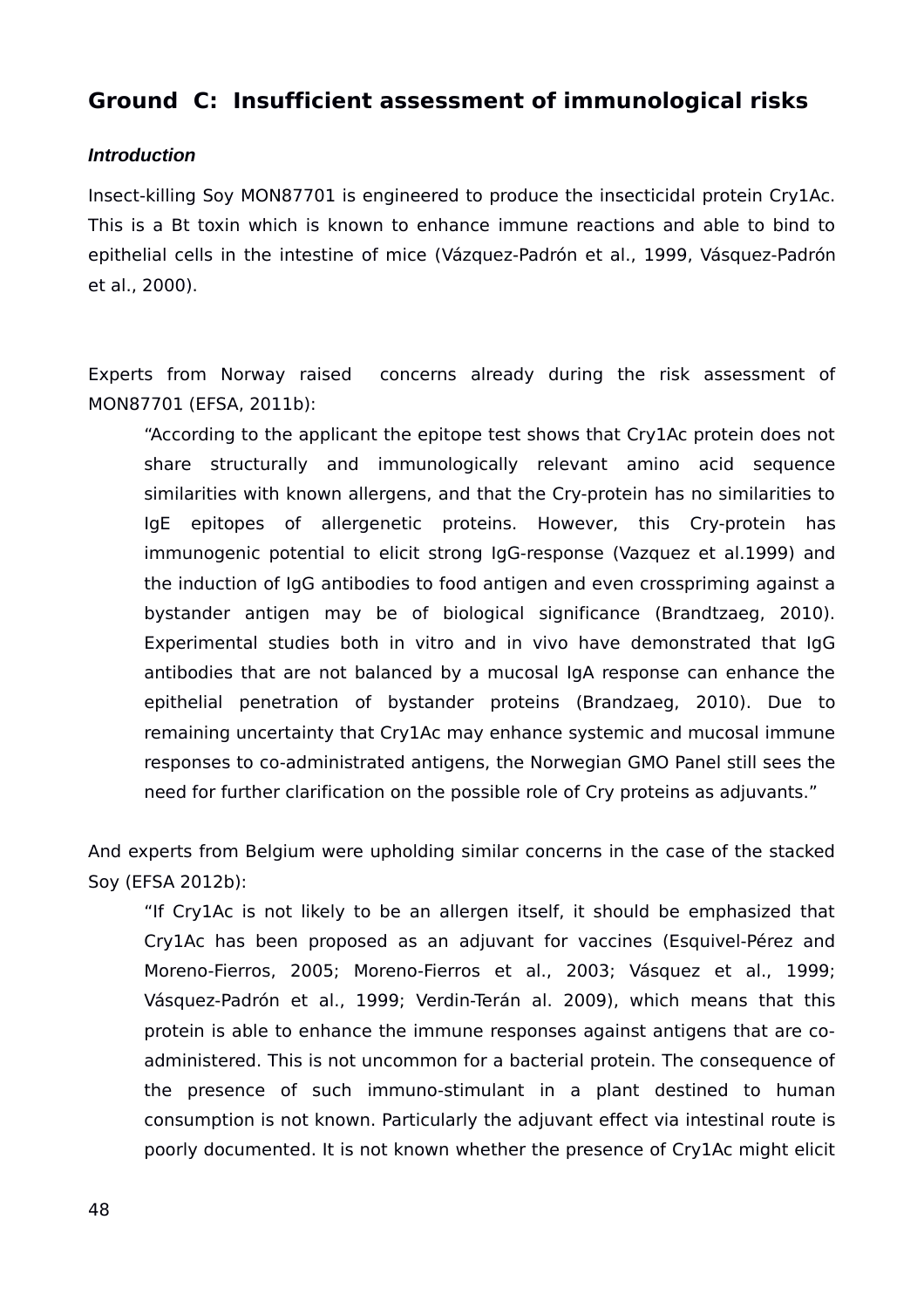## Ground C: Insufficient assessment of immunological risks

***Introduction***

Insect-killing Soy MON87701 is engineered to produce the insecticidal protein Cry1Ac. This is a Bt toxin which is known to enhance immune reactions and able to bind to epithelial cells in the intestine of mice (Vázquez-Padrón et al., 1999, Vásquez-Padrón et al., 2000).

Experts from Norway raised concerns already during the risk assessment of MON87701 (EFSA, 2011b):

> "According to the applicant the epitope test shows that Cry1Ac protein does not share structurally and immunologically relevant amino acid sequence similarities with known allergens, and that the Cry-protein has no similarities to IgE epitopes of allergenetic proteins. However, this Cry-protein has immunogenic potential to elicit strong IgG-response (Vazquez et al.1999) and the induction of IgG antibodies to food antigen and even crosspriming against a bystander antigen may be of biological significance (Brandtzaeg, 2010). Experimental studies both in vitro and in vivo have demonstrated that IgG antibodies that are not balanced by a mucosal IgA response can enhance the epithelial penetration of bystander proteins (Brandzaeg, 2010). Due to remaining uncertainty that Cry1Ac may enhance systemic and mucosal immune responses to co-administrated antigens, the Norwegian GMO Panel still sees the need for further clarification on the possible role of Cry proteins as adjuvants."

And experts from Belgium were upholding similar concerns in the case of the stacked Soy (EFSA 2012b):

> "If Cry1Ac is not likely to be an allergen itself, it should be emphasized that Cry1Ac has been proposed as an adjuvant for vaccines (Esquivel-Pérez and Moreno-Fierros, 2005; Moreno-Fierros et al., 2003; Vásquez et al., 1999; Vásquez-Padrón et al., 1999; Verdin-Terán al. 2009), which means that this protein is able to enhance the immune responses against antigens that are co-administered. This is not uncommon for a bacterial protein. The consequence of the presence of such immuno-stimulant in a plant destined to human consumption is not known. Particularly the adjuvant effect via intestinal route is poorly documented. It is not known whether the presence of Cry1Ac might elicit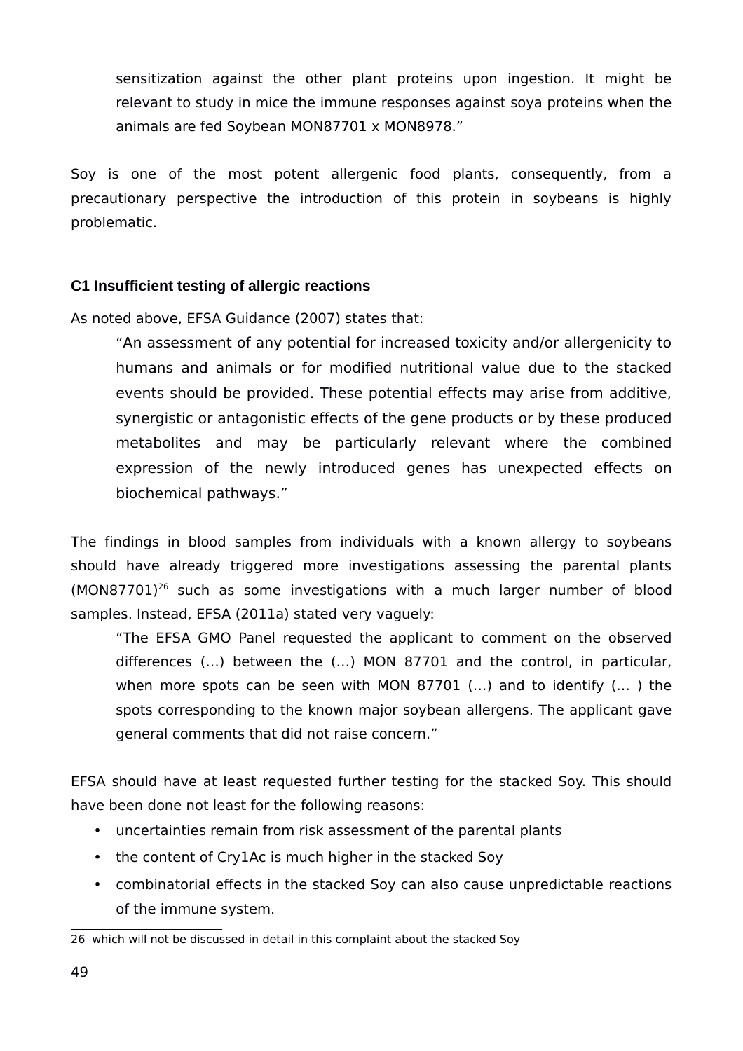> sensitization against the other plant proteins upon ingestion. It might be relevant to study in mice the immune responses against soya proteins when the animals are fed Soybean MON87701 x MON8978."

Soy is one of the most potent allergenic food plants, consequently, from a precautionary perspective the introduction of this protein in soybeans is highly problematic.

### C1 Insufficient testing of allergic reactions

As noted above, EFSA Guidance (2007) states that:

> "An assessment of any potential for increased toxicity and/or allergenicity to humans and animals or for modified nutritional value due to the stacked events should be provided. These potential effects may arise from additive, synergistic or antagonistic effects of the gene products or by these produced metabolites and may be particularly relevant where the combined expression of the newly introduced genes has unexpected effects on biochemical pathways."

The findings in blood samples from individuals with a known allergy to soybeans should have already triggered more investigations assessing the parental plants (MON87701)[26] such as some investigations with a much larger number of blood samples. Instead, EFSA (2011a) stated very vaguely:

> "The EFSA GMO Panel requested the applicant to comment on the observed differences (…) between the (…) MON 87701 and the control, in particular, when more spots can be seen with MON 87701 (…) and to identify (… ) the spots corresponding to the known major soybean allergens. The applicant gave general comments that did not raise concern."

EFSA should have at least requested further testing for the stacked Soy. This should have been done not least for the following reasons:

- uncertainties remain from risk assessment of the parental plants
- the content of Cry1Ac is much higher in the stacked Soy
- combinatorial effects in the stacked Soy can also cause unpredictable reactions of the immune system.

26 which will not be discussed in detail in this complaint about the stacked Soy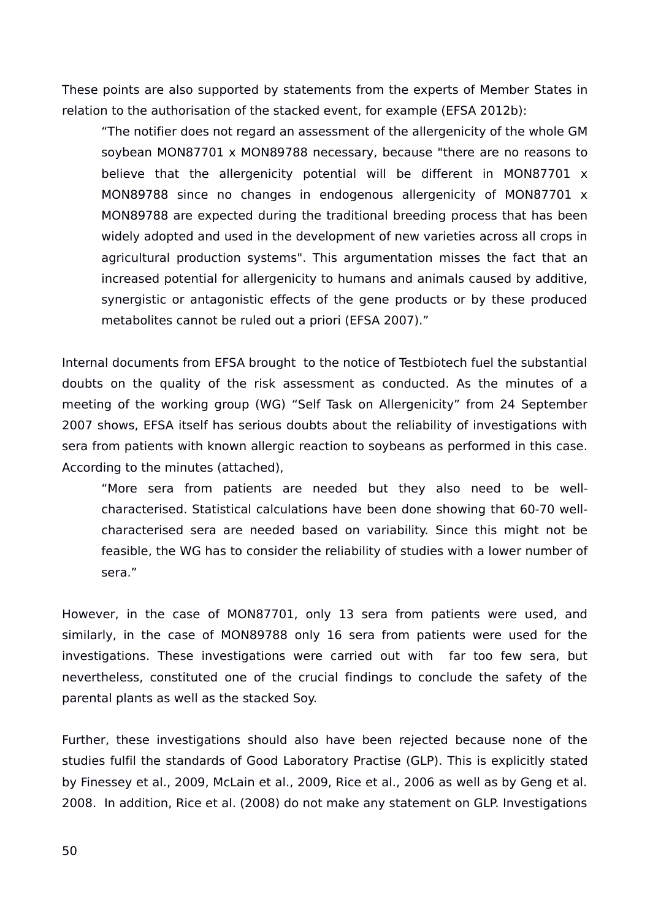These points are also supported by statements from the experts of Member States in relation to the authorisation of the stacked event, for example (EFSA 2012b):

> “The notifier does not regard an assessment of the allergenicity of the whole GM soybean MON87701 x MON89788 necessary, because "there are no reasons to believe that the allergenicity potential will be different in MON87701 x MON89788 since no changes in endogenous allergenicity of MON87701 x MON89788 are expected during the traditional breeding process that has been widely adopted and used in the development of new varieties across all crops in agricultural production systems". This argumentation misses the fact that an increased potential for allergenicity to humans and animals caused by additive, synergistic or antagonistic effects of the gene products or by these produced metabolites cannot be ruled out a priori (EFSA 2007).”

Internal documents from EFSA brought to the notice of Testbiotech fuel the substantial doubts on the quality of the risk assessment as conducted. As the minutes of a meeting of the working group (WG) “Self Task on Allergenicity” from 24 September 2007 shows, EFSA itself has serious doubts about the reliability of investigations with sera from patients with known allergic reaction to soybeans as performed in this case. According to the minutes (attached),

> “More sera from patients are needed but they also need to be well-characterised. Statistical calculations have been done showing that 60-70 well-characterised sera are needed based on variability. Since this might not be feasible, the WG has to consider the reliability of studies with a lower number of sera.”

However, in the case of MON87701, only 13 sera from patients were used, and similarly, in the case of MON89788 only 16 sera from patients were used for the investigations. These investigations were carried out with far too few sera, but nevertheless, constituted one of the crucial findings to conclude the safety of the parental plants as well as the stacked Soy.

Further, these investigations should also have been rejected because none of the studies fulfil the standards of Good Laboratory Practise (GLP). This is explicitly stated by Finessey et al., 2009, McLain et al., 2009, Rice et al., 2006 as well as by Geng et al. 2008. In addition, Rice et al. (2008) do not make any statement on GLP. Investigations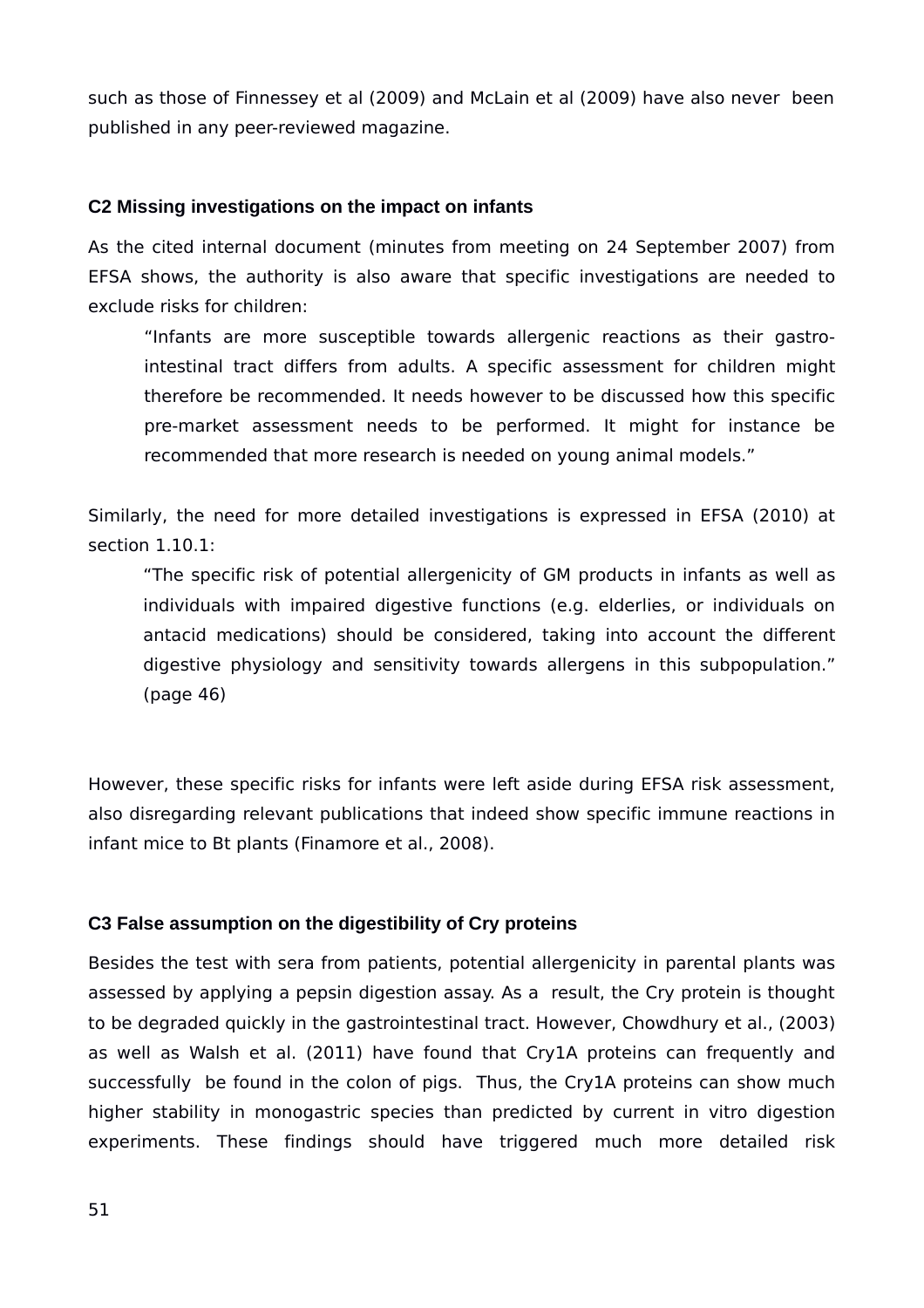such as those of Finnessey et al (2009) and McLain et al (2009) have also never been published in any peer-reviewed magazine.

### C2 Missing investigations on the impact on infants

As the cited internal document (minutes from meeting on 24 September 2007) from EFSA shows, the authority is also aware that specific investigations are needed to exclude risks for children:

> "Infants are more susceptible towards allergenic reactions as their gastro-intestinal tract differs from adults. A specific assessment for children might therefore be recommended. It needs however to be discussed how this specific pre-market assessment needs to be performed. It might for instance be recommended that more research is needed on young animal models."

Similarly, the need for more detailed investigations is expressed in EFSA (2010) at section 1.10.1:

> "The specific risk of potential allergenicity of GM products in infants as well as individuals with impaired digestive functions (e.g. elderlies, or individuals on antacid medications) should be considered, taking into account the different digestive physiology and sensitivity towards allergens in this subpopulation." (page 46)

However, these specific risks for infants were left aside during EFSA risk assessment, also disregarding relevant publications that indeed show specific immune reactions in infant mice to Bt plants (Finamore et al., 2008).

### C3 False assumption on the digestibility of Cry proteins

Besides the test with sera from patients, potential allergenicity in parental plants was assessed by applying a pepsin digestion assay. As a result, the Cry protein is thought to be degraded quickly in the gastrointestinal tract. However, Chowdhury et al., (2003) as well as Walsh et al. (2011) have found that Cry1A proteins can frequently and successfully be found in the colon of pigs. Thus, the Cry1A proteins can show much higher stability in monogastric species than predicted by current in vitro digestion experiments. These findings should have triggered much more detailed risk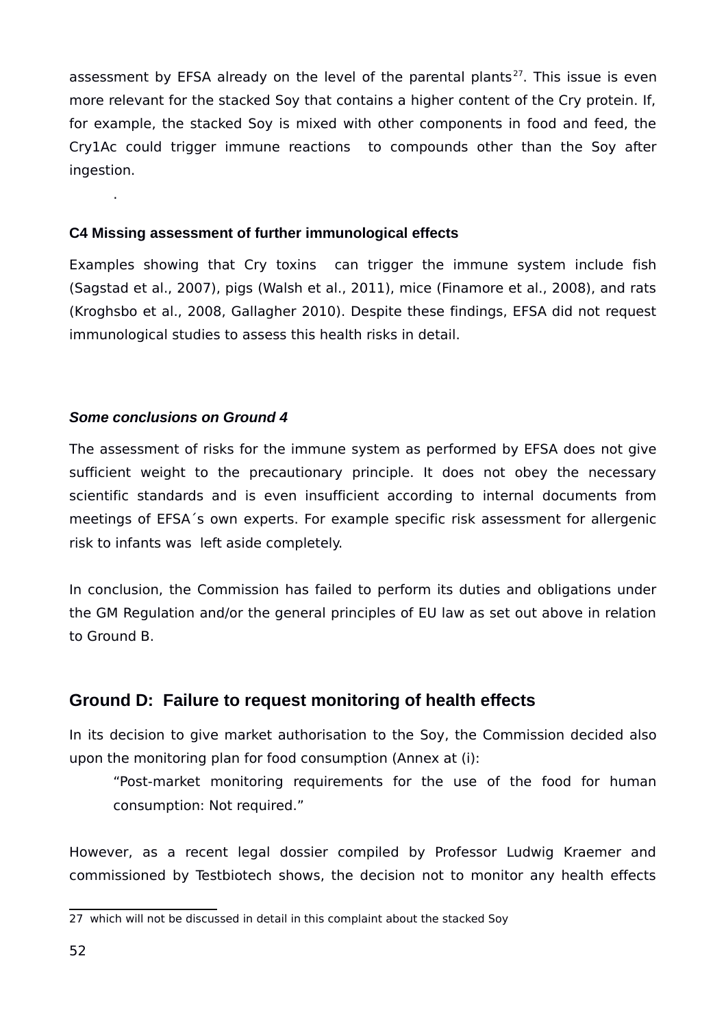assessment by EFSA already on the level of the parental plants[27]. This issue is even more relevant for the stacked Soy that contains a higher content of the Cry protein. If, for example, the stacked Soy is mixed with other components in food and feed, the Cry1Ac could trigger immune reactions to compounds other than the Soy after ingestion.

.

### C4 Missing assessment of further immunological effects

Examples showing that Cry toxins can trigger the immune system include fish (Sagstad et al., 2007), pigs (Walsh et al., 2011), mice (Finamore et al., 2008), and rats (Kroghsbo et al., 2008, Gallagher 2010). Despite these findings, EFSA did not request immunological studies to assess this health risks in detail.

### *Some conclusions on Ground 4*

The assessment of risks for the immune system as performed by EFSA does not give sufficient weight to the precautionary principle. It does not obey the necessary scientific standards and is even insufficient according to internal documents from meetings of EFSA´s own experts. For example specific risk assessment for allergenic risk to infants was left aside completely.

In conclusion, the Commission has failed to perform its duties and obligations under the GM Regulation and/or the general principles of EU law as set out above in relation to Ground B.

## Ground D: Failure to request monitoring of health effects

In its decision to give market authorisation to the Soy, the Commission decided also upon the monitoring plan for food consumption (Annex at (i):

> "Post-market monitoring requirements for the use of the food for human consumption: Not required."

However, as a recent legal dossier compiled by Professor Ludwig Kraemer and commissioned by Testbiotech shows, the decision not to monitor any health effects

---

27 which will not be discussed in detail in this complaint about the stacked Soy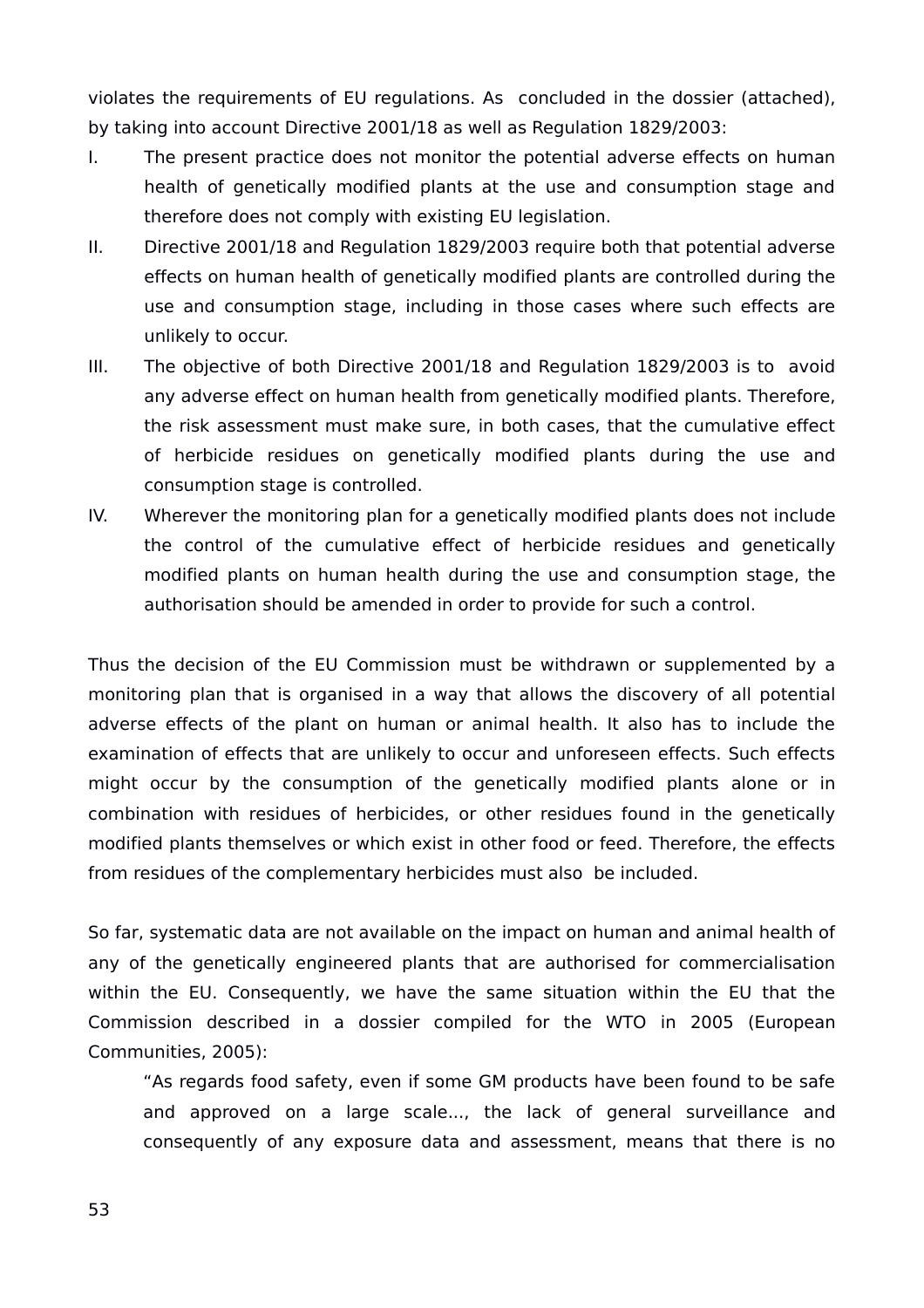violates the requirements of EU regulations. As concluded in the dossier (attached), by taking into account Directive 2001/18 as well as Regulation 1829/2003:

I. The present practice does not monitor the potential adverse effects on human health of genetically modified plants at the use and consumption stage and therefore does not comply with existing EU legislation.

II. Directive 2001/18 and Regulation 1829/2003 require both that potential adverse effects on human health of genetically modified plants are controlled during the use and consumption stage, including in those cases where such effects are unlikely to occur.

III. The objective of both Directive 2001/18 and Regulation 1829/2003 is to avoid any adverse effect on human health from genetically modified plants. Therefore, the risk assessment must make sure, in both cases, that the cumulative effect of herbicide residues on genetically modified plants during the use and consumption stage is controlled.

IV. Wherever the monitoring plan for a genetically modified plants does not include the control of the cumulative effect of herbicide residues and genetically modified plants on human health during the use and consumption stage, the authorisation should be amended in order to provide for such a control.

Thus the decision of the EU Commission must be withdrawn or supplemented by a monitoring plan that is organised in a way that allows the discovery of all potential adverse effects of the plant on human or animal health. It also has to include the examination of effects that are unlikely to occur and unforeseen effects. Such effects might occur by the consumption of the genetically modified plants alone or in combination with residues of herbicides, or other residues found in the genetically modified plants themselves or which exist in other food or feed. Therefore, the effects from residues of the complementary herbicides must also be included.

So far, systematic data are not available on the impact on human and animal health of any of the genetically engineered plants that are authorised for commercialisation within the EU. Consequently, we have the same situation within the EU that the Commission described in a dossier compiled for the WTO in 2005 (European Communities, 2005):

> "As regards food safety, even if some GM products have been found to be safe and approved on a large scale..., the lack of general surveillance and consequently of any exposure data and assessment, means that there is no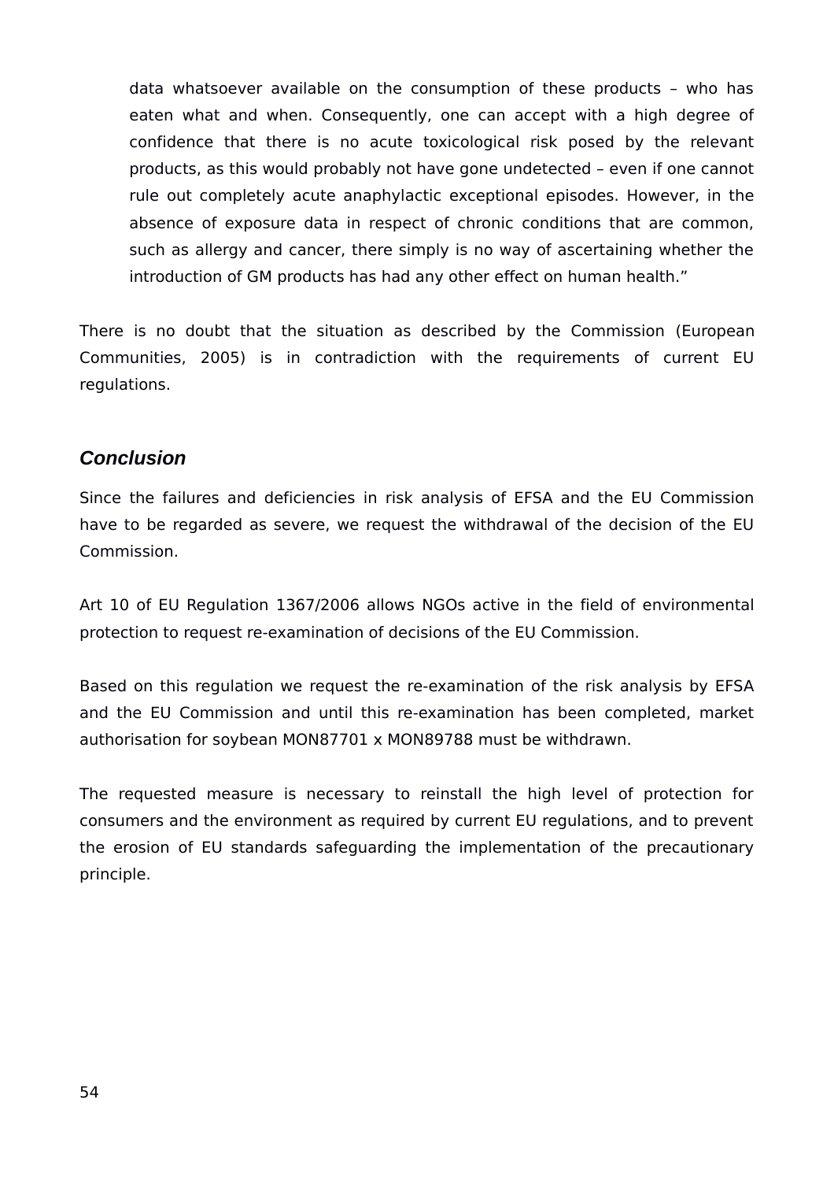> data whatsoever available on the consumption of these products – who has eaten what and when. Consequently, one can accept with a high degree of confidence that there is no acute toxicological risk posed by the relevant products, as this would probably not have gone undetected – even if one cannot rule out completely acute anaphylactic exceptional episodes. However, in the absence of exposure data in respect of chronic conditions that are common, such as allergy and cancer, there simply is no way of ascertaining whether the introduction of GM products has had any other effect on human health."

There is no doubt that the situation as described by the Commission (European Communities, 2005) is in contradiction with the requirements of current EU regulations.

## *Conclusion*

Since the failures and deficiencies in risk analysis of EFSA and the EU Commission have to be regarded as severe, we request the withdrawal of the decision of the EU Commission.

Art 10 of EU Regulation 1367/2006 allows NGOs active in the field of environmental protection to request re-examination of decisions of the EU Commission.

Based on this regulation we request the re-examination of the risk analysis by EFSA and the EU Commission and until this re-examination has been completed, market authorisation for soybean MON87701 x MON89788 must be withdrawn.

The requested measure is necessary to reinstall the high level of protection for consumers and the environment as required by current EU regulations, and to prevent the erosion of EU standards safeguarding the implementation of the precautionary principle.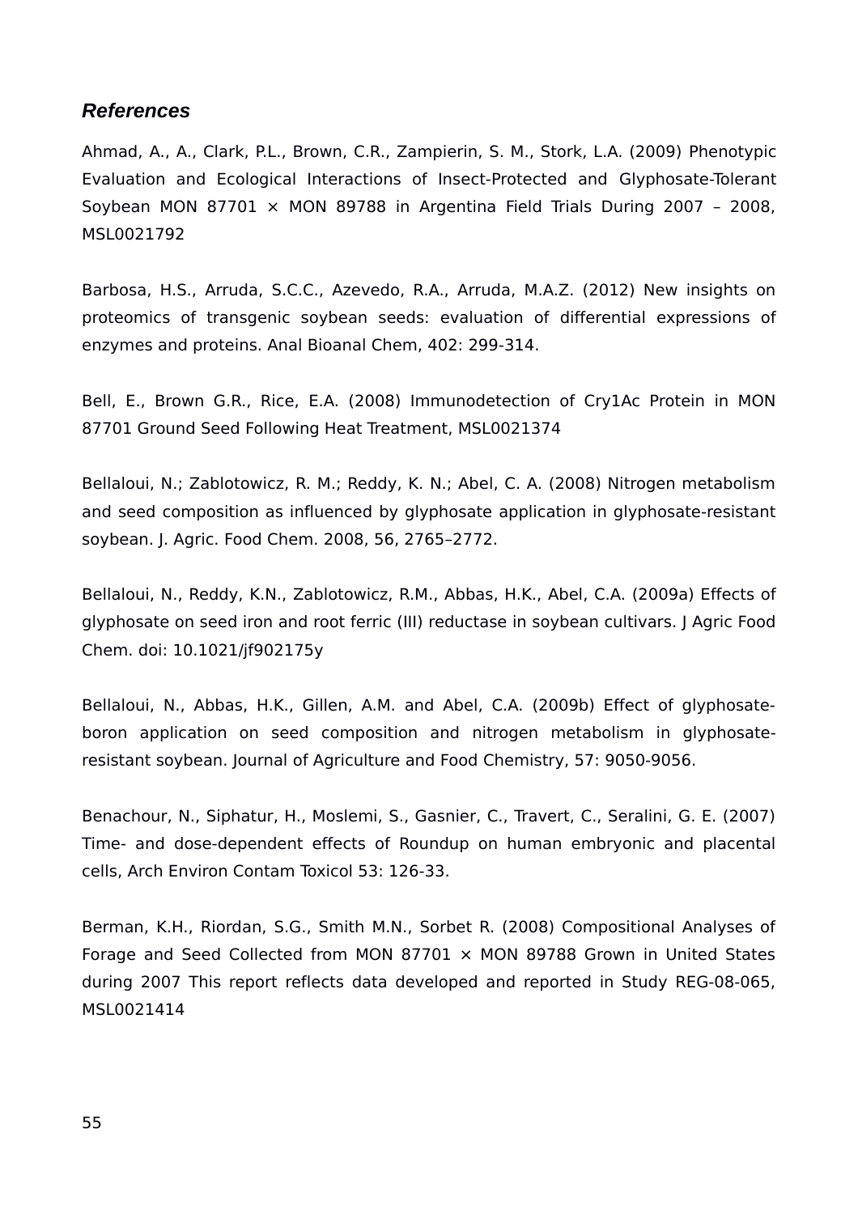### *References*

Ahmad, A., A., Clark, P.L., Brown, C.R., Zampierin, S. M., Stork, L.A. (2009) Phenotypic Evaluation and Ecological Interactions of Insect-Protected and Glyphosate-Tolerant Soybean MON 87701 × MON 89788 in Argentina Field Trials During 2007 – 2008, MSL0021792

Barbosa, H.S., Arruda, S.C.C., Azevedo, R.A., Arruda, M.A.Z. (2012) New insights on proteomics of transgenic soybean seeds: evaluation of differential expressions of enzymes and proteins. Anal Bioanal Chem, 402: 299-314.

Bell, E., Brown G.R., Rice, E.A. (2008) Immunodetection of Cry1Ac Protein in MON 87701 Ground Seed Following Heat Treatment, MSL0021374

Bellaloui, N.; Zablotowicz, R. M.; Reddy, K. N.; Abel, C. A. (2008) Nitrogen metabolism and seed composition as influenced by glyphosate application in glyphosate-resistant soybean. J. Agric. Food Chem. 2008, 56, 2765–2772.

Bellaloui, N., Reddy, K.N., Zablotowicz, R.M., Abbas, H.K., Abel, C.A. (2009a) Effects of glyphosate on seed iron and root ferric (III) reductase in soybean cultivars. J Agric Food Chem. doi: 10.1021/jf902175y

Bellaloui, N., Abbas, H.K., Gillen, A.M. and Abel, C.A. (2009b) Effect of glyphosate-boron application on seed composition and nitrogen metabolism in glyphosate-resistant soybean. Journal of Agriculture and Food Chemistry, 57: 9050-9056.

Benachour, N., Siphatur, H., Moslemi, S., Gasnier, C., Travert, C., Seralini, G. E. (2007) Time- and dose-dependent effects of Roundup on human embryonic and placental cells, Arch Environ Contam Toxicol 53: 126-33.

Berman, K.H., Riordan, S.G., Smith M.N., Sorbet R. (2008) Compositional Analyses of Forage and Seed Collected from MON 87701 × MON 89788 Grown in United States during 2007 This report reflects data developed and reported in Study REG-08-065, MSL0021414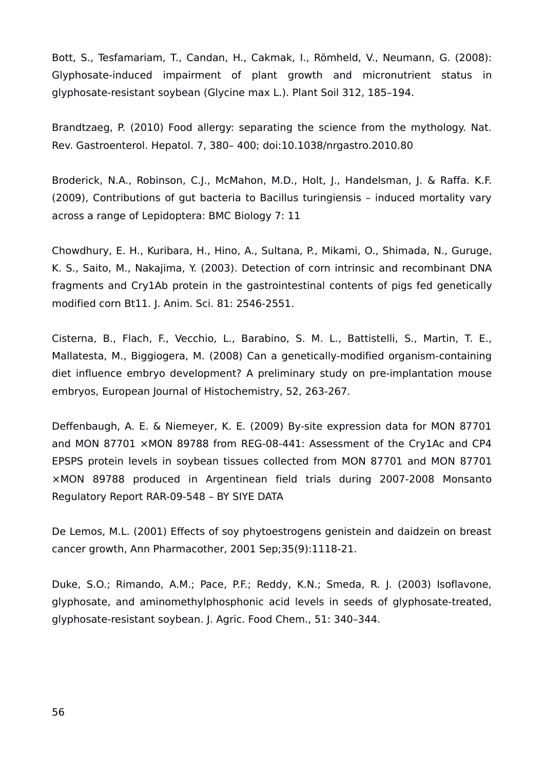Bott, S., Tesfamariam, T., Candan, H., Cakmak, I., Römheld, V., Neumann, G. (2008): Glyphosate-induced impairment of plant growth and micronutrient status in glyphosate-resistant soybean (Glycine max L.). Plant Soil 312, 185–194.

Brandtzaeg, P. (2010) Food allergy: separating the science from the mythology. Nat. Rev. Gastroenterol. Hepatol. 7, 380– 400; doi:10.1038/nrgastro.2010.80

Broderick, N.A., Robinson, C.J., McMahon, M.D., Holt, J., Handelsman, J. & Raffa. K.F. (2009), Contributions of gut bacteria to Bacillus turingiensis – induced mortality vary across a range of Lepidoptera: BMC Biology 7: 11

Chowdhury, E. H., Kuribara, H., Hino, A., Sultana, P., Mikami, O., Shimada, N., Guruge, K. S., Saito, M., Nakajima, Y. (2003). Detection of corn intrinsic and recombinant DNA fragments and Cry1Ab protein in the gastrointestinal contents of pigs fed genetically modified corn Bt11. J. Anim. Sci. 81: 2546-2551.

Cisterna, B., Flach, F., Vecchio, L., Barabino, S. M. L., Battistelli, S., Martin, T. E., Mallatesta, M., Biggiogera, M. (2008) Can a genetically-modified organism-containing diet influence embryo development? A preliminary study on pre-implantation mouse embryos, European Journal of Histochemistry, 52, 263-267.

Deffenbaugh, A. E. & Niemeyer, K. E. (2009) By-site expression data for MON 87701 and MON 87701 ×MON 89788 from REG-08-441: Assessment of the Cry1Ac and CP4 EPSPS protein levels in soybean tissues collected from MON 87701 and MON 87701 ×MON 89788 produced in Argentinean field trials during 2007-2008 Monsanto Regulatory Report RAR-09-548 – BY SIYE DATA

De Lemos, M.L. (2001) Effects of soy phytoestrogens genistein and daidzein on breast cancer growth, Ann Pharmacother, 2001 Sep;35(9):1118-21.

Duke, S.O.; Rimando, A.M.; Pace, P.F.; Reddy, K.N.; Smeda, R. J. (2003) Isoflavone, glyphosate, and aminomethylphosphonic acid levels in seeds of glyphosate-treated, glyphosate-resistant soybean. J. Agric. Food Chem., 51: 340–344.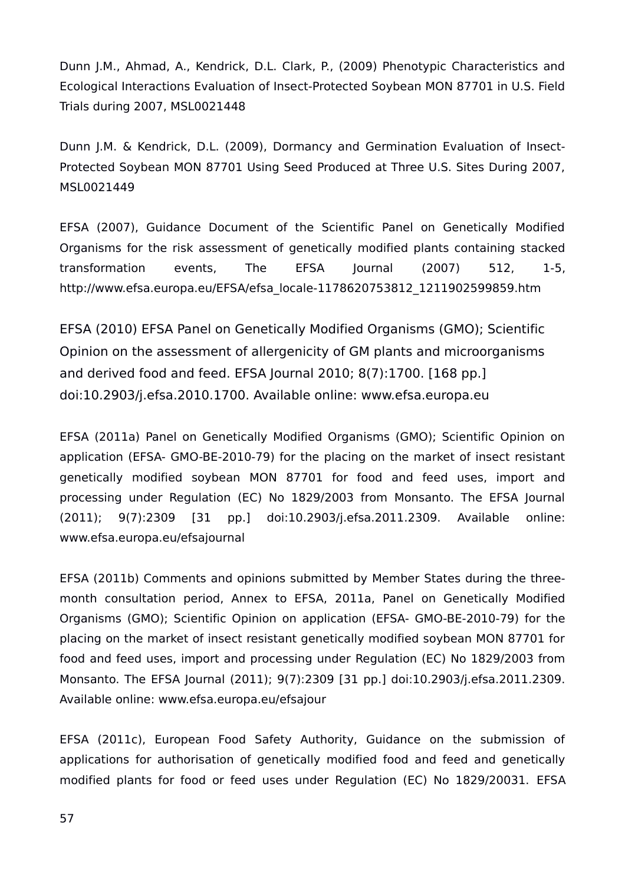Dunn J.M., Ahmad, A., Kendrick, D.L. Clark, P., (2009) Phenotypic Characteristics and Ecological Interactions Evaluation of Insect-Protected Soybean MON 87701 in U.S. Field Trials during 2007, MSL0021448

Dunn J.M. & Kendrick, D.L. (2009), Dormancy and Germination Evaluation of Insect-Protected Soybean MON 87701 Using Seed Produced at Three U.S. Sites During 2007, MSL0021449

EFSA (2007), Guidance Document of the Scientific Panel on Genetically Modified Organisms for the risk assessment of genetically modified plants containing stacked transformation events, The EFSA Journal (2007) 512, 1-5, http://www.efsa.europa.eu/EFSA/efsa_locale-1178620753812_1211902599859.htm

EFSA (2010) EFSA Panel on Genetically Modified Organisms (GMO); Scientific Opinion on the assessment of allergenicity of GM plants and microorganisms and derived food and feed. EFSA Journal 2010; 8(7):1700. [168 pp.] doi:10.2903/j.efsa.2010.1700. Available online: www.efsa.europa.eu

EFSA (2011a) Panel on Genetically Modified Organisms (GMO); Scientific Opinion on application (EFSA- GMO-BE-2010-79) for the placing on the market of insect resistant genetically modified soybean MON 87701 for food and feed uses, import and processing under Regulation (EC) No 1829/2003 from Monsanto. The EFSA Journal (2011); 9(7):2309 [31 pp.] doi:10.2903/j.efsa.2011.2309. Available online: www.efsa.europa.eu/efsajournal

EFSA (2011b) Comments and opinions submitted by Member States during the three-month consultation period, Annex to EFSA, 2011a, Panel on Genetically Modified Organisms (GMO); Scientific Opinion on application (EFSA- GMO-BE-2010-79) for the placing on the market of insect resistant genetically modified soybean MON 87701 for food and feed uses, import and processing under Regulation (EC) No 1829/2003 from Monsanto. The EFSA Journal (2011); 9(7):2309 [31 pp.] doi:10.2903/j.efsa.2011.2309. Available online: www.efsa.europa.eu/efsajour

EFSA (2011c), European Food Safety Authority, Guidance on the submission of applications for authorisation of genetically modified food and feed and genetically modified plants for food or feed uses under Regulation (EC) No 1829/20031. EFSA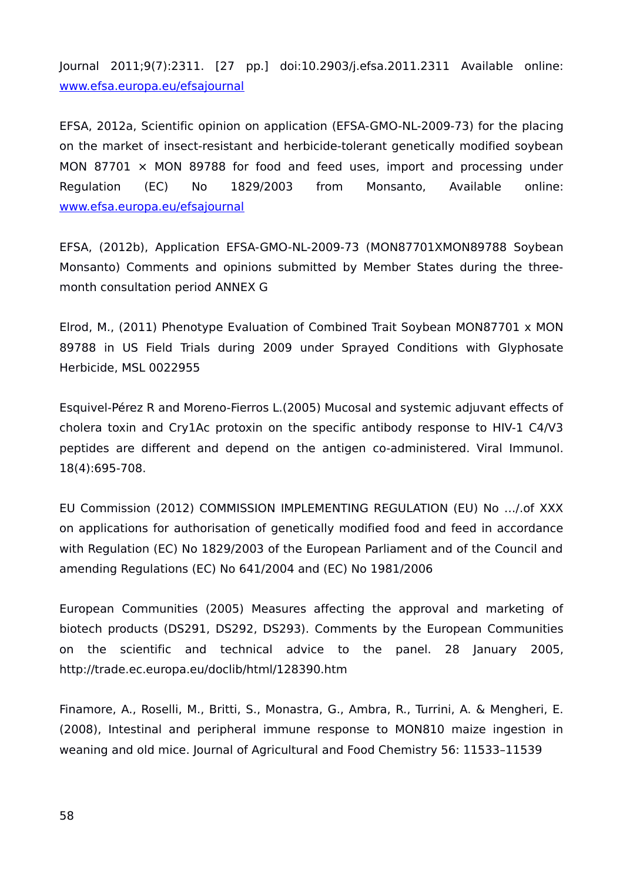Journal 2011;9(7):2311. [27 pp.] doi:10.2903/j.efsa.2011.2311 Available online: www.efsa.europa.eu/efsajournal

EFSA, 2012a, Scientific opinion on application (EFSA-GMO-NL-2009-73) for the placing on the market of insect-resistant and herbicide-tolerant genetically modified soybean MON 87701 × MON 89788 for food and feed uses, import and processing under Regulation (EC) No 1829/2003 from Monsanto, Available online: www.efsa.europa.eu/efsajournal

EFSA, (2012b), Application EFSA-GMO-NL-2009-73 (MON87701XMON89788 Soybean Monsanto) Comments and opinions submitted by Member States during the three-month consultation period ANNEX G

Elrod, M., (2011) Phenotype Evaluation of Combined Trait Soybean MON87701 x MON 89788 in US Field Trials during 2009 under Sprayed Conditions with Glyphosate Herbicide, MSL 0022955

Esquivel-Pérez R and Moreno-Fierros L.(2005) Mucosal and systemic adjuvant effects of cholera toxin and Cry1Ac protoxin on the specific antibody response to HIV-1 C4/V3 peptides are different and depend on the antigen co-administered. Viral Immunol. 18(4):695-708.

EU Commission (2012) COMMISSION IMPLEMENTING REGULATION (EU) No …/.of XXX on applications for authorisation of genetically modified food and feed in accordance with Regulation (EC) No 1829/2003 of the European Parliament and of the Council and amending Regulations (EC) No 641/2004 and (EC) No 1981/2006

European Communities (2005) Measures affecting the approval and marketing of biotech products (DS291, DS292, DS293). Comments by the European Communities on the scientific and technical advice to the panel. 28 January 2005, http://trade.ec.europa.eu/doclib/html/128390.htm

Finamore, A., Roselli, M., Britti, S., Monastra, G., Ambra, R., Turrini, A. & Mengheri, E. (2008), Intestinal and peripheral immune response to MON810 maize ingestion in weaning and old mice. Journal of Agricultural and Food Chemistry 56: 11533–11539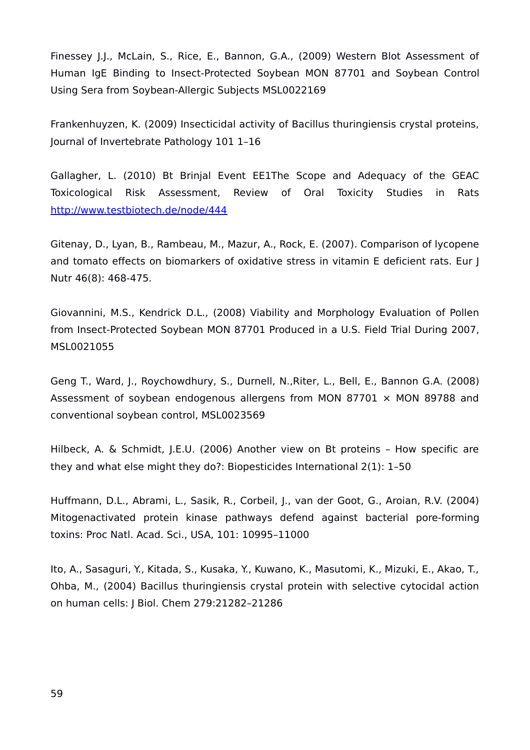Finessey J.J., McLain, S., Rice, E., Bannon, G.A., (2009) Western Blot Assessment of Human IgE Binding to Insect-Protected Soybean MON 87701 and Soybean Control Using Sera from Soybean-Allergic Subjects MSL0022169

Frankenhuyzen, K. (2009) Insecticidal activity of Bacillus thuringiensis crystal proteins, Journal of Invertebrate Pathology 101 1–16

Gallagher, L. (2010) Bt Brinjal Event EE1The Scope and Adequacy of the GEAC Toxicological Risk Assessment, Review of Oral Toxicity Studies in Rats http://www.testbiotech.de/node/444

Gitenay, D., Lyan, B., Rambeau, M., Mazur, A., Rock, E. (2007). Comparison of lycopene and tomato effects on biomarkers of oxidative stress in vitamin E deficient rats. Eur J Nutr 46(8): 468-475.

Giovannini, M.S., Kendrick D.L., (2008) Viability and Morphology Evaluation of Pollen from Insect-Protected Soybean MON 87701 Produced in a U.S. Field Trial During 2007, MSL0021055

Geng T., Ward, J., Roychowdhury, S., Durnell, N.,Riter, L., Bell, E., Bannon G.A. (2008) Assessment of soybean endogenous allergens from MON 87701 × MON 89788 and conventional soybean control, MSL0023569

Hilbeck, A. & Schmidt, J.E.U. (2006) Another view on Bt proteins – How specific are they and what else might they do?: Biopesticides International 2(1): 1–50

Huffmann, D.L., Abrami, L., Sasik, R., Corbeil, J., van der Goot, G., Aroian, R.V. (2004) Mitogenactivated protein kinase pathways defend against bacterial pore-forming toxins: Proc Natl. Acad. Sci., USA, 101: 10995–11000

Ito, A., Sasaguri, Y., Kitada, S., Kusaka, Y., Kuwano, K., Masutomi, K., Mizuki, E., Akao, T., Ohba, M., (2004) Bacillus thuringiensis crystal protein with selective cytocidal action on human cells: J Biol. Chem 279:21282–21286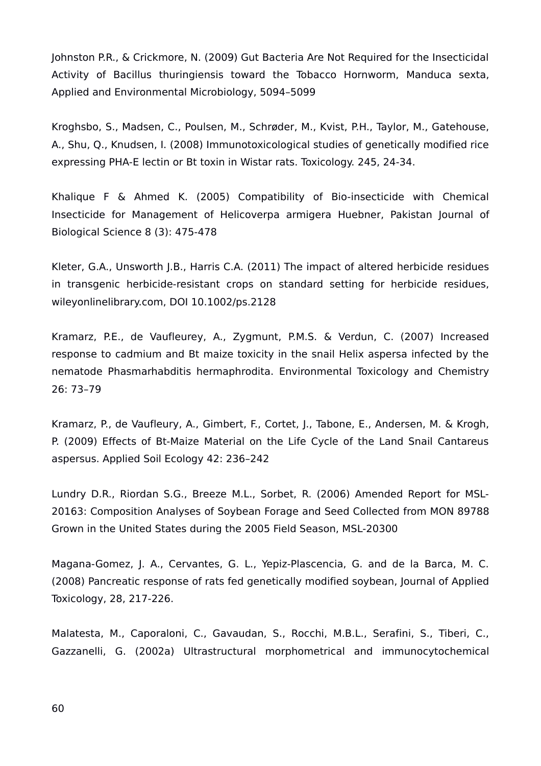Johnston P.R., & Crickmore, N. (2009) Gut Bacteria Are Not Required for the Insecticidal Activity of Bacillus thuringiensis toward the Tobacco Hornworm, Manduca sexta, Applied and Environmental Microbiology, 5094–5099

Kroghsbo, S., Madsen, C., Poulsen, M., Schrøder, M., Kvist, P.H., Taylor, M., Gatehouse, A., Shu, Q., Knudsen, I. (2008) Immunotoxicological studies of genetically modified rice expressing PHA-E lectin or Bt toxin in Wistar rats. Toxicology. 245, 24-34.

Khalique F & Ahmed K. (2005) Compatibility of Bio-insecticide with Chemical Insecticide for Management of Helicoverpa armigera Huebner, Pakistan Journal of Biological Science 8 (3): 475-478

Kleter, G.A., Unsworth J.B., Harris C.A. (2011) The impact of altered herbicide residues in transgenic herbicide-resistant crops on standard setting for herbicide residues, wileyonlinelibrary.com, DOI 10.1002/ps.2128

Kramarz, P.E., de Vaufleurey, A., Zygmunt, P.M.S. & Verdun, C. (2007) Increased response to cadmium and Bt maize toxicity in the snail Helix aspersa infected by the nematode Phasmarhabditis hermaphrodita. Environmental Toxicology and Chemistry 26: 73–79

Kramarz, P., de Vaufleury, A., Gimbert, F., Cortet, J., Tabone, E., Andersen, M. & Krogh, P. (2009) Effects of Bt-Maize Material on the Life Cycle of the Land Snail Cantareus aspersus. Applied Soil Ecology 42: 236–242

Lundry D.R., Riordan S.G., Breeze M.L., Sorbet, R. (2006) Amended Report for MSL-20163: Composition Analyses of Soybean Forage and Seed Collected from MON 89788 Grown in the United States during the 2005 Field Season, MSL-20300

Magana-Gomez, J. A., Cervantes, G. L., Yepiz-Plascencia, G. and de la Barca, M. C. (2008) Pancreatic response of rats fed genetically modified soybean, Journal of Applied Toxicology, 28, 217-226.

Malatesta, M., Caporaloni, C., Gavaudan, S., Rocchi, M.B.L., Serafini, S., Tiberi, C., Gazzanelli, G. (2002a) Ultrastructural morphometrical and immunocytochemical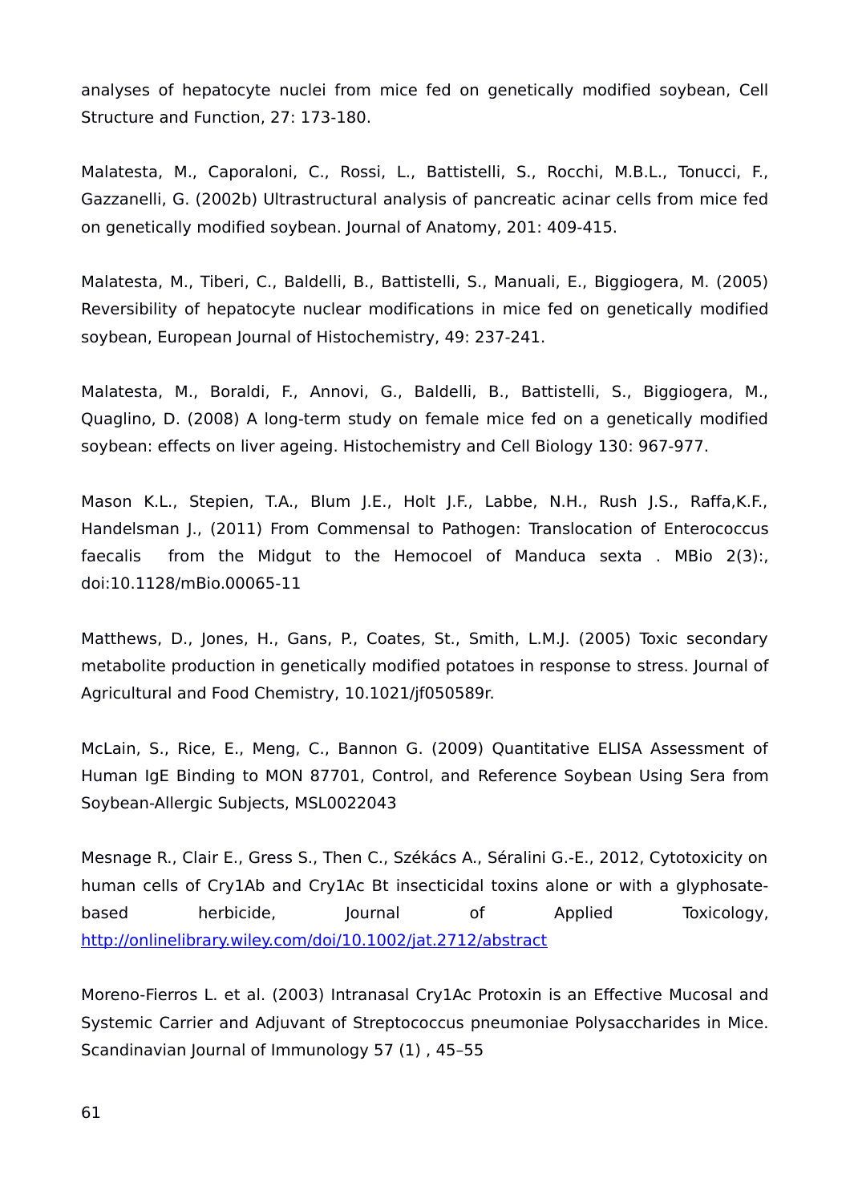analyses of hepatocyte nuclei from mice fed on genetically modified soybean, Cell Structure and Function, 27: 173-180.

Malatesta, M., Caporaloni, C., Rossi, L., Battistelli, S., Rocchi, M.B.L., Tonucci, F., Gazzanelli, G. (2002b) Ultrastructural analysis of pancreatic acinar cells from mice fed on genetically modified soybean. Journal of Anatomy, 201: 409-415.

Malatesta, M., Tiberi, C., Baldelli, B., Battistelli, S., Manuali, E., Biggiogera, M. (2005) Reversibility of hepatocyte nuclear modifications in mice fed on genetically modified soybean, European Journal of Histochemistry, 49: 237-241.

Malatesta, M., Boraldi, F., Annovi, G., Baldelli, B., Battistelli, S., Biggiogera, M., Quaglino, D. (2008) A long-term study on female mice fed on a genetically modified soybean: effects on liver ageing. Histochemistry and Cell Biology 130: 967-977.

Mason K.L., Stepien, T.A., Blum J.E., Holt J.F., Labbe, N.H., Rush J.S., Raffa,K.F., Handelsman J., (2011) From Commensal to Pathogen: Translocation of Enterococcus faecalis from the Midgut to the Hemocoel of Manduca sexta . MBio 2(3):, doi:10.1128/mBio.00065-11

Matthews, D., Jones, H., Gans, P., Coates, St., Smith, L.M.J. (2005) Toxic secondary metabolite production in genetically modified potatoes in response to stress. Journal of Agricultural and Food Chemistry, 10.1021/jf050589r.

McLain, S., Rice, E., Meng, C., Bannon G. (2009) Quantitative ELISA Assessment of Human IgE Binding to MON 87701, Control, and Reference Soybean Using Sera from Soybean-Allergic Subjects, MSL0022043

Mesnage R., Clair E., Gress S., Then C., Székács A., Séralini G.-E., 2012, Cytotoxicity on human cells of Cry1Ab and Cry1Ac Bt insecticidal toxins alone or with a glyphosate-based herbicide, Journal of Applied Toxicology, http://onlinelibrary.wiley.com/doi/10.1002/jat.2712/abstract

Moreno-Fierros L. et al. (2003) Intranasal Cry1Ac Protoxin is an Effective Mucosal and Systemic Carrier and Adjuvant of Streptococcus pneumoniae Polysaccharides in Mice. Scandinavian Journal of Immunology 57 (1) , 45–55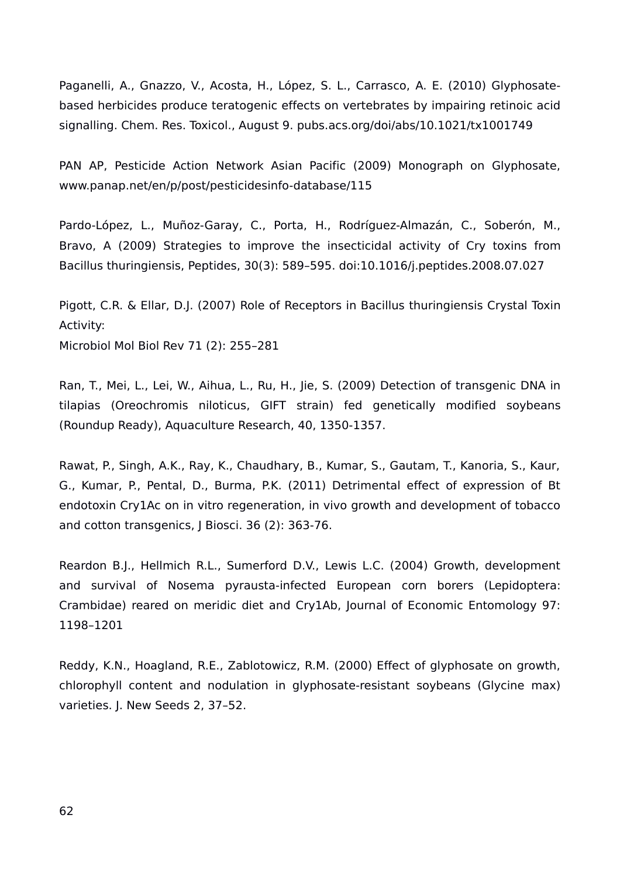Paganelli, A., Gnazzo, V., Acosta, H., López, S. L., Carrasco, A. E. (2010) Glyphosate-based herbicides produce teratogenic effects on vertebrates by impairing retinoic acid signalling. Chem. Res. Toxicol., August 9. pubs.acs.org/doi/abs/10.1021/tx1001749

PAN AP, Pesticide Action Network Asian Pacific (2009) Monograph on Glyphosate, www.panap.net/en/p/post/pesticidesinfo-database/115

Pardo-López, L., Muñoz-Garay, C., Porta, H., Rodríguez-Almazán, C., Soberón, M., Bravo, A (2009) Strategies to improve the insecticidal activity of Cry toxins from Bacillus thuringiensis, Peptides, 30(3): 589–595. doi:10.1016/j.peptides.2008.07.027

Pigott, C.R. & Ellar, D.J. (2007) Role of Receptors in Bacillus thuringiensis Crystal Toxin Activity:
Microbiol Mol Biol Rev 71 (2): 255–281

Ran, T., Mei, L., Lei, W., Aihua, L., Ru, H., Jie, S. (2009) Detection of transgenic DNA in tilapias (Oreochromis niloticus, GIFT strain) fed genetically modified soybeans (Roundup Ready), Aquaculture Research, 40, 1350-1357.

Rawat, P., Singh, A.K., Ray, K., Chaudhary, B., Kumar, S., Gautam, T., Kanoria, S., Kaur, G., Kumar, P., Pental, D., Burma, P.K. (2011) Detrimental effect of expression of Bt endotoxin Cry1Ac on in vitro regeneration, in vivo growth and development of tobacco and cotton transgenics, J Biosci. 36 (2): 363-76.

Reardon B.J., Hellmich R.L., Sumerford D.V., Lewis L.C. (2004) Growth, development and survival of Nosema pyrausta-infected European corn borers (Lepidoptera: Crambidae) reared on meridic diet and Cry1Ab, Journal of Economic Entomology 97: 1198–1201

Reddy, K.N., Hoagland, R.E., Zablotowicz, R.M. (2000) Effect of glyphosate on growth, chlorophyll content and nodulation in glyphosate-resistant soybeans (Glycine max) varieties. J. New Seeds 2, 37–52.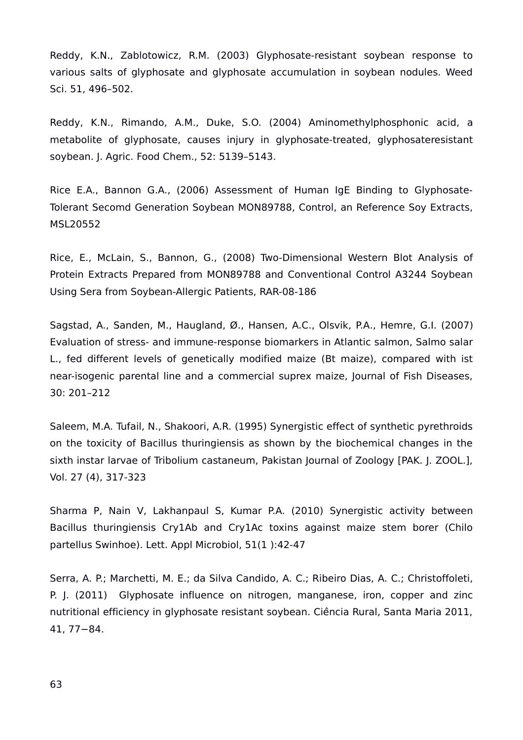Reddy, K.N., Zablotowicz, R.M. (2003) Glyphosate-resistant soybean response to various salts of glyphosate and glyphosate accumulation in soybean nodules. Weed Sci. 51, 496–502.

Reddy, K.N., Rimando, A.M., Duke, S.O. (2004) Aminomethylphosphonic acid, a metabolite of glyphosate, causes injury in glyphosate-treated, glyphosateresistant soybean. J. Agric. Food Chem., 52: 5139–5143.

Rice E.A., Bannon G.A., (2006) Assessment of Human IgE Binding to Glyphosate-Tolerant Secomd Generation Soybean MON89788, Control, an Reference Soy Extracts, MSL20552

Rice, E., McLain, S., Bannon, G., (2008) Two-Dimensional Western Blot Analysis of Protein Extracts Prepared from MON89788 and Conventional Control A3244 Soybean Using Sera from Soybean-Allergic Patients, RAR-08-186

Sagstad, A., Sanden, M., Haugland, Ø., Hansen, A.C., Olsvik, P.A., Hemre, G.I. (2007) Evaluation of stress- and immune-response biomarkers in Atlantic salmon, Salmo salar L., fed different levels of genetically modified maize (Bt maize), compared with ist near-isogenic parental line and a commercial suprex maize, Journal of Fish Diseases, 30: 201–212

Saleem, M.A. Tufail, N., Shakoori, A.R. (1995) Synergistic effect of synthetic pyrethroids on the toxicity of Bacillus thuringiensis as shown by the biochemical changes in the sixth instar larvae of Tribolium castaneum, Pakistan Journal of Zoology [PAK. J. ZOOL.], Vol. 27 (4), 317-323

Sharma P, Nain V, Lakhanpaul S, Kumar P.A. (2010) Synergistic activity between Bacillus thuringiensis Cry1Ab and Cry1Ac toxins against maize stem borer (Chilo partellus Swinhoe). Lett. Appl Microbiol, 51(1 ):42-47

Serra, A. P.; Marchetti, M. E.; da Silva Candido, A. C.; Ribeiro Dias, A. C.; Christoffoleti, P. J. (2011) Glyphosate influence on nitrogen, manganese, iron, copper and zinc nutritional efficiency in glyphosate resistant soybean. Ciência Rural, Santa Maria 2011, 41, 77−84.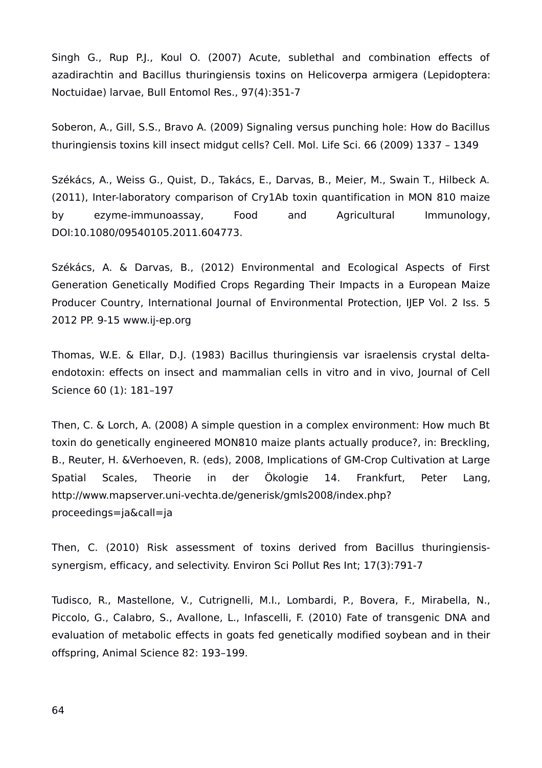Singh G., Rup P.J., Koul O. (2007) Acute, sublethal and combination effects of azadirachtin and Bacillus thuringiensis toxins on Helicoverpa armigera (Lepidoptera: Noctuidae) larvae, Bull Entomol Res., 97(4):351-7

Soberon, A., Gill, S.S., Bravo A. (2009) Signaling versus punching hole: How do Bacillus thuringiensis toxins kill insect midgut cells? Cell. Mol. Life Sci. 66 (2009) 1337 – 1349

Székács, A., Weiss G., Quist, D., Takács, E., Darvas, B., Meier, M., Swain T., Hilbeck A. (2011), Inter-laboratory comparison of Cry1Ab toxin quantification in MON 810 maize by ezyme-immunoassay, Food and Agricultural Immunology, DOI:10.1080/09540105.2011.604773.

Székács, A. & Darvas, B., (2012) Environmental and Ecological Aspects of First Generation Genetically Modified Crops Regarding Their Impacts in a European Maize Producer Country, International Journal of Environmental Protection, IJEP Vol. 2 Iss. 5 2012 PP. 9-15 www.ij-ep.org

Thomas, W.E. & Ellar, D.J. (1983) Bacillus thuringiensis var israelensis crystal delta-endotoxin: effects on insect and mammalian cells in vitro and in vivo, Journal of Cell Science 60 (1): 181–197

Then, C. & Lorch, A. (2008) A simple question in a complex environment: How much Bt toxin do genetically engineered MON810 maize plants actually produce?, in: Breckling, B., Reuter, H. &Verhoeven, R. (eds), 2008, Implications of GM-Crop Cultivation at Large Spatial Scales, Theorie in der Ökologie 14. Frankfurt, Peter Lang, http://www.mapserver.uni-vechta.de/generisk/gmls2008/index.php?proceedings=ja&call=ja

Then, C. (2010) Risk assessment of toxins derived from Bacillus thuringiensis-synergism, efficacy, and selectivity. Environ Sci Pollut Res Int; 17(3):791-7

Tudisco, R., Mastellone, V., Cutrignelli, M.I., Lombardi, P., Bovera, F., Mirabella, N., Piccolo, G., Calabro, S., Avallone, L., Infascelli, F. (2010) Fate of transgenic DNA and evaluation of metabolic effects in goats fed genetically modified soybean and in their offspring, Animal Science 82: 193–199.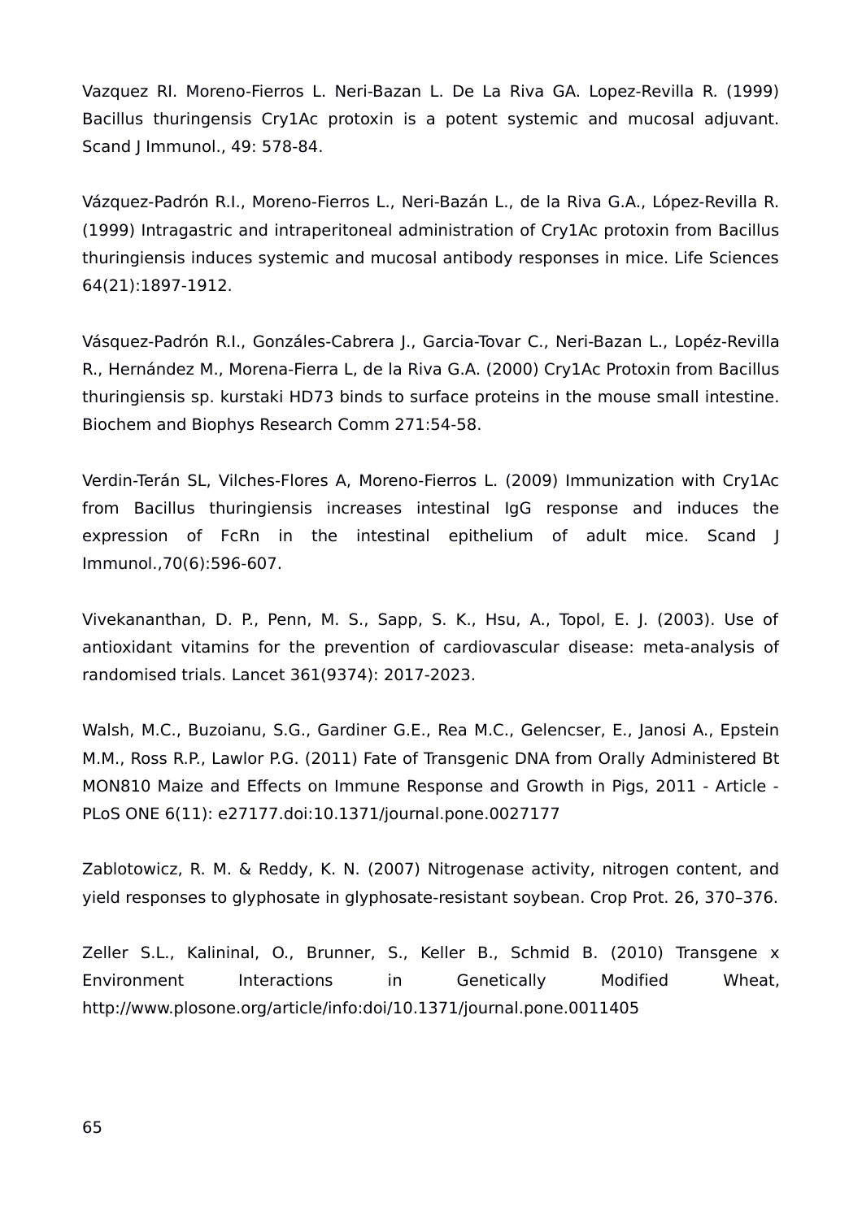Vazquez RI. Moreno-Fierros L. Neri-Bazan L. De La Riva GA. Lopez-Revilla R. (1999) Bacillus thuringensis Cry1Ac protoxin is a potent systemic and mucosal adjuvant. Scand J Immunol., 49: 578-84.

Vázquez-Padrón R.I., Moreno-Fierros L., Neri-Bazán L., de la Riva G.A., López-Revilla R. (1999) Intragastric and intraperitoneal administration of Cry1Ac protoxin from Bacillus thuringiensis induces systemic and mucosal antibody responses in mice. Life Sciences 64(21):1897-1912.

Vásquez-Padrón R.I., Gonzáles-Cabrera J., Garcia-Tovar C., Neri-Bazan L., Lopéz-Revilla R., Hernández M., Morena-Fierra L, de la Riva G.A. (2000) Cry1Ac Protoxin from Bacillus thuringiensis sp. kurstaki HD73 binds to surface proteins in the mouse small intestine. Biochem and Biophys Research Comm 271:54-58.

Verdin-Terán SL, Vilches-Flores A, Moreno-Fierros L. (2009) Immunization with Cry1Ac from Bacillus thuringiensis increases intestinal IgG response and induces the expression of FcRn in the intestinal epithelium of adult mice. Scand J Immunol.,70(6):596-607.

Vivekananthan, D. P., Penn, M. S., Sapp, S. K., Hsu, A., Topol, E. J. (2003). Use of antioxidant vitamins for the prevention of cardiovascular disease: meta-analysis of randomised trials. Lancet 361(9374): 2017-2023.

Walsh, M.C., Buzoianu, S.G., Gardiner G.E., Rea M.C., Gelencser, E., Janosi A., Epstein M.M., Ross R.P., Lawlor P.G. (2011) Fate of Transgenic DNA from Orally Administered Bt MON810 Maize and Effects on Immune Response and Growth in Pigs, 2011 - Article - PLoS ONE 6(11): e27177.doi:10.1371/journal.pone.0027177

Zablotowicz, R. M. & Reddy, K. N. (2007) Nitrogenase activity, nitrogen content, and yield responses to glyphosate in glyphosate-resistant soybean. Crop Prot. 26, 370–376.

Zeller S.L., Kalininal, O., Brunner, S., Keller B., Schmid B. (2010) Transgene x Environment Interactions in Genetically Modified Wheat, http://www.plosone.org/article/info:doi/10.1371/journal.pone.0011405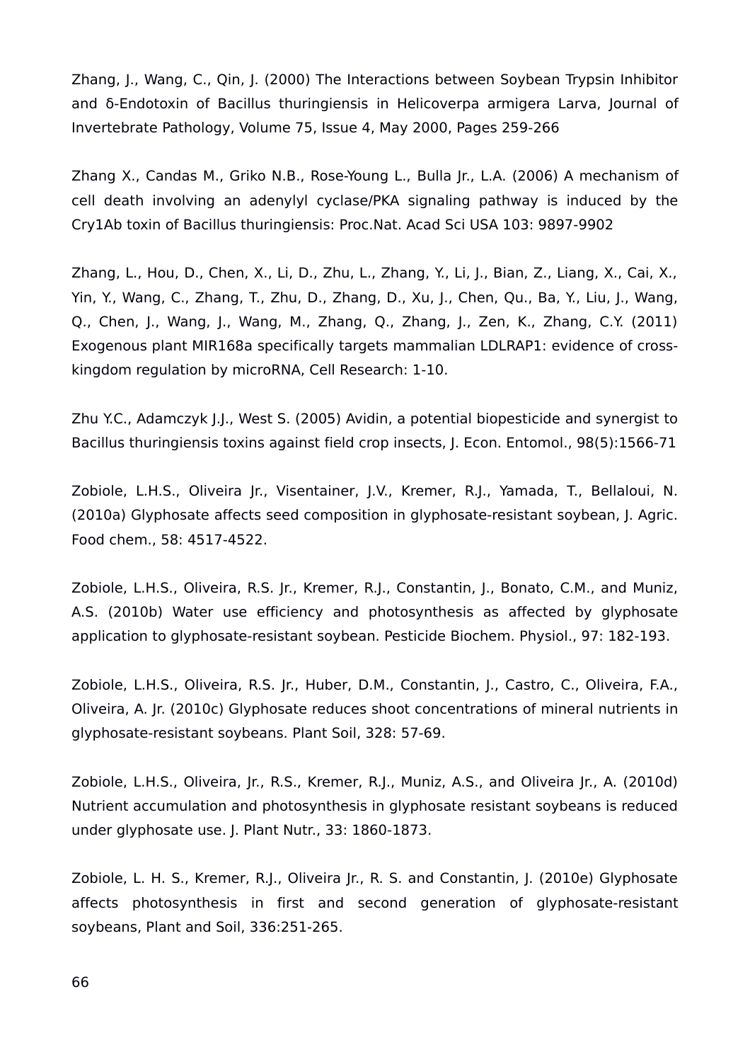Zhang, J., Wang, C., Qin, J. (2000) The Interactions between Soybean Trypsin Inhibitor and δ-Endotoxin of Bacillus thuringiensis in Helicoverpa armigera Larva, Journal of Invertebrate Pathology, Volume 75, Issue 4, May 2000, Pages 259-266

Zhang X., Candas M., Griko N.B., Rose-Young L., Bulla Jr., L.A. (2006) A mechanism of cell death involving an adenylyl cyclase/PKA signaling pathway is induced by the Cry1Ab toxin of Bacillus thuringiensis: Proc.Nat. Acad Sci USA 103: 9897-9902

Zhang, L., Hou, D., Chen, X., Li, D., Zhu, L., Zhang, Y., Li, J., Bian, Z., Liang, X., Cai, X., Yin, Y., Wang, C., Zhang, T., Zhu, D., Zhang, D., Xu, J., Chen, Qu., Ba, Y., Liu, J., Wang, Q., Chen, J., Wang, J., Wang, M., Zhang, Q., Zhang, J., Zen, K., Zhang, C.Y. (2011) Exogenous plant MIR168a specifically targets mammalian LDLRAP1: evidence of cross-kingdom regulation by microRNA, Cell Research: 1-10.

Zhu Y.C., Adamczyk J.J., West S. (2005) Avidin, a potential biopesticide and synergist to Bacillus thuringiensis toxins against field crop insects, J. Econ. Entomol., 98(5):1566-71

Zobiole, L.H.S., Oliveira Jr., Visentainer, J.V., Kremer, R.J., Yamada, T., Bellaloui, N. (2010a) Glyphosate affects seed composition in glyphosate-resistant soybean, J. Agric. Food chem., 58: 4517-4522.

Zobiole, L.H.S., Oliveira, R.S. Jr., Kremer, R.J., Constantin, J., Bonato, C.M., and Muniz, A.S. (2010b) Water use efficiency and photosynthesis as affected by glyphosate application to glyphosate-resistant soybean. Pesticide Biochem. Physiol., 97: 182-193.

Zobiole, L.H.S., Oliveira, R.S. Jr., Huber, D.M., Constantin, J., Castro, C., Oliveira, F.A., Oliveira, A. Jr. (2010c) Glyphosate reduces shoot concentrations of mineral nutrients in glyphosate-resistant soybeans. Plant Soil, 328: 57-69.

Zobiole, L.H.S., Oliveira, Jr., R.S., Kremer, R.J., Muniz, A.S., and Oliveira Jr., A. (2010d) Nutrient accumulation and photosynthesis in glyphosate resistant soybeans is reduced under glyphosate use. J. Plant Nutr., 33: 1860-1873.

Zobiole, L. H. S., Kremer, R.J., Oliveira Jr., R. S. and Constantin, J. (2010e) Glyphosate affects photosynthesis in first and second generation of glyphosate-resistant soybeans, Plant and Soil, 336:251-265.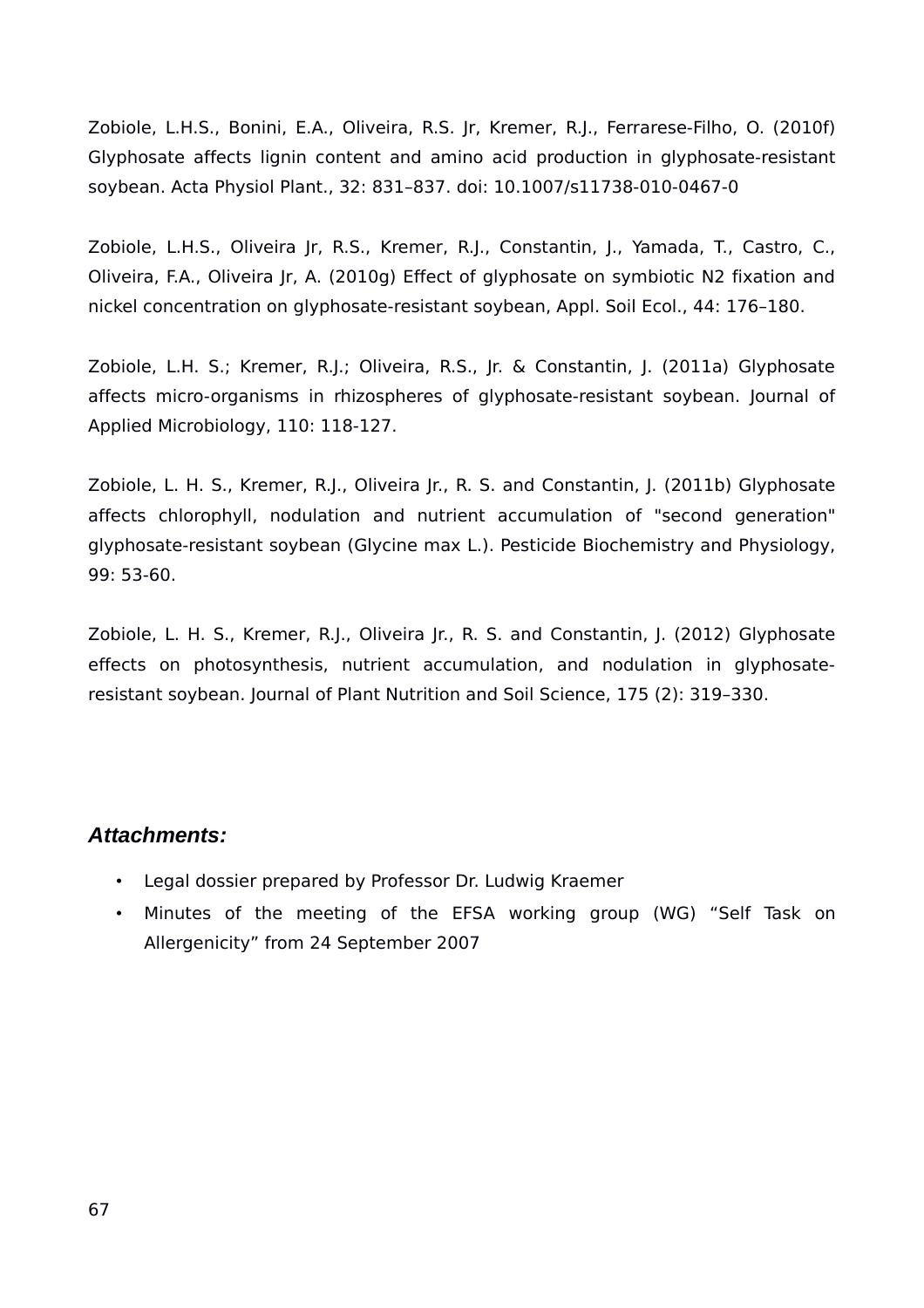Zobiole, L.H.S., Bonini, E.A., Oliveira, R.S. Jr, Kremer, R.J., Ferrarese-Filho, O. (2010f) Glyphosate affects lignin content and amino acid production in glyphosate-resistant soybean. Acta Physiol Plant., 32: 831–837. doi: 10.1007/s11738-010-0467-0

Zobiole, L.H.S., Oliveira Jr, R.S., Kremer, R.J., Constantin, J., Yamada, T., Castro, C., Oliveira, F.A., Oliveira Jr, A. (2010g) Effect of glyphosate on symbiotic N2 fixation and nickel concentration on glyphosate-resistant soybean, Appl. Soil Ecol., 44: 176–180.

Zobiole, L.H. S.; Kremer, R.J.; Oliveira, R.S., Jr. & Constantin, J. (2011a) Glyphosate affects micro-organisms in rhizospheres of glyphosate-resistant soybean. Journal of Applied Microbiology, 110: 118-127.

Zobiole, L. H. S., Kremer, R.J., Oliveira Jr., R. S. and Constantin, J. (2011b) Glyphosate affects chlorophyll, nodulation and nutrient accumulation of "second generation" glyphosate-resistant soybean (Glycine max L.). Pesticide Biochemistry and Physiology, 99: 53-60.

Zobiole, L. H. S., Kremer, R.J., Oliveira Jr., R. S. and Constantin, J. (2012) Glyphosate effects on photosynthesis, nutrient accumulation, and nodulation in glyphosate-resistant soybean. Journal of Plant Nutrition and Soil Science, 175 (2): 319–330.

### *Attachments:*

- Legal dossier prepared by Professor Dr. Ludwig Kraemer
- Minutes of the meeting of the EFSA working group (WG) “Self Task on Allergenicity” from 24 September 2007